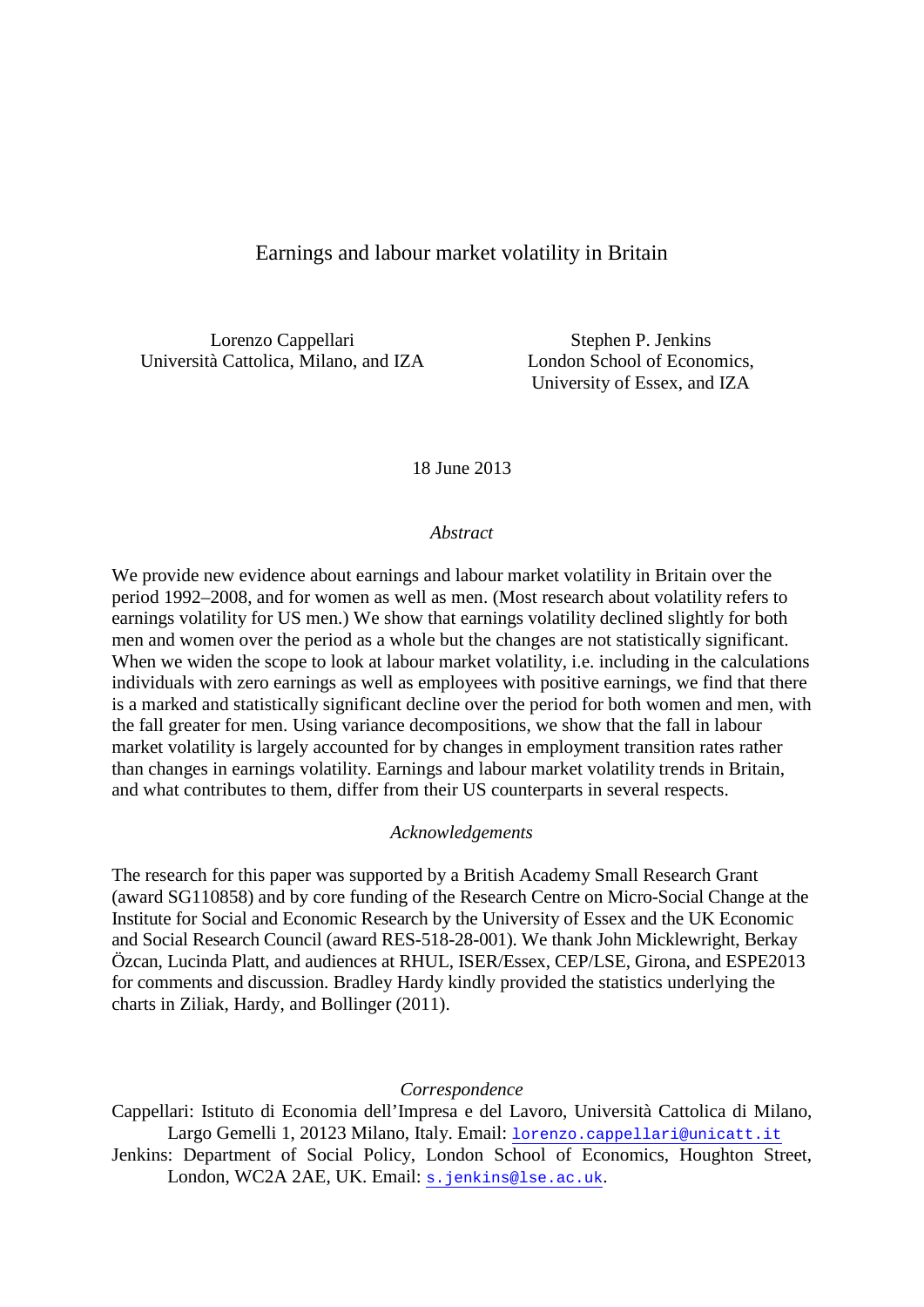# Earnings and labour market volatility in Britain

Lorenzo Cappellari
Università Cattolica, Milano, and IZA

Stephen P. Jenkins
London School of Economics,
University of Essex, and IZA

18 June 2013

*Abstract*

We provide new evidence about earnings and labour market volatility in Britain over the period 1992–2008, and for women as well as men. (Most research about volatility refers to earnings volatility for US men.) We show that earnings volatility declined slightly for both men and women over the period as a whole but the changes are not statistically significant. When we widen the scope to look at labour market volatility, i.e. including in the calculations individuals with zero earnings as well as employees with positive earnings, we find that there is a marked and statistically significant decline over the period for both women and men, with the fall greater for men. Using variance decompositions, we show that the fall in labour market volatility is largely accounted for by changes in employment transition rates rather than changes in earnings volatility. Earnings and labour market volatility trends in Britain, and what contributes to them, differ from their US counterparts in several respects.

*Acknowledgements*

The research for this paper was supported by a British Academy Small Research Grant (award SG110858) and by core funding of the Research Centre on Micro-Social Change at the Institute for Social and Economic Research by the University of Essex and the UK Economic and Social Research Council (award RES-518-28-001). We thank John Micklewright, Berkay Özcan, Lucinda Platt, and audiences at RHUL, ISER/Essex, CEP/LSE, Girona, and ESPE2013 for comments and discussion. Bradley Hardy kindly provided the statistics underlying the charts in Ziliak, Hardy, and Bollinger (2011).

*Correspondence*

Cappellari: Istituto di Economia dell'Impresa e del Lavoro, Università Cattolica di Milano, Largo Gemelli 1, 20123 Milano, Italy. Email: lorenzo.cappellari@unicatt.it

Jenkins: Department of Social Policy, London School of Economics, Houghton Street, London, WC2A 2AE, UK. Email: s.jenkins@lse.ac.uk.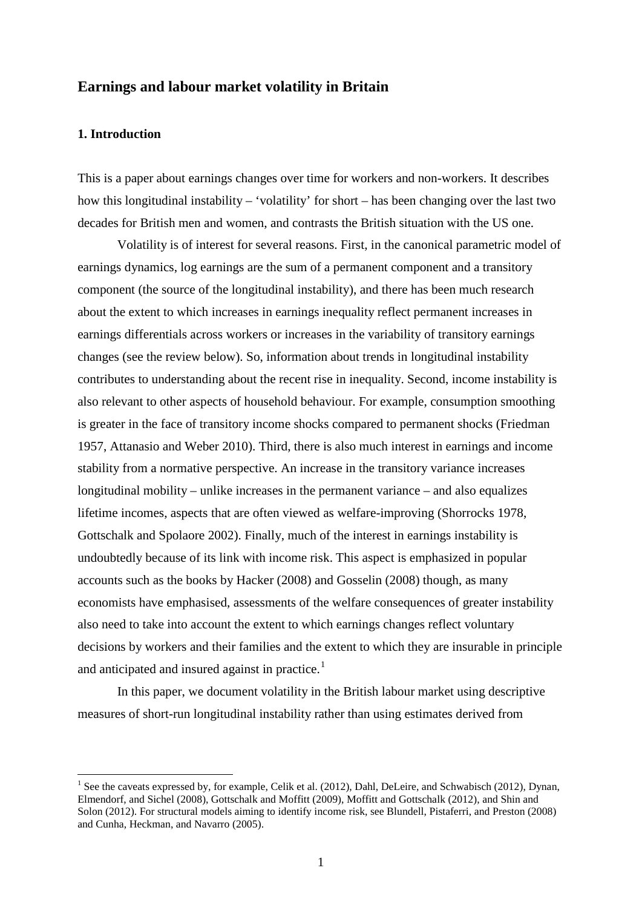# Earnings and labour market volatility in Britain

## 1. Introduction

This is a paper about earnings changes over time for workers and non-workers. It describes how this longitudinal instability – 'volatility' for short – has been changing over the last two decades for British men and women, and contrasts the British situation with the US one.

Volatility is of interest for several reasons. First, in the canonical parametric model of earnings dynamics, log earnings are the sum of a permanent component and a transitory component (the source of the longitudinal instability), and there has been much research about the extent to which increases in earnings inequality reflect permanent increases in earnings differentials across workers or increases in the variability of transitory earnings changes (see the review below). So, information about trends in longitudinal instability contributes to understanding about the recent rise in inequality. Second, income instability is also relevant to other aspects of household behaviour. For example, consumption smoothing is greater in the face of transitory income shocks compared to permanent shocks (Friedman 1957, Attanasio and Weber 2010). Third, there is also much interest in earnings and income stability from a normative perspective. An increase in the transitory variance increases longitudinal mobility – unlike increases in the permanent variance – and also equalizes lifetime incomes, aspects that are often viewed as welfare-improving (Shorrocks 1978, Gottschalk and Spolaore 2002). Finally, much of the interest in earnings instability is undoubtedly because of its link with income risk. This aspect is emphasized in popular accounts such as the books by Hacker (2008) and Gosselin (2008) though, as many economists have emphasised, assessments of the welfare consequences of greater instability also need to take into account the extent to which earnings changes reflect voluntary decisions by workers and their families and the extent to which they are insurable in principle and anticipated and insured against in practice.[1]

In this paper, we document volatility in the British labour market using descriptive measures of short-run longitudinal instability rather than using estimates derived from

[1] See the caveats expressed by, for example, Celik et al. (2012), Dahl, DeLeire, and Schwabisch (2012), Dynan, Elmendorf, and Sichel (2008), Gottschalk and Moffitt (2009), Moffitt and Gottschalk (2012), and Shin and Solon (2012). For structural models aiming to identify income risk, see Blundell, Pistaferri, and Preston (2008) and Cunha, Heckman, and Navarro (2005).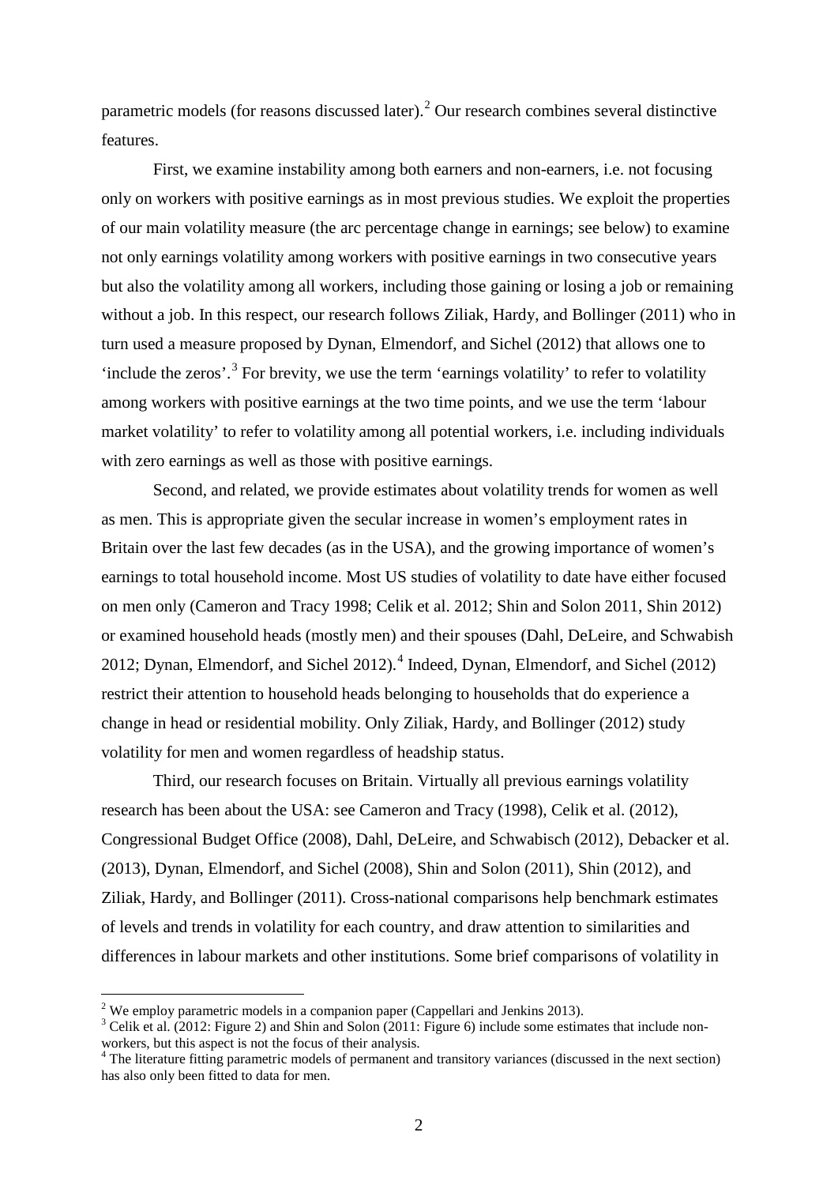parametric models (for reasons discussed later).[2] Our research combines several distinctive features.

First, we examine instability among both earners and non-earners, i.e. not focusing only on workers with positive earnings as in most previous studies. We exploit the properties of our main volatility measure (the arc percentage change in earnings; see below) to examine not only earnings volatility among workers with positive earnings in two consecutive years but also the volatility among all workers, including those gaining or losing a job or remaining without a job. In this respect, our research follows Ziliak, Hardy, and Bollinger (2011) who in turn used a measure proposed by Dynan, Elmendorf, and Sichel (2012) that allows one to 'include the zeros'.[3] For brevity, we use the term 'earnings volatility' to refer to volatility among workers with positive earnings at the two time points, and we use the term 'labour market volatility' to refer to volatility among all potential workers, i.e. including individuals with zero earnings as well as those with positive earnings.

Second, and related, we provide estimates about volatility trends for women as well as men. This is appropriate given the secular increase in women's employment rates in Britain over the last few decades (as in the USA), and the growing importance of women's earnings to total household income. Most US studies of volatility to date have either focused on men only (Cameron and Tracy 1998; Celik et al. 2012; Shin and Solon 2011, Shin 2012) or examined household heads (mostly men) and their spouses (Dahl, DeLeire, and Schwabish 2012; Dynan, Elmendorf, and Sichel 2012).[4] Indeed, Dynan, Elmendorf, and Sichel (2012) restrict their attention to household heads belonging to households that do experience a change in head or residential mobility. Only Ziliak, Hardy, and Bollinger (2012) study volatility for men and women regardless of headship status.

Third, our research focuses on Britain. Virtually all previous earnings volatility research has been about the USA: see Cameron and Tracy (1998), Celik et al. (2012), Congressional Budget Office (2008), Dahl, DeLeire, and Schwabisch (2012), Debacker et al. (2013), Dynan, Elmendorf, and Sichel (2008), Shin and Solon (2011), Shin (2012), and Ziliak, Hardy, and Bollinger (2011). Cross-national comparisons help benchmark estimates of levels and trends in volatility for each country, and draw attention to similarities and differences in labour markets and other institutions. Some brief comparisons of volatility in

---

[2] We employ parametric models in a companion paper (Cappellari and Jenkins 2013).

[3] Celik et al. (2012: Figure 2) and Shin and Solon (2011: Figure 6) include some estimates that include non-workers, but this aspect is not the focus of their analysis.

[4] The literature fitting parametric models of permanent and transitory variances (discussed in the next section) has also only been fitted to data for men.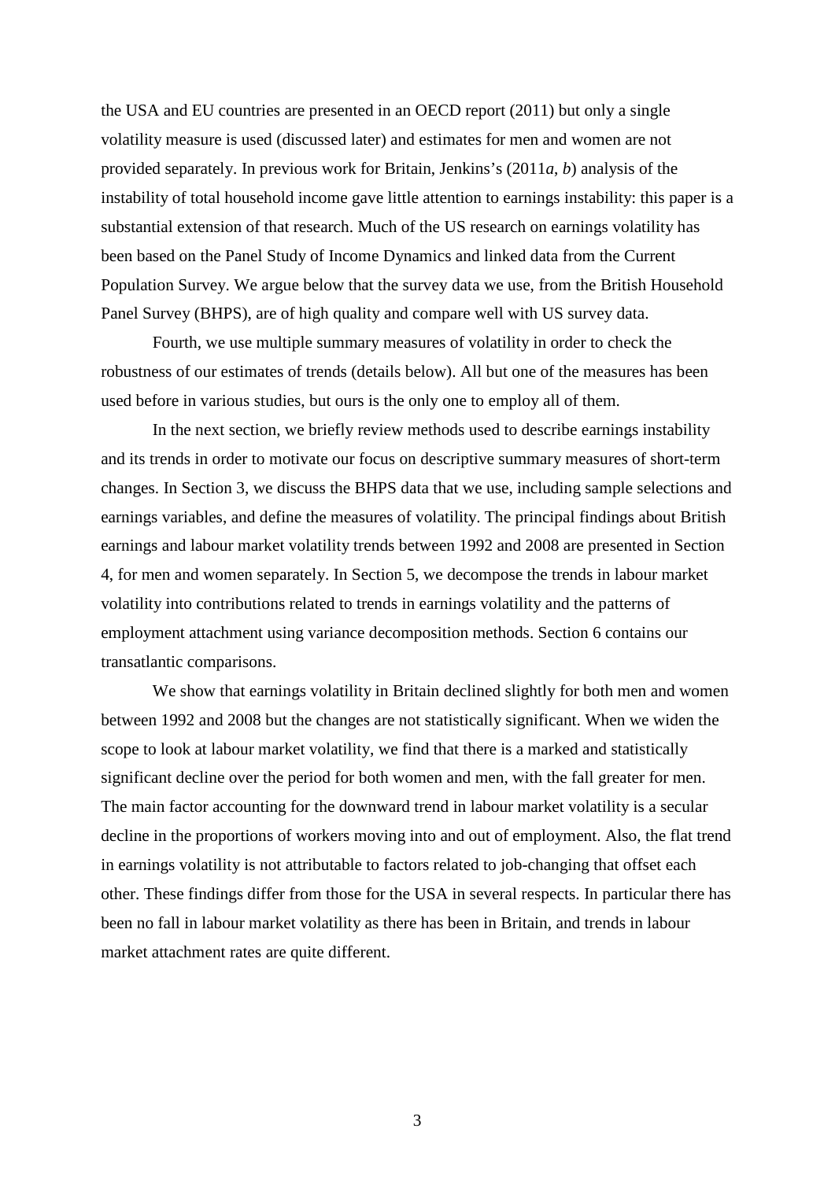the USA and EU countries are presented in an OECD report (2011) but only a single volatility measure is used (discussed later) and estimates for men and women are not provided separately. In previous work for Britain, Jenkins's (2011*a*, *b*) analysis of the instability of total household income gave little attention to earnings instability: this paper is a substantial extension of that research. Much of the US research on earnings volatility has been based on the Panel Study of Income Dynamics and linked data from the Current Population Survey. We argue below that the survey data we use, from the British Household Panel Survey (BHPS), are of high quality and compare well with US survey data.

Fourth, we use multiple summary measures of volatility in order to check the robustness of our estimates of trends (details below). All but one of the measures has been used before in various studies, but ours is the only one to employ all of them.

In the next section, we briefly review methods used to describe earnings instability and its trends in order to motivate our focus on descriptive summary measures of short-term changes. In Section 3, we discuss the BHPS data that we use, including sample selections and earnings variables, and define the measures of volatility. The principal findings about British earnings and labour market volatility trends between 1992 and 2008 are presented in Section 4, for men and women separately. In Section 5, we decompose the trends in labour market volatility into contributions related to trends in earnings volatility and the patterns of employment attachment using variance decomposition methods. Section 6 contains our transatlantic comparisons.

We show that earnings volatility in Britain declined slightly for both men and women between 1992 and 2008 but the changes are not statistically significant. When we widen the scope to look at labour market volatility, we find that there is a marked and statistically significant decline over the period for both women and men, with the fall greater for men. The main factor accounting for the downward trend in labour market volatility is a secular decline in the proportions of workers moving into and out of employment. Also, the flat trend in earnings volatility is not attributable to factors related to job-changing that offset each other. These findings differ from those for the USA in several respects. In particular there has been no fall in labour market volatility as there has been in Britain, and trends in labour market attachment rates are quite different.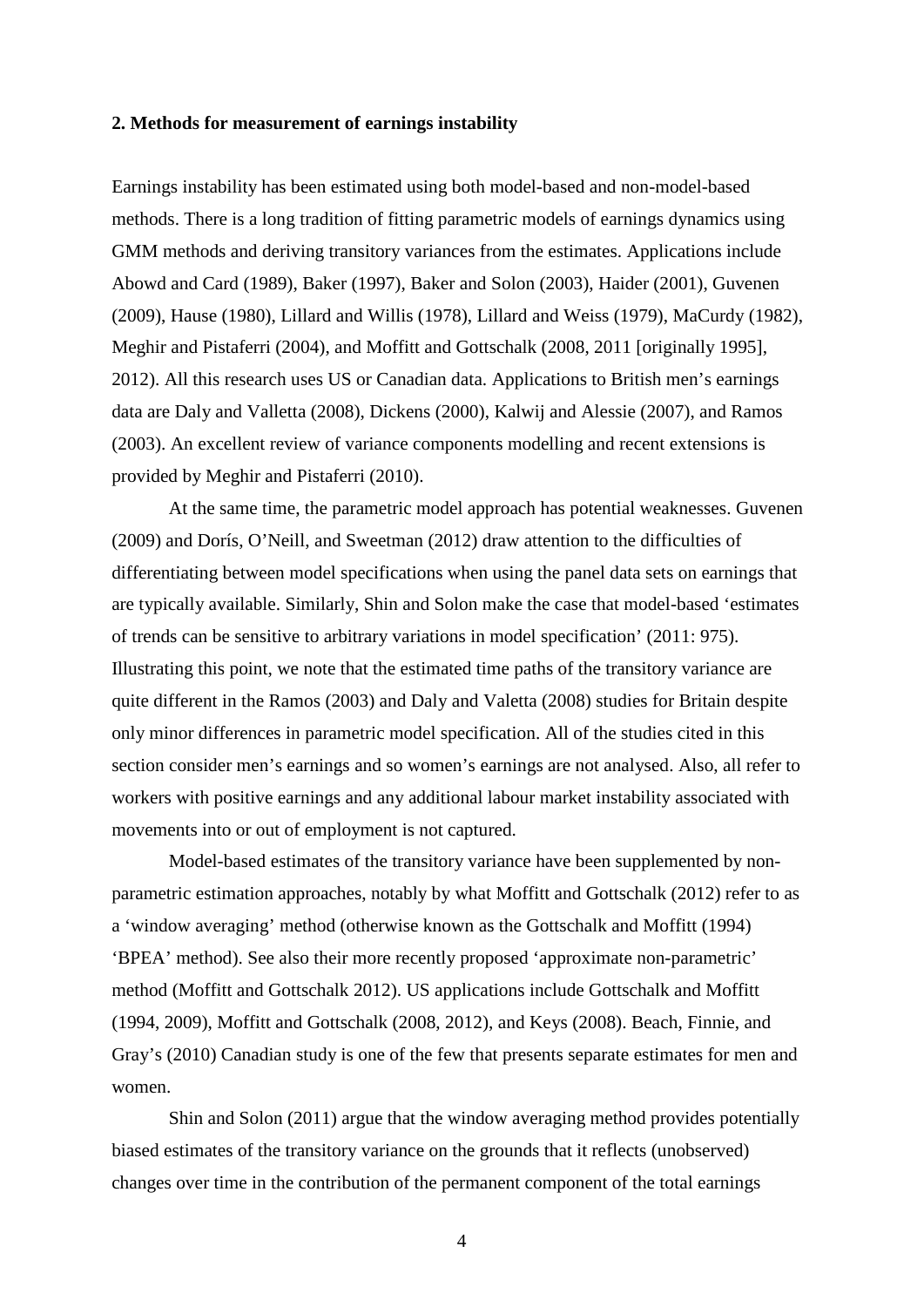**2. Methods for measurement of earnings instability**

Earnings instability has been estimated using both model-based and non-model-based methods. There is a long tradition of fitting parametric models of earnings dynamics using GMM methods and deriving transitory variances from the estimates. Applications include Abowd and Card (1989), Baker (1997), Baker and Solon (2003), Haider (2001), Guvenen (2009), Hause (1980), Lillard and Willis (1978), Lillard and Weiss (1979), MaCurdy (1982), Meghir and Pistaferri (2004), and Moffitt and Gottschalk (2008, 2011 [originally 1995], 2012). All this research uses US or Canadian data. Applications to British men's earnings data are Daly and Valletta (2008), Dickens (2000), Kalwij and Alessie (2007), and Ramos (2003). An excellent review of variance components modelling and recent extensions is provided by Meghir and Pistaferri (2010).

At the same time, the parametric model approach has potential weaknesses. Guvenen (2009) and Dorís, O'Neill, and Sweetman (2012) draw attention to the difficulties of differentiating between model specifications when using the panel data sets on earnings that are typically available. Similarly, Shin and Solon make the case that model-based 'estimates of trends can be sensitive to arbitrary variations in model specification' (2011: 975). Illustrating this point, we note that the estimated time paths of the transitory variance are quite different in the Ramos (2003) and Daly and Valetta (2008) studies for Britain despite only minor differences in parametric model specification. All of the studies cited in this section consider men's earnings and so women's earnings are not analysed. Also, all refer to workers with positive earnings and any additional labour market instability associated with movements into or out of employment is not captured.

Model-based estimates of the transitory variance have been supplemented by non-parametric estimation approaches, notably by what Moffitt and Gottschalk (2012) refer to as a 'window averaging' method (otherwise known as the Gottschalk and Moffitt (1994) 'BPEA' method). See also their more recently proposed 'approximate non-parametric' method (Moffitt and Gottschalk 2012). US applications include Gottschalk and Moffitt (1994, 2009), Moffitt and Gottschalk (2008, 2012), and Keys (2008). Beach, Finnie, and Gray's (2010) Canadian study is one of the few that presents separate estimates for men and women.

Shin and Solon (2011) argue that the window averaging method provides potentially biased estimates of the transitory variance on the grounds that it reflects (unobserved) changes over time in the contribution of the permanent component of the total earnings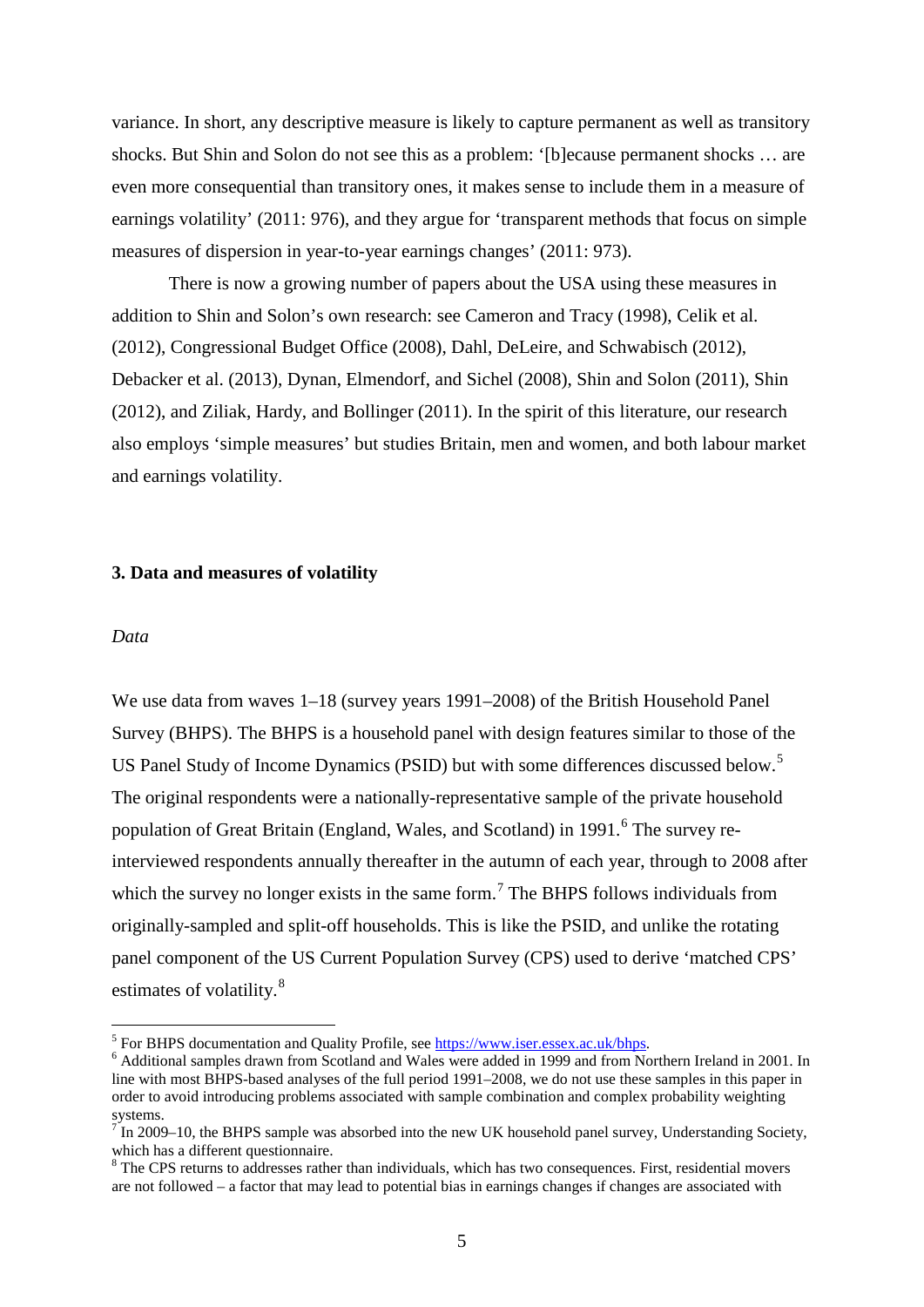variance. In short, any descriptive measure is likely to capture permanent as well as transitory shocks. But Shin and Solon do not see this as a problem: '[b]ecause permanent shocks … are even more consequential than transitory ones, it makes sense to include them in a measure of earnings volatility' (2011: 976), and they argue for 'transparent methods that focus on simple measures of dispersion in year-to-year earnings changes' (2011: 973).

There is now a growing number of papers about the USA using these measures in addition to Shin and Solon's own research: see Cameron and Tracy (1998), Celik et al. (2012), Congressional Budget Office (2008), Dahl, DeLeire, and Schwabisch (2012), Debacker et al. (2013), Dynan, Elmendorf, and Sichel (2008), Shin and Solon (2011), Shin (2012), and Ziliak, Hardy, and Bollinger (2011). In the spirit of this literature, our research also employs 'simple measures' but studies Britain, men and women, and both labour market and earnings volatility.

## 3. Data and measures of volatility

### *Data*

We use data from waves 1–18 (survey years 1991–2008) of the British Household Panel Survey (BHPS). The BHPS is a household panel with design features similar to those of the US Panel Study of Income Dynamics (PSID) but with some differences discussed below.[5] The original respondents were a nationally-representative sample of the private household population of Great Britain (England, Wales, and Scotland) in 1991.[6] The survey re-interviewed respondents annually thereafter in the autumn of each year, through to 2008 after which the survey no longer exists in the same form.[7] The BHPS follows individuals from originally-sampled and split-off households. This is like the PSID, and unlike the rotating panel component of the US Current Population Survey (CPS) used to derive 'matched CPS' estimates of volatility.[8]

[5] For BHPS documentation and Quality Profile, see https://www.iser.essex.ac.uk/bhps.

[6] Additional samples drawn from Scotland and Wales were added in 1999 and from Northern Ireland in 2001. In line with most BHPS-based analyses of the full period 1991–2008, we do not use these samples in this paper in order to avoid introducing problems associated with sample combination and complex probability weighting systems.

[7] In 2009–10, the BHPS sample was absorbed into the new UK household panel survey, Understanding Society, which has a different questionnaire.

[8] The CPS returns to addresses rather than individuals, which has two consequences. First, residential movers are not followed – a factor that may lead to potential bias in earnings changes if changes are associated with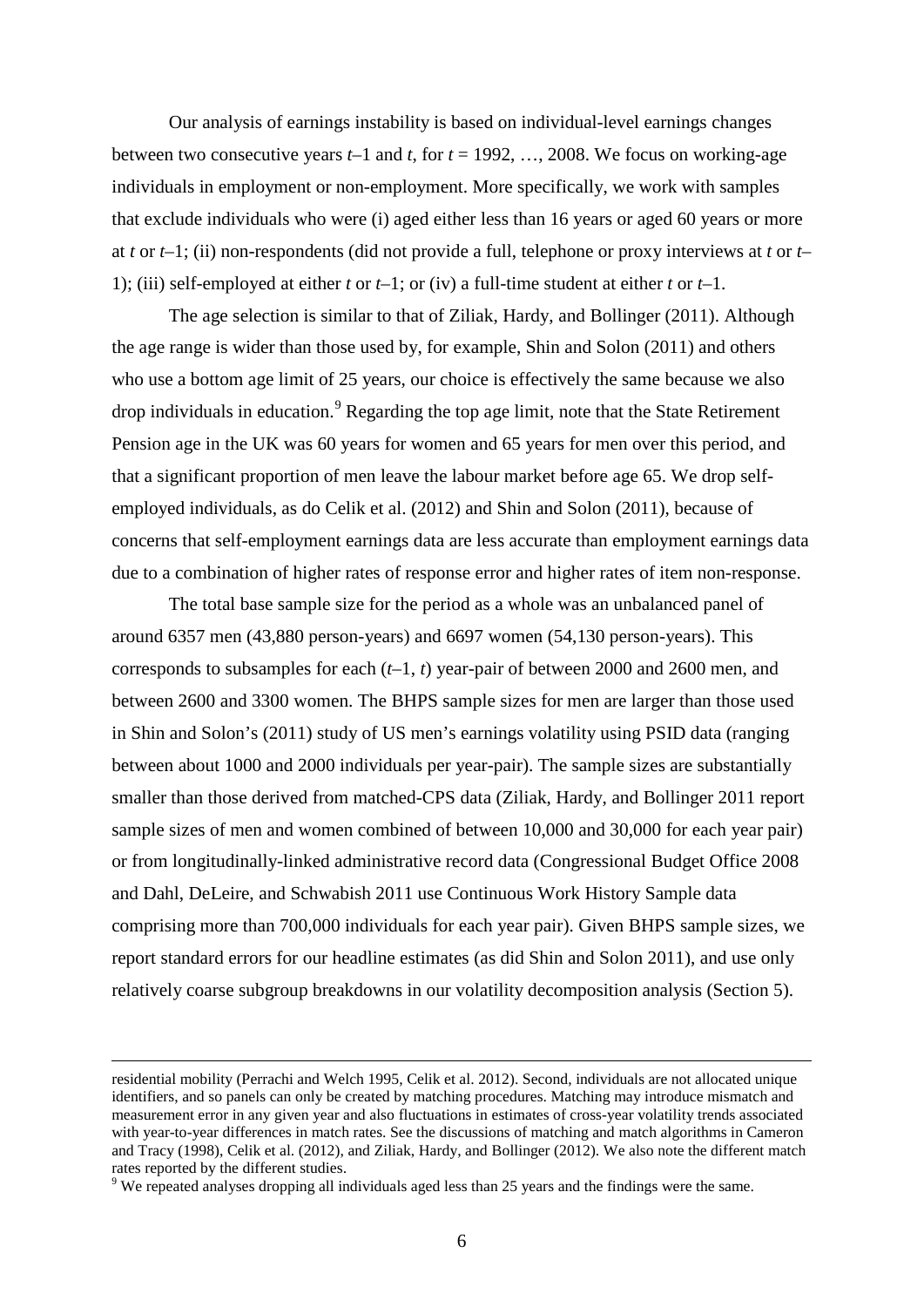Our analysis of earnings instability is based on individual-level earnings changes between two consecutive years *t*–1 and *t*, for *t* = 1992, …, 2008. We focus on working-age individuals in employment or non-employment. More specifically, we work with samples that exclude individuals who were (i) aged either less than 16 years or aged 60 years or more at *t* or *t*–1; (ii) non-respondents (did not provide a full, telephone or proxy interviews at *t* or *t*–1); (iii) self-employed at either *t* or *t*–1; or (iv) a full-time student at either *t* or *t*–1.

The age selection is similar to that of Ziliak, Hardy, and Bollinger (2011). Although the age range is wider than those used by, for example, Shin and Solon (2011) and others who use a bottom age limit of 25 years, our choice is effectively the same because we also drop individuals in education.[9] Regarding the top age limit, note that the State Retirement Pension age in the UK was 60 years for women and 65 years for men over this period, and that a significant proportion of men leave the labour market before age 65. We drop self-employed individuals, as do Celik et al. (2012) and Shin and Solon (2011), because of concerns that self-employment earnings data are less accurate than employment earnings data due to a combination of higher rates of response error and higher rates of item non-response.

The total base sample size for the period as a whole was an unbalanced panel of around 6357 men (43,880 person-years) and 6697 women (54,130 person-years). This corresponds to subsamples for each (*t*–1, *t*) year-pair of between 2000 and 2600 men, and between 2600 and 3300 women. The BHPS sample sizes for men are larger than those used in Shin and Solon's (2011) study of US men's earnings volatility using PSID data (ranging between about 1000 and 2000 individuals per year-pair). The sample sizes are substantially smaller than those derived from matched-CPS data (Ziliak, Hardy, and Bollinger 2011 report sample sizes of men and women combined of between 10,000 and 30,000 for each year pair) or from longitudinally-linked administrative record data (Congressional Budget Office 2008 and Dahl, DeLeire, and Schwabish 2011 use Continuous Work History Sample data comprising more than 700,000 individuals for each year pair). Given BHPS sample sizes, we report standard errors for our headline estimates (as did Shin and Solon 2011), and use only relatively coarse subgroup breakdowns in our volatility decomposition analysis (Section 5).

---

residential mobility (Perrachi and Welch 1995, Celik et al. 2012). Second, individuals are not allocated unique identifiers, and so panels can only be created by matching procedures. Matching may introduce mismatch and measurement error in any given year and also fluctuations in estimates of cross-year volatility trends associated with year-to-year differences in match rates. See the discussions of matching and match algorithms in Cameron and Tracy (1998), Celik et al. (2012), and Ziliak, Hardy, and Bollinger (2012). We also note the different match rates reported by the different studies.

[9] We repeated analyses dropping all individuals aged less than 25 years and the findings were the same.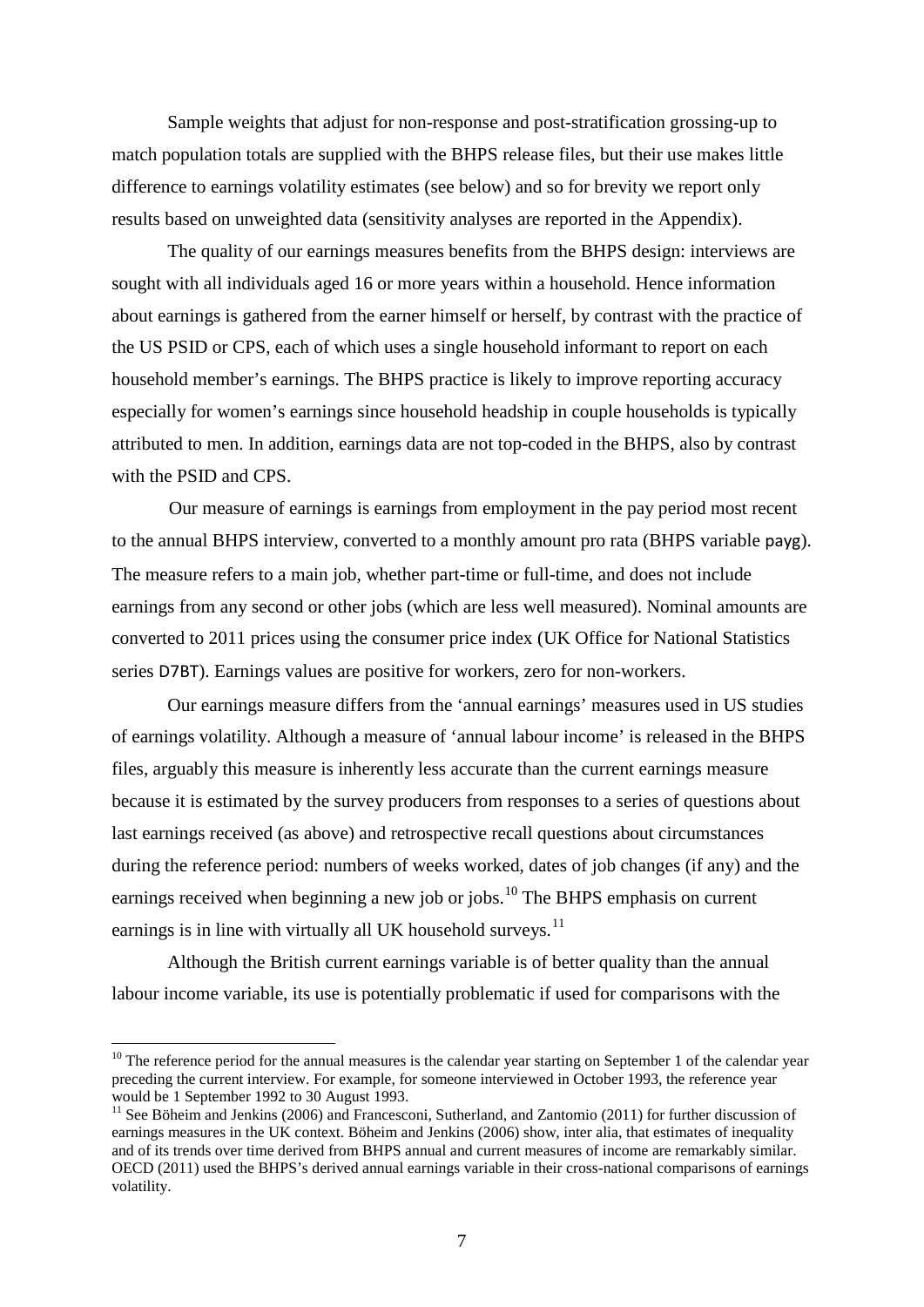Sample weights that adjust for non-response and post-stratification grossing-up to match population totals are supplied with the BHPS release files, but their use makes little difference to earnings volatility estimates (see below) and so for brevity we report only results based on unweighted data (sensitivity analyses are reported in the Appendix).

The quality of our earnings measures benefits from the BHPS design: interviews are sought with all individuals aged 16 or more years within a household. Hence information about earnings is gathered from the earner himself or herself, by contrast with the practice of the US PSID or CPS, each of which uses a single household informant to report on each household member's earnings. The BHPS practice is likely to improve reporting accuracy especially for women's earnings since household headship in couple households is typically attributed to men. In addition, earnings data are not top-coded in the BHPS, also by contrast with the PSID and CPS.

Our measure of earnings is earnings from employment in the pay period most recent to the annual BHPS interview, converted to a monthly amount pro rata (BHPS variable payg). The measure refers to a main job, whether part-time or full-time, and does not include earnings from any second or other jobs (which are less well measured). Nominal amounts are converted to 2011 prices using the consumer price index (UK Office for National Statistics series D7BT). Earnings values are positive for workers, zero for non-workers.

Our earnings measure differs from the 'annual earnings' measures used in US studies of earnings volatility. Although a measure of 'annual labour income' is released in the BHPS files, arguably this measure is inherently less accurate than the current earnings measure because it is estimated by the survey producers from responses to a series of questions about last earnings received (as above) and retrospective recall questions about circumstances during the reference period: numbers of weeks worked, dates of job changes (if any) and the earnings received when beginning a new job or jobs.[10] The BHPS emphasis on current earnings is in line with virtually all UK household surveys.[11]

Although the British current earnings variable is of better quality than the annual labour income variable, its use is potentially problematic if used for comparisons with the

---

[10] The reference period for the annual measures is the calendar year starting on September 1 of the calendar year preceding the current interview. For example, for someone interviewed in October 1993, the reference year would be 1 September 1992 to 30 August 1993.

[11] See Böheim and Jenkins (2006) and Francesconi, Sutherland, and Zantomio (2011) for further discussion of earnings measures in the UK context. Böheim and Jenkins (2006) show, inter alia, that estimates of inequality and of its trends over time derived from BHPS annual and current measures of income are remarkably similar. OECD (2011) used the BHPS's derived annual earnings variable in their cross-national comparisons of earnings volatility.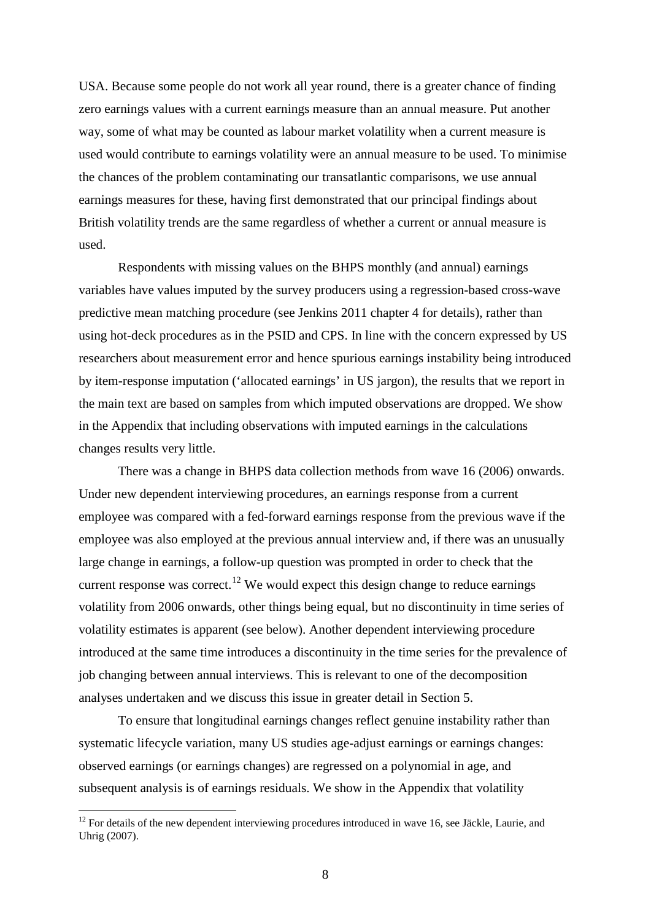USA. Because some people do not work all year round, there is a greater chance of finding zero earnings values with a current earnings measure than an annual measure. Put another way, some of what may be counted as labour market volatility when a current measure is used would contribute to earnings volatility were an annual measure to be used. To minimise the chances of the problem contaminating our transatlantic comparisons, we use annual earnings measures for these, having first demonstrated that our principal findings about British volatility trends are the same regardless of whether a current or annual measure is used.

Respondents with missing values on the BHPS monthly (and annual) earnings variables have values imputed by the survey producers using a regression-based cross-wave predictive mean matching procedure (see Jenkins 2011 chapter 4 for details), rather than using hot-deck procedures as in the PSID and CPS. In line with the concern expressed by US researchers about measurement error and hence spurious earnings instability being introduced by item-response imputation ('allocated earnings' in US jargon), the results that we report in the main text are based on samples from which imputed observations are dropped. We show in the Appendix that including observations with imputed earnings in the calculations changes results very little.

There was a change in BHPS data collection methods from wave 16 (2006) onwards. Under new dependent interviewing procedures, an earnings response from a current employee was compared with a fed-forward earnings response from the previous wave if the employee was also employed at the previous annual interview and, if there was an unusually large change in earnings, a follow-up question was prompted in order to check that the current response was correct.[12] We would expect this design change to reduce earnings volatility from 2006 onwards, other things being equal, but no discontinuity in time series of volatility estimates is apparent (see below). Another dependent interviewing procedure introduced at the same time introduces a discontinuity in the time series for the prevalence of job changing between annual interviews. This is relevant to one of the decomposition analyses undertaken and we discuss this issue in greater detail in Section 5.

To ensure that longitudinal earnings changes reflect genuine instability rather than systematic lifecycle variation, many US studies age-adjust earnings or earnings changes: observed earnings (or earnings changes) are regressed on a polynomial in age, and subsequent analysis is of earnings residuals. We show in the Appendix that volatility

[12] For details of the new dependent interviewing procedures introduced in wave 16, see Jäckle, Laurie, and Uhrig (2007).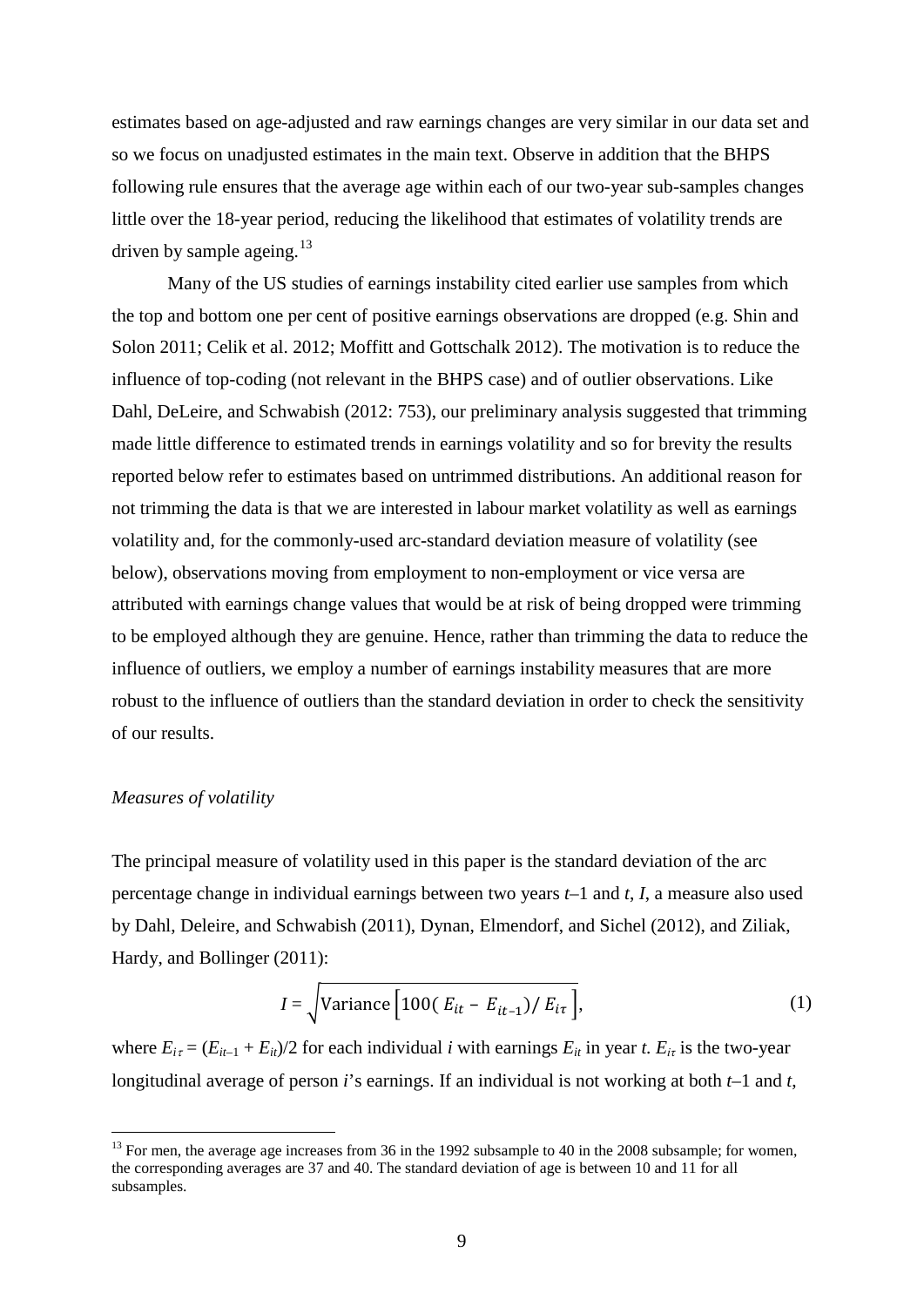estimates based on age-adjusted and raw earnings changes are very similar in our data set and so we focus on unadjusted estimates in the main text. Observe in addition that the BHPS following rule ensures that the average age within each of our two-year sub-samples changes little over the 18-year period, reducing the likelihood that estimates of volatility trends are driven by sample ageing.[13]

Many of the US studies of earnings instability cited earlier use samples from which the top and bottom one per cent of positive earnings observations are dropped (e.g. Shin and Solon 2011; Celik et al. 2012; Moffitt and Gottschalk 2012). The motivation is to reduce the influence of top-coding (not relevant in the BHPS case) and of outlier observations. Like Dahl, DeLeire, and Schwabish (2012: 753), our preliminary analysis suggested that trimming made little difference to estimated trends in earnings volatility and so for brevity the results reported below refer to estimates based on untrimmed distributions. An additional reason for not trimming the data is that we are interested in labour market volatility as well as earnings volatility and, for the commonly-used arc-standard deviation measure of volatility (see below), observations moving from employment to non-employment or vice versa are attributed with earnings change values that would be at risk of being dropped were trimming to be employed although they are genuine. Hence, rather than trimming the data to reduce the influence of outliers, we employ a number of earnings instability measures that are more robust to the influence of outliers than the standard deviation in order to check the sensitivity of our results.

*Measures of volatility*

The principal measure of volatility used in this paper is the standard deviation of the arc percentage change in individual earnings between two years $t$–1 and $t$, $I$, a measure also used by Dahl, Deleire, and Schwabish (2011), Dynan, Elmendorf, and Sichel (2012), and Ziliak, Hardy, and Bollinger (2011):

$$I = \sqrt{\text{Variance}\left[100(\,E_{it} - E_{it-1})/\,E_{i\tau}\,\right]}, \tag{1}$$

where $E_{i\tau} = (E_{it-1} + E_{it})/2$ for each individual $i$ with earnings $E_{it}$ in year $t$. $E_{i\tau}$ is the two-year longitudinal average of person $i$'s earnings. If an individual is not working at both $t$–1 and $t$,

[13] For men, the average age increases from 36 in the 1992 subsample to 40 in the 2008 subsample; for women, the corresponding averages are 37 and 40. The standard deviation of age is between 10 and 11 for all subsamples.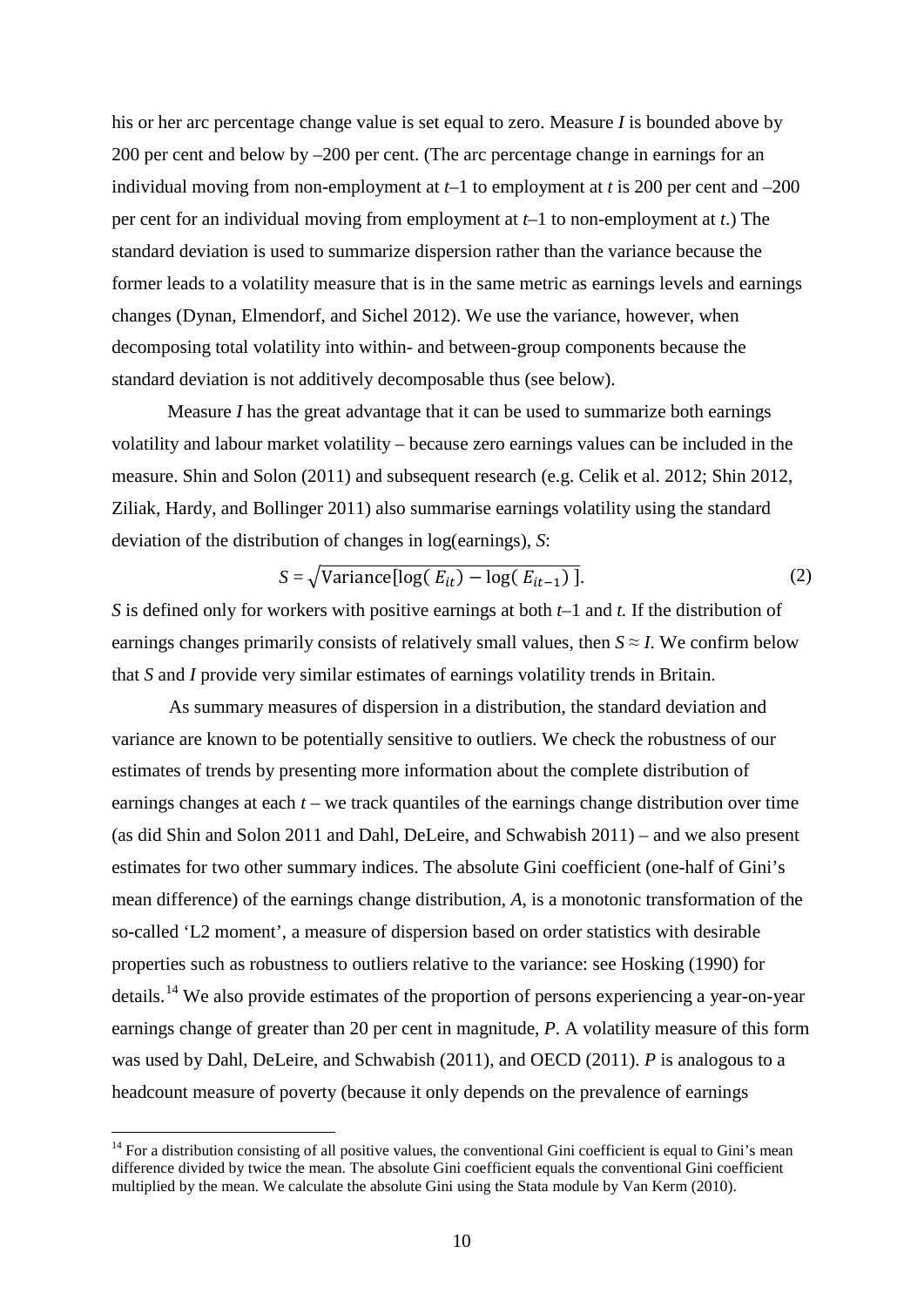his or her arc percentage change value is set equal to zero. Measure *I* is bounded above by 200 per cent and below by –200 per cent. (The arc percentage change in earnings for an individual moving from non-employment at $t$–1 to employment at $t$ is 200 per cent and –200 per cent for an individual moving from employment at $t$–1 to non-employment at $t$.) The standard deviation is used to summarize dispersion rather than the variance because the former leads to a volatility measure that is in the same metric as earnings levels and earnings changes (Dynan, Elmendorf, and Sichel 2012). We use the variance, however, when decomposing total volatility into within- and between-group components because the standard deviation is not additively decomposable thus (see below).

Measure *I* has the great advantage that it can be used to summarize both earnings volatility and labour market volatility – because zero earnings values can be included in the measure. Shin and Solon (2011) and subsequent research (e.g. Celik et al. 2012; Shin 2012, Ziliak, Hardy, and Bollinger 2011) also summarise earnings volatility using the standard deviation of the distribution of changes in log(earnings), *S*:

$$S = \sqrt{\text{Variance}[\log(E_{it}) - \log(E_{it-1})]}. \tag{2}$$

*S* is defined only for workers with positive earnings at both $t$–1 and $t$. If the distribution of earnings changes primarily consists of relatively small values, then $S \approx I$. We confirm below that *S* and *I* provide very similar estimates of earnings volatility trends in Britain.

As summary measures of dispersion in a distribution, the standard deviation and variance are known to be potentially sensitive to outliers. We check the robustness of our estimates of trends by presenting more information about the complete distribution of earnings changes at each $t$ – we track quantiles of the earnings change distribution over time (as did Shin and Solon 2011 and Dahl, DeLeire, and Schwabish 2011) – and we also present estimates for two other summary indices. The absolute Gini coefficient (one-half of Gini's mean difference) of the earnings change distribution, *A*, is a monotonic transformation of the so-called 'L2 moment', a measure of dispersion based on order statistics with desirable properties such as robustness to outliers relative to the variance: see Hosking (1990) for details.[14] We also provide estimates of the proportion of persons experiencing a year-on-year earnings change of greater than 20 per cent in magnitude, *P*. A volatility measure of this form was used by Dahl, DeLeire, and Schwabish (2011), and OECD (2011). *P* is analogous to a headcount measure of poverty (because it only depends on the prevalence of earnings

[14] For a distribution consisting of all positive values, the conventional Gini coefficient is equal to Gini's mean difference divided by twice the mean. The absolute Gini coefficient equals the conventional Gini coefficient multiplied by the mean. We calculate the absolute Gini using the Stata module by Van Kerm (2010).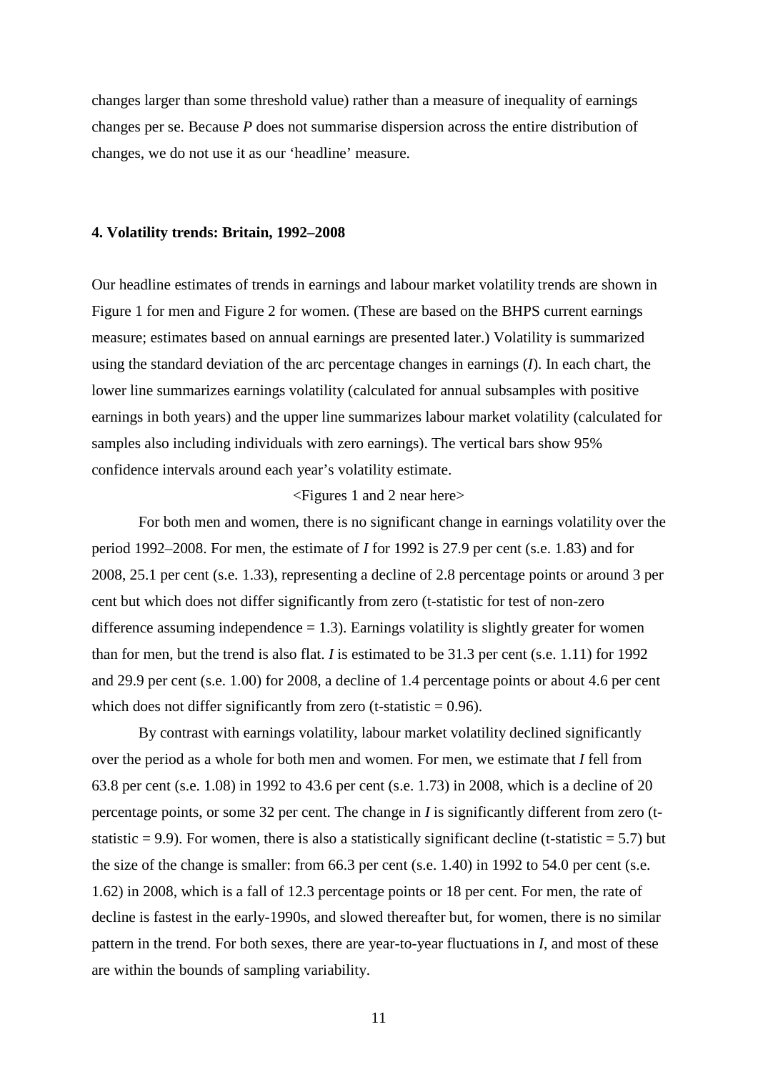changes larger than some threshold value) rather than a measure of inequality of earnings changes per se. Because *P* does not summarise dispersion across the entire distribution of changes, we do not use it as our 'headline' measure.

## 4. Volatility trends: Britain, 1992–2008

Our headline estimates of trends in earnings and labour market volatility trends are shown in Figure 1 for men and Figure 2 for women. (These are based on the BHPS current earnings measure; estimates based on annual earnings are presented later.) Volatility is summarized using the standard deviation of the arc percentage changes in earnings (*I*). In each chart, the lower line summarizes earnings volatility (calculated for annual subsamples with positive earnings in both years) and the upper line summarizes labour market volatility (calculated for samples also including individuals with zero earnings). The vertical bars show 95% confidence intervals around each year's volatility estimate.

<Figures 1 and 2 near here>

For both men and women, there is no significant change in earnings volatility over the period 1992–2008. For men, the estimate of *I* for 1992 is 27.9 per cent (s.e. 1.83) and for 2008, 25.1 per cent (s.e. 1.33), representing a decline of 2.8 percentage points or around 3 per cent but which does not differ significantly from zero (t-statistic for test of non-zero difference assuming independence = 1.3). Earnings volatility is slightly greater for women than for men, but the trend is also flat. *I* is estimated to be 31.3 per cent (s.e. 1.11) for 1992 and 29.9 per cent (s.e. 1.00) for 2008, a decline of 1.4 percentage points or about 4.6 per cent which does not differ significantly from zero (t-statistic = 0.96).

By contrast with earnings volatility, labour market volatility declined significantly over the period as a whole for both men and women. For men, we estimate that *I* fell from 63.8 per cent (s.e. 1.08) in 1992 to 43.6 per cent (s.e. 1.73) in 2008, which is a decline of 20 percentage points, or some 32 per cent. The change in *I* is significantly different from zero (t-statistic = 9.9). For women, there is also a statistically significant decline (t-statistic = 5.7) but the size of the change is smaller: from 66.3 per cent (s.e. 1.40) in 1992 to 54.0 per cent (s.e. 1.62) in 2008, which is a fall of 12.3 percentage points or 18 per cent. For men, the rate of decline is fastest in the early-1990s, and slowed thereafter but, for women, there is no similar pattern in the trend. For both sexes, there are year-to-year fluctuations in *I*, and most of these are within the bounds of sampling variability.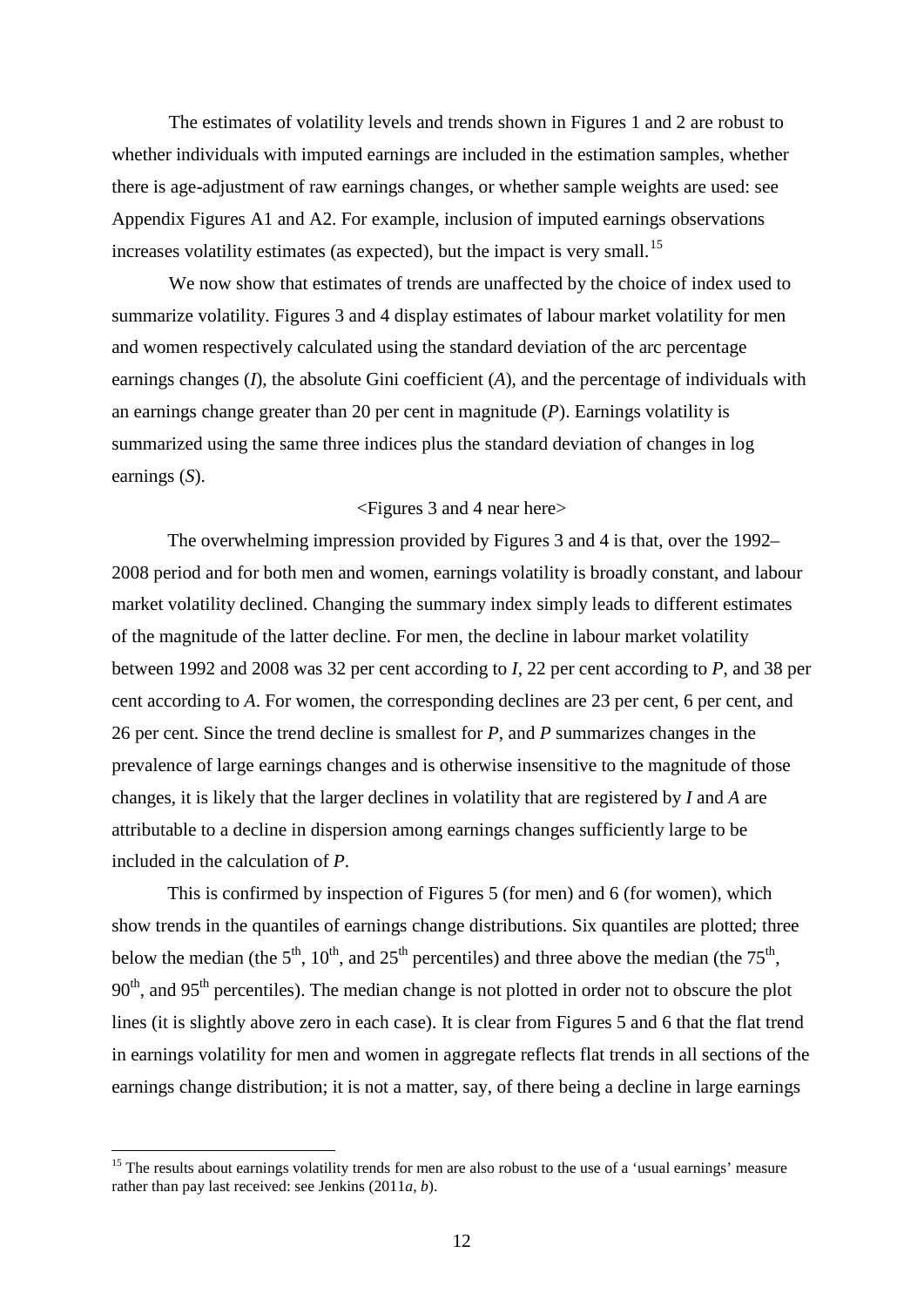The estimates of volatility levels and trends shown in Figures 1 and 2 are robust to whether individuals with imputed earnings are included in the estimation samples, whether there is age-adjustment of raw earnings changes, or whether sample weights are used: see Appendix Figures A1 and A2. For example, inclusion of imputed earnings observations increases volatility estimates (as expected), but the impact is very small.[15]

We now show that estimates of trends are unaffected by the choice of index used to summarize volatility. Figures 3 and 4 display estimates of labour market volatility for men and women respectively calculated using the standard deviation of the arc percentage earnings changes (*I*), the absolute Gini coefficient (*A*), and the percentage of individuals with an earnings change greater than 20 per cent in magnitude (*P*). Earnings volatility is summarized using the same three indices plus the standard deviation of changes in log earnings (*S*).

<Figures 3 and 4 near here>

The overwhelming impression provided by Figures 3 and 4 is that, over the 1992–2008 period and for both men and women, earnings volatility is broadly constant, and labour market volatility declined. Changing the summary index simply leads to different estimates of the magnitude of the latter decline. For men, the decline in labour market volatility between 1992 and 2008 was 32 per cent according to *I*, 22 per cent according to *P*, and 38 per cent according to *A*. For women, the corresponding declines are 23 per cent, 6 per cent, and 26 per cent. Since the trend decline is smallest for *P*, and *P* summarizes changes in the prevalence of large earnings changes and is otherwise insensitive to the magnitude of those changes, it is likely that the larger declines in volatility that are registered by *I* and *A* are attributable to a decline in dispersion among earnings changes sufficiently large to be included in the calculation of *P*.

This is confirmed by inspection of Figures 5 (for men) and 6 (for women), which show trends in the quantiles of earnings change distributions. Six quantiles are plotted; three below the median (the 5th, 10th, and 25th percentiles) and three above the median (the 75th, 90th, and 95th percentiles). The median change is not plotted in order not to obscure the plot lines (it is slightly above zero in each case). It is clear from Figures 5 and 6 that the flat trend in earnings volatility for men and women in aggregate reflects flat trends in all sections of the earnings change distribution; it is not a matter, say, of there being a decline in large earnings

[15] The results about earnings volatility trends for men are also robust to the use of a 'usual earnings' measure rather than pay last received: see Jenkins (2011*a*, *b*).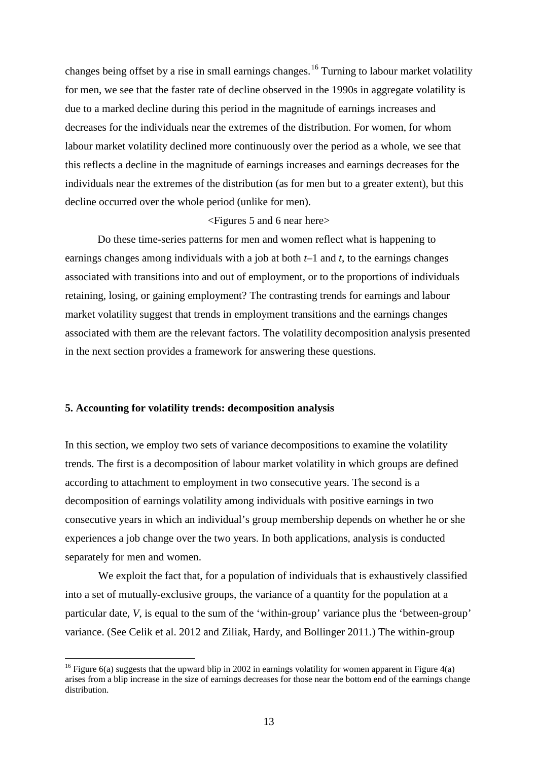changes being offset by a rise in small earnings changes.[16] Turning to labour market volatility for men, we see that the faster rate of decline observed in the 1990s in aggregate volatility is due to a marked decline during this period in the magnitude of earnings increases and decreases for the individuals near the extremes of the distribution. For women, for whom labour market volatility declined more continuously over the period as a whole, we see that this reflects a decline in the magnitude of earnings increases and earnings decreases for the individuals near the extremes of the distribution (as for men but to a greater extent), but this decline occurred over the whole period (unlike for men).

<Figures 5 and 6 near here>

Do these time-series patterns for men and women reflect what is happening to earnings changes among individuals with a job at both $t$–1 and $t$, to the earnings changes associated with transitions into and out of employment, or to the proportions of individuals retaining, losing, or gaining employment? The contrasting trends for earnings and labour market volatility suggest that trends in employment transitions and the earnings changes associated with them are the relevant factors. The volatility decomposition analysis presented in the next section provides a framework for answering these questions.

## 5. Accounting for volatility trends: decomposition analysis

In this section, we employ two sets of variance decompositions to examine the volatility trends. The first is a decomposition of labour market volatility in which groups are defined according to attachment to employment in two consecutive years. The second is a decomposition of earnings volatility among individuals with positive earnings in two consecutive years in which an individual's group membership depends on whether he or she experiences a job change over the two years. In both applications, analysis is conducted separately for men and women.

We exploit the fact that, for a population of individuals that is exhaustively classified into a set of mutually-exclusive groups, the variance of a quantity for the population at a particular date, $V$, is equal to the sum of the 'within-group' variance plus the 'between-group' variance. (See Celik et al. 2012 and Ziliak, Hardy, and Bollinger 2011.) The within-group

[16] Figure 6(a) suggests that the upward blip in 2002 in earnings volatility for women apparent in Figure 4(a) arises from a blip increase in the size of earnings decreases for those near the bottom end of the earnings change distribution.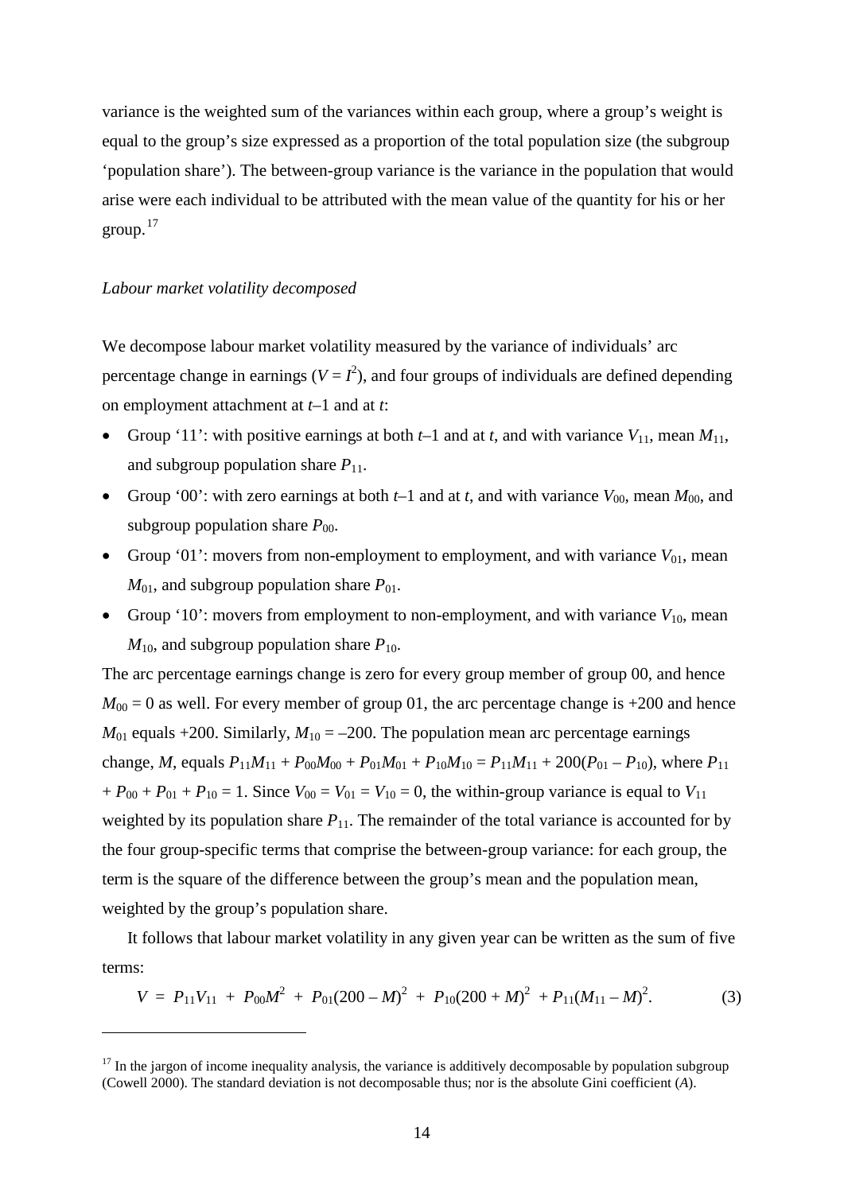variance is the weighted sum of the variances within each group, where a group's weight is equal to the group's size expressed as a proportion of the total population size (the subgroup 'population share'). The between-group variance is the variance in the population that would arise were each individual to be attributed with the mean value of the quantity for his or her group.[17]

*Labour market volatility decomposed*

We decompose labour market volatility measured by the variance of individuals' arc percentage change in earnings ($V = I^2$), and four groups of individuals are defined depending on employment attachment at $t$–1 and at $t$:

- Group '11': with positive earnings at both $t$–1 and at $t$, and with variance $V_{11}$, mean $M_{11}$, and subgroup population share $P_{11}$.
- Group '00': with zero earnings at both $t$–1 and at $t$, and with variance $V_{00}$, mean $M_{00}$, and subgroup population share $P_{00}$.
- Group '01': movers from non-employment to employment, and with variance $V_{01}$, mean $M_{01}$, and subgroup population share $P_{01}$.
- Group '10': movers from employment to non-employment, and with variance $V_{10}$, mean $M_{10}$, and subgroup population share $P_{10}$.

The arc percentage earnings change is zero for every group member of group 00, and hence $M_{00} = 0$ as well. For every member of group 01, the arc percentage change is +200 and hence $M_{01}$ equals +200. Similarly, $M_{10} = -200$. The population mean arc percentage earnings change, $M$, equals $P_{11}M_{11} + P_{00}M_{00} + P_{01}M_{01} + P_{10}M_{10} = P_{11}M_{11} + 200(P_{01} - P_{10})$, where $P_{11} + P_{00} + P_{01} + P_{10} = 1$. Since $V_{00} = V_{01} = V_{10} = 0$, the within-group variance is equal to $V_{11}$ weighted by its population share $P_{11}$. The remainder of the total variance is accounted for by the four group-specific terms that comprise the between-group variance: for each group, the term is the square of the difference between the group's mean and the population mean, weighted by the group's population share.

It follows that labour market volatility in any given year can be written as the sum of five terms:

$$V = P_{11}V_{11} + P_{00}M^2 + P_{01}(200 - M)^2 + P_{10}(200 + M)^2 + P_{11}(M_{11} - M)^2. \tag{3}$$

[17] In the jargon of income inequality analysis, the variance is additively decomposable by population subgroup (Cowell 2000). The standard deviation is not decomposable thus; nor is the absolute Gini coefficient ($A$).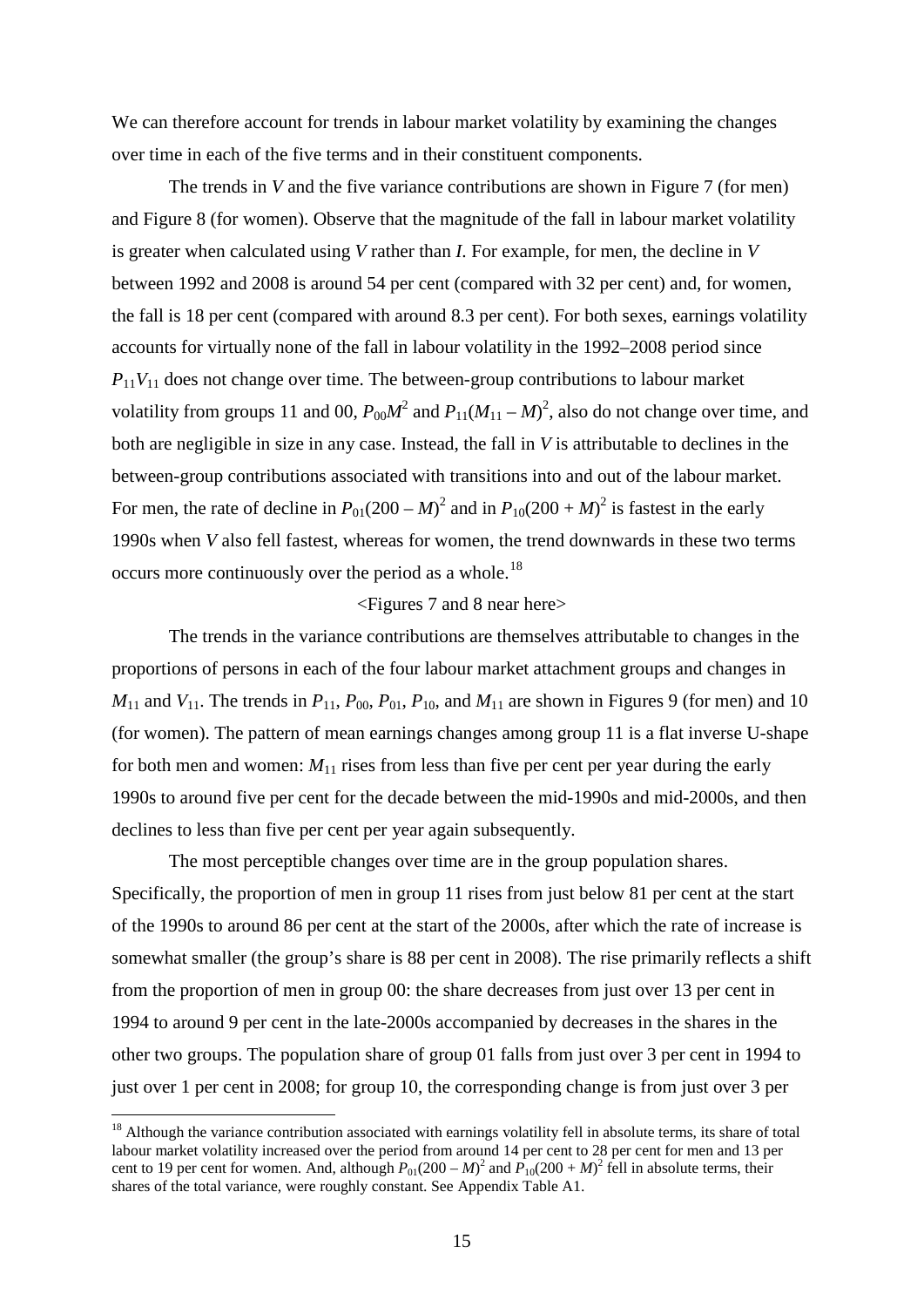We can therefore account for trends in labour market volatility by examining the changes over time in each of the five terms and in their constituent components.

The trends in $V$ and the five variance contributions are shown in Figure 7 (for men) and Figure 8 (for women). Observe that the magnitude of the fall in labour market volatility is greater when calculated using $V$ rather than $I$. For example, for men, the decline in $V$ between 1992 and 2008 is around 54 per cent (compared with 32 per cent) and, for women, the fall is 18 per cent (compared with around 8.3 per cent). For both sexes, earnings volatility accounts for virtually none of the fall in labour volatility in the 1992–2008 period since $P_{11}V_{11}$ does not change over time. The between-group contributions to labour market volatility from groups 11 and 00, $P_{00}M^2$ and $P_{11}(M_{11} - M)^2$, also do not change over time, and both are negligible in size in any case. Instead, the fall in $V$ is attributable to declines in the between-group contributions associated with transitions into and out of the labour market. For men, the rate of decline in $P_{01}(200 - M)^2$ and in $P_{10}(200 + M)^2$ is fastest in the early 1990s when $V$ also fell fastest, whereas for women, the trend downwards in these two terms occurs more continuously over the period as a whole.[18]

<Figures 7 and 8 near here>

The trends in the variance contributions are themselves attributable to changes in the proportions of persons in each of the four labour market attachment groups and changes in $M_{11}$ and $V_{11}$. The trends in $P_{11}$, $P_{00}$, $P_{01}$, $P_{10}$, and $M_{11}$ are shown in Figures 9 (for men) and 10 (for women). The pattern of mean earnings changes among group 11 is a flat inverse U-shape for both men and women: $M_{11}$ rises from less than five per cent per year during the early 1990s to around five per cent for the decade between the mid-1990s and mid-2000s, and then declines to less than five per cent per year again subsequently.

The most perceptible changes over time are in the group population shares. Specifically, the proportion of men in group 11 rises from just below 81 per cent at the start of the 1990s to around 86 per cent at the start of the 2000s, after which the rate of increase is somewhat smaller (the group's share is 88 per cent in 2008). The rise primarily reflects a shift from the proportion of men in group 00: the share decreases from just over 13 per cent in 1994 to around 9 per cent in the late-2000s accompanied by decreases in the shares in the other two groups. The population share of group 01 falls from just over 3 per cent in 1994 to just over 1 per cent in 2008; for group 10, the corresponding change is from just over 3 per

---

[18] Although the variance contribution associated with earnings volatility fell in absolute terms, its share of total labour market volatility increased over the period from around 14 per cent to 28 per cent for men and 13 per cent to 19 per cent for women. And, although $P_{01}(200 - M)^2$ and $P_{10}(200 + M)^2$ fell in absolute terms, their shares of the total variance, were roughly constant. See Appendix Table A1.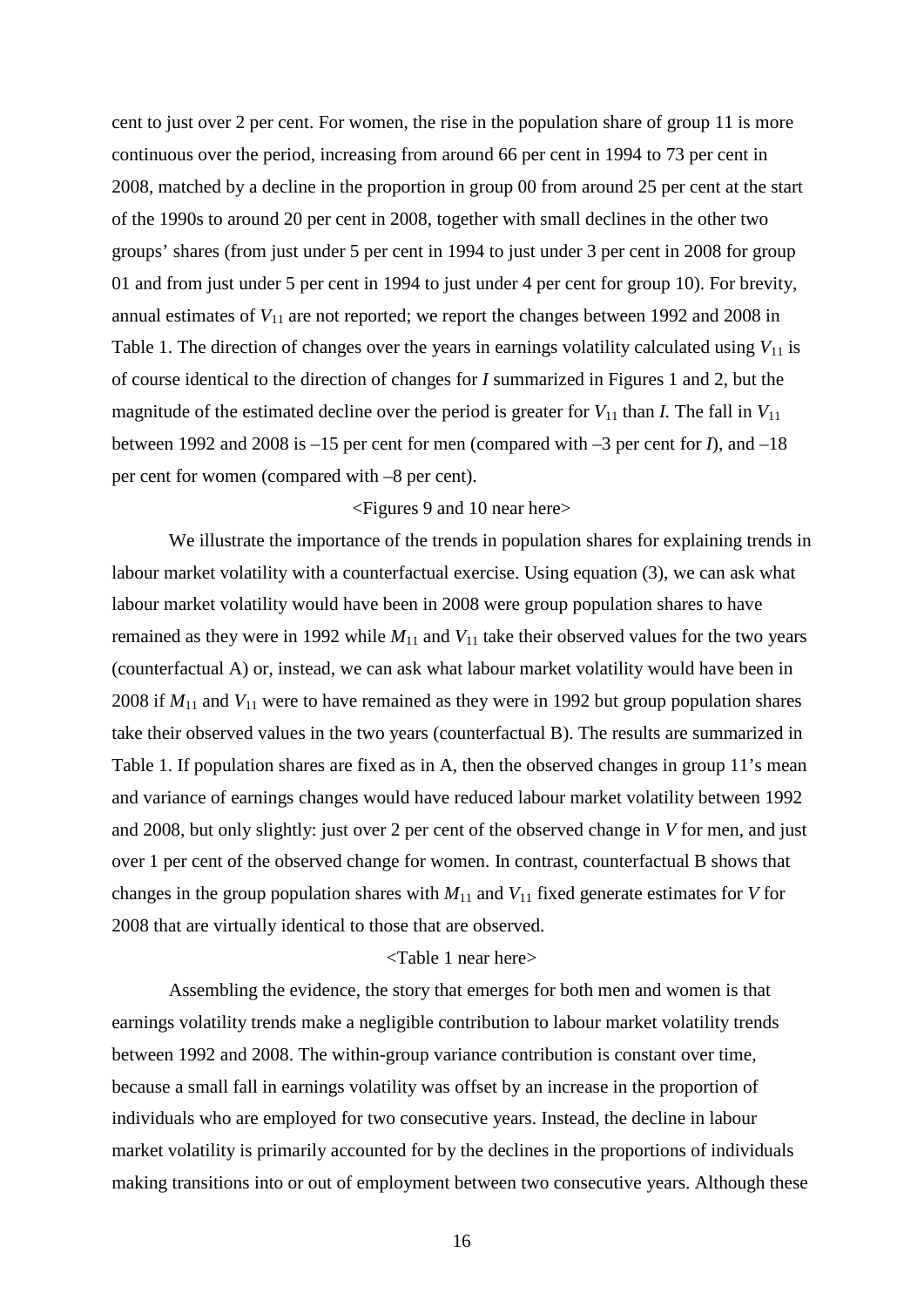cent to just over 2 per cent. For women, the rise in the population share of group 11 is more continuous over the period, increasing from around 66 per cent in 1994 to 73 per cent in 2008, matched by a decline in the proportion in group 00 from around 25 per cent at the start of the 1990s to around 20 per cent in 2008, together with small declines in the other two groups' shares (from just under 5 per cent in 1994 to just under 3 per cent in 2008 for group 01 and from just under 5 per cent in 1994 to just under 4 per cent for group 10). For brevity, annual estimates of $V_{11}$ are not reported; we report the changes between 1992 and 2008 in Table 1. The direction of changes over the years in earnings volatility calculated using $V_{11}$ is of course identical to the direction of changes for $I$ summarized in Figures 1 and 2, but the magnitude of the estimated decline over the period is greater for $V_{11}$ than $I$. The fall in $V_{11}$ between 1992 and 2008 is –15 per cent for men (compared with –3 per cent for $I$), and –18 per cent for women (compared with –8 per cent).

<Figures 9 and 10 near here>

We illustrate the importance of the trends in population shares for explaining trends in labour market volatility with a counterfactual exercise. Using equation (3), we can ask what labour market volatility would have been in 2008 were group population shares to have remained as they were in 1992 while $M_{11}$ and $V_{11}$ take their observed values for the two years (counterfactual A) or, instead, we can ask what labour market volatility would have been in 2008 if $M_{11}$ and $V_{11}$ were to have remained as they were in 1992 but group population shares take their observed values in the two years (counterfactual B). The results are summarized in Table 1. If population shares are fixed as in A, then the observed changes in group 11's mean and variance of earnings changes would have reduced labour market volatility between 1992 and 2008, but only slightly: just over 2 per cent of the observed change in $V$ for men, and just over 1 per cent of the observed change for women. In contrast, counterfactual B shows that changes in the group population shares with $M_{11}$ and $V_{11}$ fixed generate estimates for $V$ for 2008 that are virtually identical to those that are observed.

<Table 1 near here>

Assembling the evidence, the story that emerges for both men and women is that earnings volatility trends make a negligible contribution to labour market volatility trends between 1992 and 2008. The within-group variance contribution is constant over time, because a small fall in earnings volatility was offset by an increase in the proportion of individuals who are employed for two consecutive years. Instead, the decline in labour market volatility is primarily accounted for by the declines in the proportions of individuals making transitions into or out of employment between two consecutive years. Although these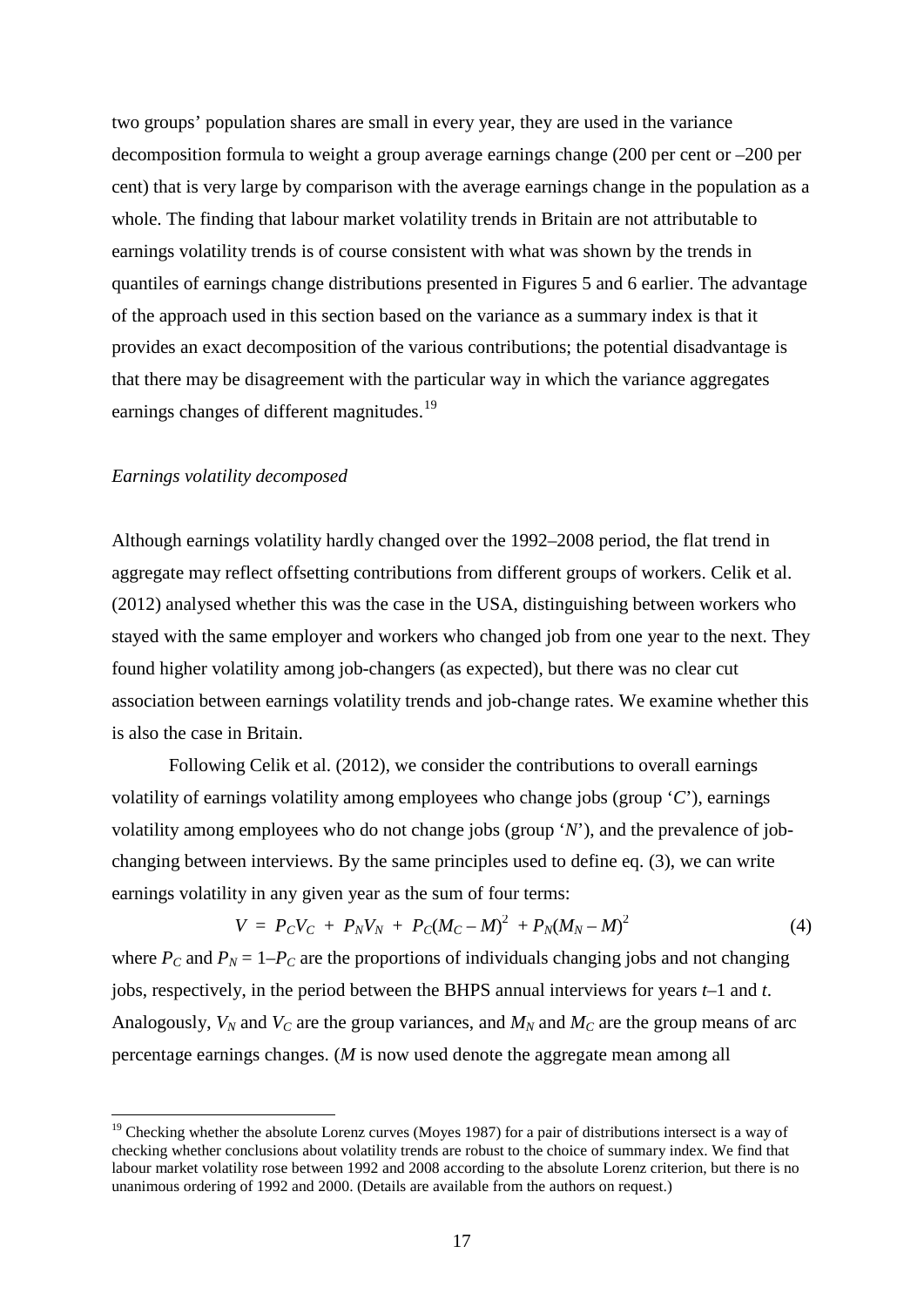two groups' population shares are small in every year, they are used in the variance decomposition formula to weight a group average earnings change (200 per cent or –200 per cent) that is very large by comparison with the average earnings change in the population as a whole. The finding that labour market volatility trends in Britain are not attributable to earnings volatility trends is of course consistent with what was shown by the trends in quantiles of earnings change distributions presented in Figures 5 and 6 earlier. The advantage of the approach used in this section based on the variance as a summary index is that it provides an exact decomposition of the various contributions; the potential disadvantage is that there may be disagreement with the particular way in which the variance aggregates earnings changes of different magnitudes.[19]

*Earnings volatility decomposed*

Although earnings volatility hardly changed over the 1992–2008 period, the flat trend in aggregate may reflect offsetting contributions from different groups of workers. Celik et al. (2012) analysed whether this was the case in the USA, distinguishing between workers who stayed with the same employer and workers who changed job from one year to the next. They found higher volatility among job-changers (as expected), but there was no clear cut association between earnings volatility trends and job-change rates. We examine whether this is also the case in Britain.

Following Celik et al. (2012), we consider the contributions to overall earnings volatility of earnings volatility among employees who change jobs (group '$C$'), earnings volatility among employees who do not change jobs (group '$N$'), and the prevalence of job-changing between interviews. By the same principles used to define eq. (3), we can write earnings volatility in any given year as the sum of four terms:

$$V = P_C V_C + P_N V_N + P_C(M_C - M)^2 + P_N(M_N - M)^2 \quad (4)$$

where $P_C$ and $P_N = 1–P_C$ are the proportions of individuals changing jobs and not changing jobs, respectively, in the period between the BHPS annual interviews for years $t$–1 and $t$. Analogously, $V_N$ and $V_C$ are the group variances, and $M_N$ and $M_C$ are the group means of arc percentage earnings changes. ($M$ is now used denote the aggregate mean among all

[19] Checking whether the absolute Lorenz curves (Moyes 1987) for a pair of distributions intersect is a way of checking whether conclusions about volatility trends are robust to the choice of summary index. We find that labour market volatility rose between 1992 and 2008 according to the absolute Lorenz criterion, but there is no unanimous ordering of 1992 and 2000. (Details are available from the authors on request.)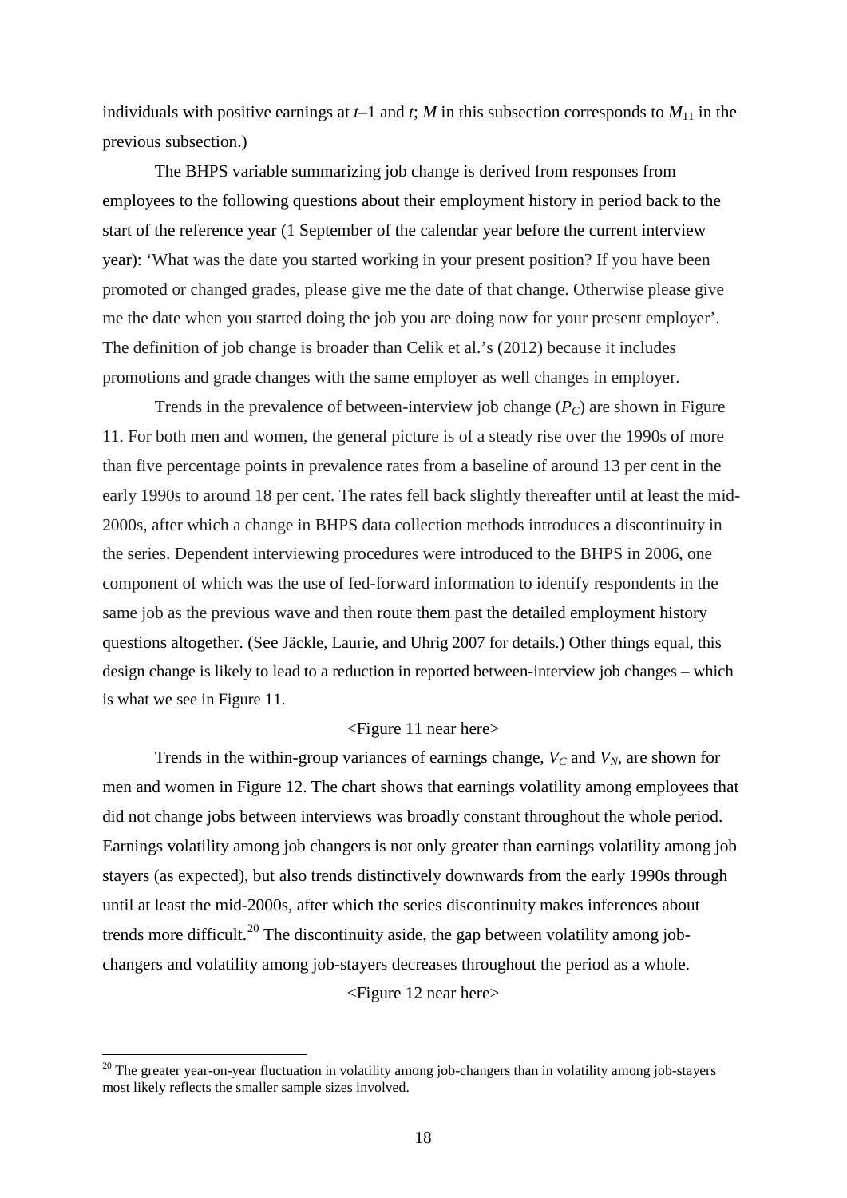individuals with positive earnings at $t$–1 and $t$; $M$ in this subsection corresponds to $M_{11}$ in the previous subsection.)

The BHPS variable summarizing job change is derived from responses from employees to the following questions about their employment history in period back to the start of the reference year (1 September of the calendar year before the current interview year): 'What was the date you started working in your present position? If you have been promoted or changed grades, please give me the date of that change. Otherwise please give me the date when you started doing the job you are doing now for your present employer'. The definition of job change is broader than Celik et al.'s (2012) because it includes promotions and grade changes with the same employer as well changes in employer.

Trends in the prevalence of between-interview job change ($P_C$) are shown in Figure 11. For both men and women, the general picture is of a steady rise over the 1990s of more than five percentage points in prevalence rates from a baseline of around 13 per cent in the early 1990s to around 18 per cent. The rates fell back slightly thereafter until at least the mid-2000s, after which a change in BHPS data collection methods introduces a discontinuity in the series. Dependent interviewing procedures were introduced to the BHPS in 2006, one component of which was the use of fed-forward information to identify respondents in the same job as the previous wave and then route them past the detailed employment history questions altogether. (See Jäckle, Laurie, and Uhrig 2007 for details.) Other things equal, this design change is likely to lead to a reduction in reported between-interview job changes – which is what we see in Figure 11.

<Figure 11 near here>

Trends in the within-group variances of earnings change, $V_C$ and $V_N$, are shown for men and women in Figure 12. The chart shows that earnings volatility among employees that did not change jobs between interviews was broadly constant throughout the whole period. Earnings volatility among job changers is not only greater than earnings volatility among job stayers (as expected), but also trends distinctively downwards from the early 1990s through until at least the mid-2000s, after which the series discontinuity makes inferences about trends more difficult.[20] The discontinuity aside, the gap between volatility among job-changers and volatility among job-stayers decreases throughout the period as a whole.

<Figure 12 near here>

[20] The greater year-on-year fluctuation in volatility among job-changers than in volatility among job-stayers most likely reflects the smaller sample sizes involved.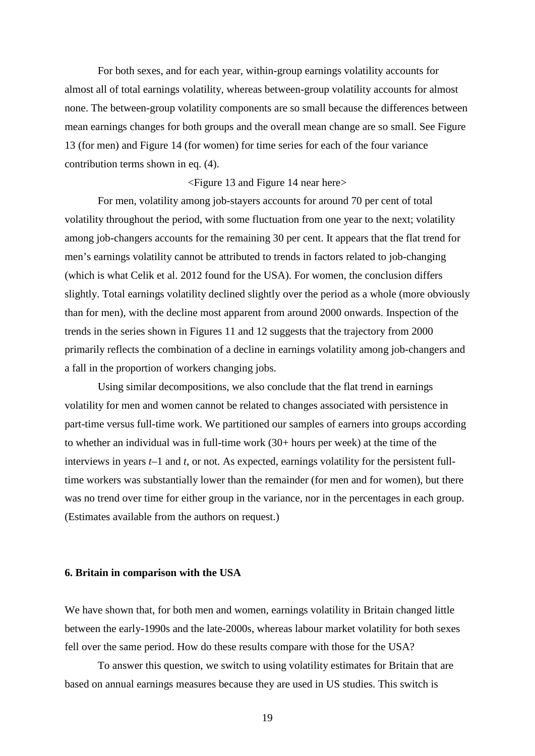For both sexes, and for each year, within-group earnings volatility accounts for almost all of total earnings volatility, whereas between-group volatility accounts for almost none. The between-group volatility components are so small because the differences between mean earnings changes for both groups and the overall mean change are so small. See Figure 13 (for men) and Figure 14 (for women) for time series for each of the four variance contribution terms shown in eq. (4).

<Figure 13 and Figure 14 near here>

For men, volatility among job-stayers accounts for around 70 per cent of total volatility throughout the period, with some fluctuation from one year to the next; volatility among job-changers accounts for the remaining 30 per cent. It appears that the flat trend for men's earnings volatility cannot be attributed to trends in factors related to job-changing (which is what Celik et al. 2012 found for the USA). For women, the conclusion differs slightly. Total earnings volatility declined slightly over the period as a whole (more obviously than for men), with the decline most apparent from around 2000 onwards. Inspection of the trends in the series shown in Figures 11 and 12 suggests that the trajectory from 2000 primarily reflects the combination of a decline in earnings volatility among job-changers and a fall in the proportion of workers changing jobs.

Using similar decompositions, we also conclude that the flat trend in earnings volatility for men and women cannot be related to changes associated with persistence in part-time versus full-time work. We partitioned our samples of earners into groups according to whether an individual was in full-time work (30+ hours per week) at the time of the interviews in years $t$–1 and $t$, or not. As expected, earnings volatility for the persistent full-time workers was substantially lower than the remainder (for men and for women), but there was no trend over time for either group in the variance, nor in the percentages in each group. (Estimates available from the authors on request.)

### 6. Britain in comparison with the USA

We have shown that, for both men and women, earnings volatility in Britain changed little between the early-1990s and the late-2000s, whereas labour market volatility for both sexes fell over the same period. How do these results compare with those for the USA?

To answer this question, we switch to using volatility estimates for Britain that are based on annual earnings measures because they are used in US studies. This switch is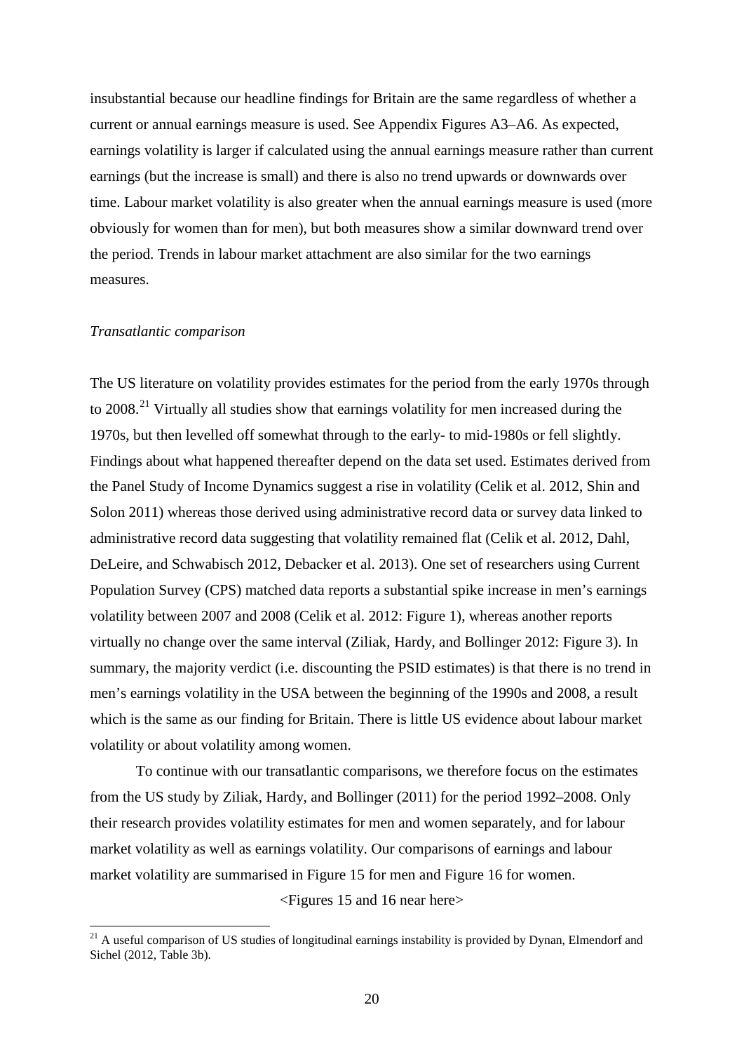insubstantial because our headline findings for Britain are the same regardless of whether a current or annual earnings measure is used. See Appendix Figures A3–A6. As expected, earnings volatility is larger if calculated using the annual earnings measure rather than current earnings (but the increase is small) and there is also no trend upwards or downwards over time. Labour market volatility is also greater when the annual earnings measure is used (more obviously for women than for men), but both measures show a similar downward trend over the period. Trends in labour market attachment are also similar for the two earnings measures.

*Transatlantic comparison*

The US literature on volatility provides estimates for the period from the early 1970s through to 2008.[21] Virtually all studies show that earnings volatility for men increased during the 1970s, but then levelled off somewhat through to the early- to mid-1980s or fell slightly. Findings about what happened thereafter depend on the data set used. Estimates derived from the Panel Study of Income Dynamics suggest a rise in volatility (Celik et al. 2012, Shin and Solon 2011) whereas those derived using administrative record data or survey data linked to administrative record data suggesting that volatility remained flat (Celik et al. 2012, Dahl, DeLeire, and Schwabisch 2012, Debacker et al. 2013). One set of researchers using Current Population Survey (CPS) matched data reports a substantial spike increase in men's earnings volatility between 2007 and 2008 (Celik et al. 2012: Figure 1), whereas another reports virtually no change over the same interval (Ziliak, Hardy, and Bollinger 2012: Figure 3). In summary, the majority verdict (i.e. discounting the PSID estimates) is that there is no trend in men's earnings volatility in the USA between the beginning of the 1990s and 2008, a result which is the same as our finding for Britain. There is little US evidence about labour market volatility or about volatility among women.

To continue with our transatlantic comparisons, we therefore focus on the estimates from the US study by Ziliak, Hardy, and Bollinger (2011) for the period 1992–2008. Only their research provides volatility estimates for men and women separately, and for labour market volatility as well as earnings volatility. Our comparisons of earnings and labour market volatility are summarised in Figure 15 for men and Figure 16 for women.

<Figures 15 and 16 near here>

[21] A useful comparison of US studies of longitudinal earnings instability is provided by Dynan, Elmendorf and Sichel (2012, Table 3b).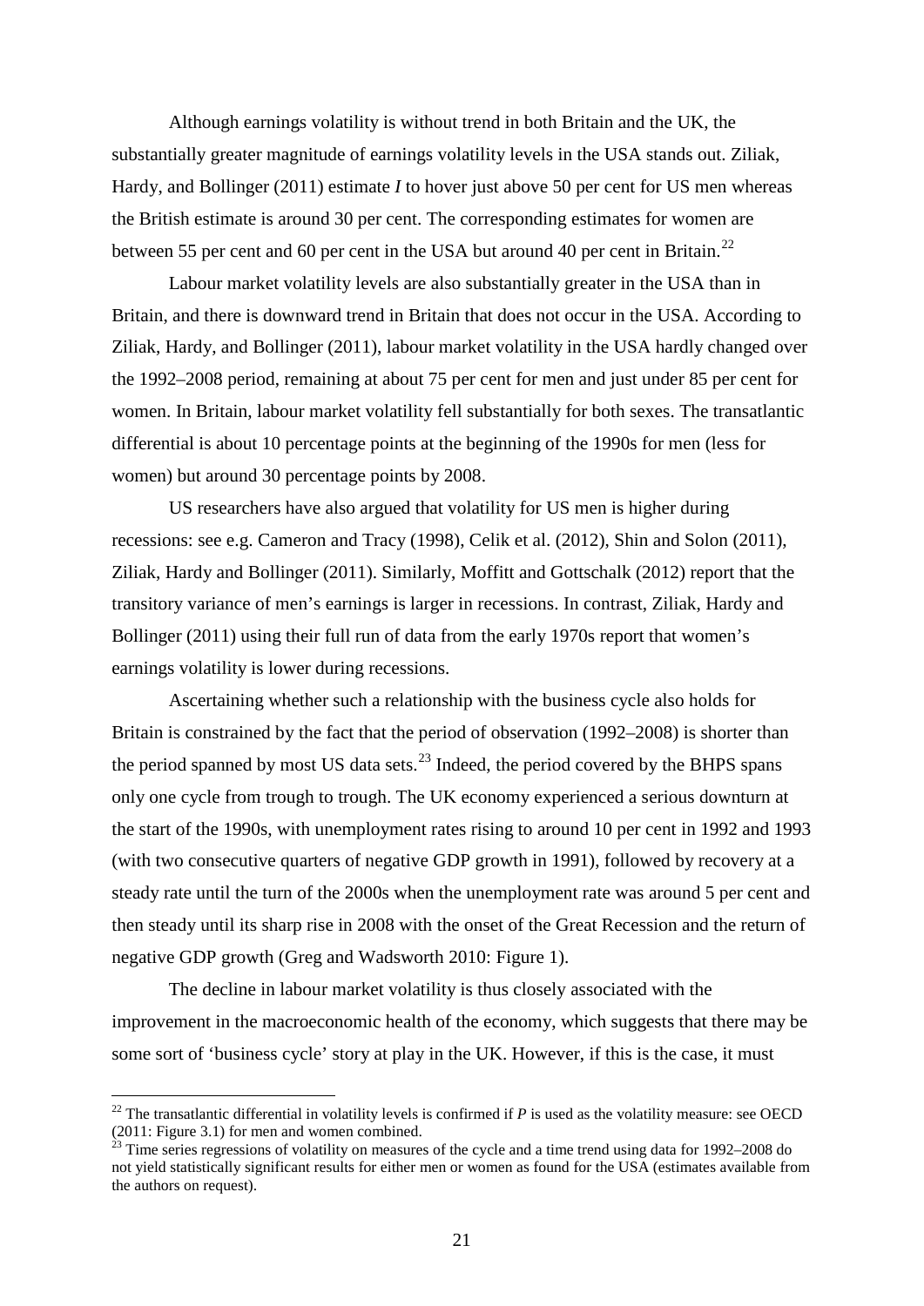Although earnings volatility is without trend in both Britain and the UK, the substantially greater magnitude of earnings volatility levels in the USA stands out. Ziliak, Hardy, and Bollinger (2011) estimate *I* to hover just above 50 per cent for US men whereas the British estimate is around 30 per cent. The corresponding estimates for women are between 55 per cent and 60 per cent in the USA but around 40 per cent in Britain.[22]

Labour market volatility levels are also substantially greater in the USA than in Britain, and there is downward trend in Britain that does not occur in the USA. According to Ziliak, Hardy, and Bollinger (2011), labour market volatility in the USA hardly changed over the 1992–2008 period, remaining at about 75 per cent for men and just under 85 per cent for women. In Britain, labour market volatility fell substantially for both sexes. The transatlantic differential is about 10 percentage points at the beginning of the 1990s for men (less for women) but around 30 percentage points by 2008.

US researchers have also argued that volatility for US men is higher during recessions: see e.g. Cameron and Tracy (1998), Celik et al. (2012), Shin and Solon (2011), Ziliak, Hardy and Bollinger (2011). Similarly, Moffitt and Gottschalk (2012) report that the transitory variance of men's earnings is larger in recessions. In contrast, Ziliak, Hardy and Bollinger (2011) using their full run of data from the early 1970s report that women's earnings volatility is lower during recessions.

Ascertaining whether such a relationship with the business cycle also holds for Britain is constrained by the fact that the period of observation (1992–2008) is shorter than the period spanned by most US data sets.[23] Indeed, the period covered by the BHPS spans only one cycle from trough to trough. The UK economy experienced a serious downturn at the start of the 1990s, with unemployment rates rising to around 10 per cent in 1992 and 1993 (with two consecutive quarters of negative GDP growth in 1991), followed by recovery at a steady rate until the turn of the 2000s when the unemployment rate was around 5 per cent and then steady until its sharp rise in 2008 with the onset of the Great Recession and the return of negative GDP growth (Greg and Wadsworth 2010: Figure 1).

The decline in labour market volatility is thus closely associated with the improvement in the macroeconomic health of the economy, which suggests that there may be some sort of 'business cycle' story at play in the UK. However, if this is the case, it must

[22] The transatlantic differential in volatility levels is confirmed if *P* is used as the volatility measure: see OECD (2011: Figure 3.1) for men and women combined.

[23] Time series regressions of volatility on measures of the cycle and a time trend using data for 1992–2008 do not yield statistically significant results for either men or women as found for the USA (estimates available from the authors on request).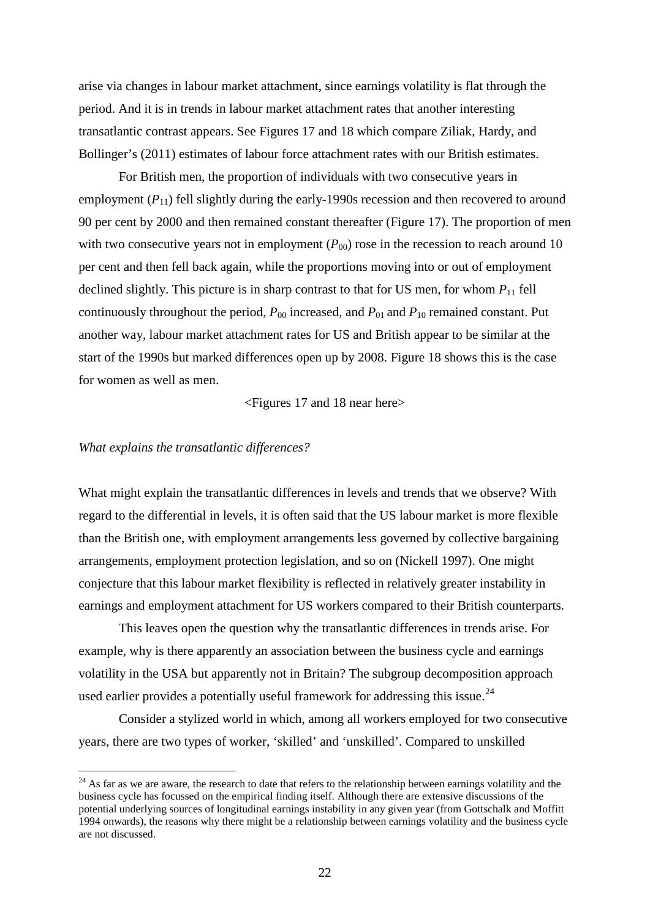arise via changes in labour market attachment, since earnings volatility is flat through the period. And it is in trends in labour market attachment rates that another interesting transatlantic contrast appears. See Figures 17 and 18 which compare Ziliak, Hardy, and Bollinger's (2011) estimates of labour force attachment rates with our British estimates.

For British men, the proportion of individuals with two consecutive years in employment ($P_{11}$) fell slightly during the early-1990s recession and then recovered to around 90 per cent by 2000 and then remained constant thereafter (Figure 17). The proportion of men with two consecutive years not in employment ($P_{00}$) rose in the recession to reach around 10 per cent and then fell back again, while the proportions moving into or out of employment declined slightly. This picture is in sharp contrast to that for US men, for whom $P_{11}$ fell continuously throughout the period, $P_{00}$ increased, and $P_{01}$ and $P_{10}$ remained constant. Put another way, labour market attachment rates for US and British appear to be similar at the start of the 1990s but marked differences open up by 2008. Figure 18 shows this is the case for women as well as men.

<Figures 17 and 18 near here>

*What explains the transatlantic differences?*

What might explain the transatlantic differences in levels and trends that we observe? With regard to the differential in levels, it is often said that the US labour market is more flexible than the British one, with employment arrangements less governed by collective bargaining arrangements, employment protection legislation, and so on (Nickell 1997). One might conjecture that this labour market flexibility is reflected in relatively greater instability in earnings and employment attachment for US workers compared to their British counterparts.

This leaves open the question why the transatlantic differences in trends arise. For example, why is there apparently an association between the business cycle and earnings volatility in the USA but apparently not in Britain? The subgroup decomposition approach used earlier provides a potentially useful framework for addressing this issue.[24]

Consider a stylized world in which, among all workers employed for two consecutive years, there are two types of worker, 'skilled' and 'unskilled'. Compared to unskilled

[24] As far as we are aware, the research to date that refers to the relationship between earnings volatility and the business cycle has focussed on the empirical finding itself. Although there are extensive discussions of the potential underlying sources of longitudinal earnings instability in any given year (from Gottschalk and Moffitt 1994 onwards), the reasons why there might be a relationship between earnings volatility and the business cycle are not discussed.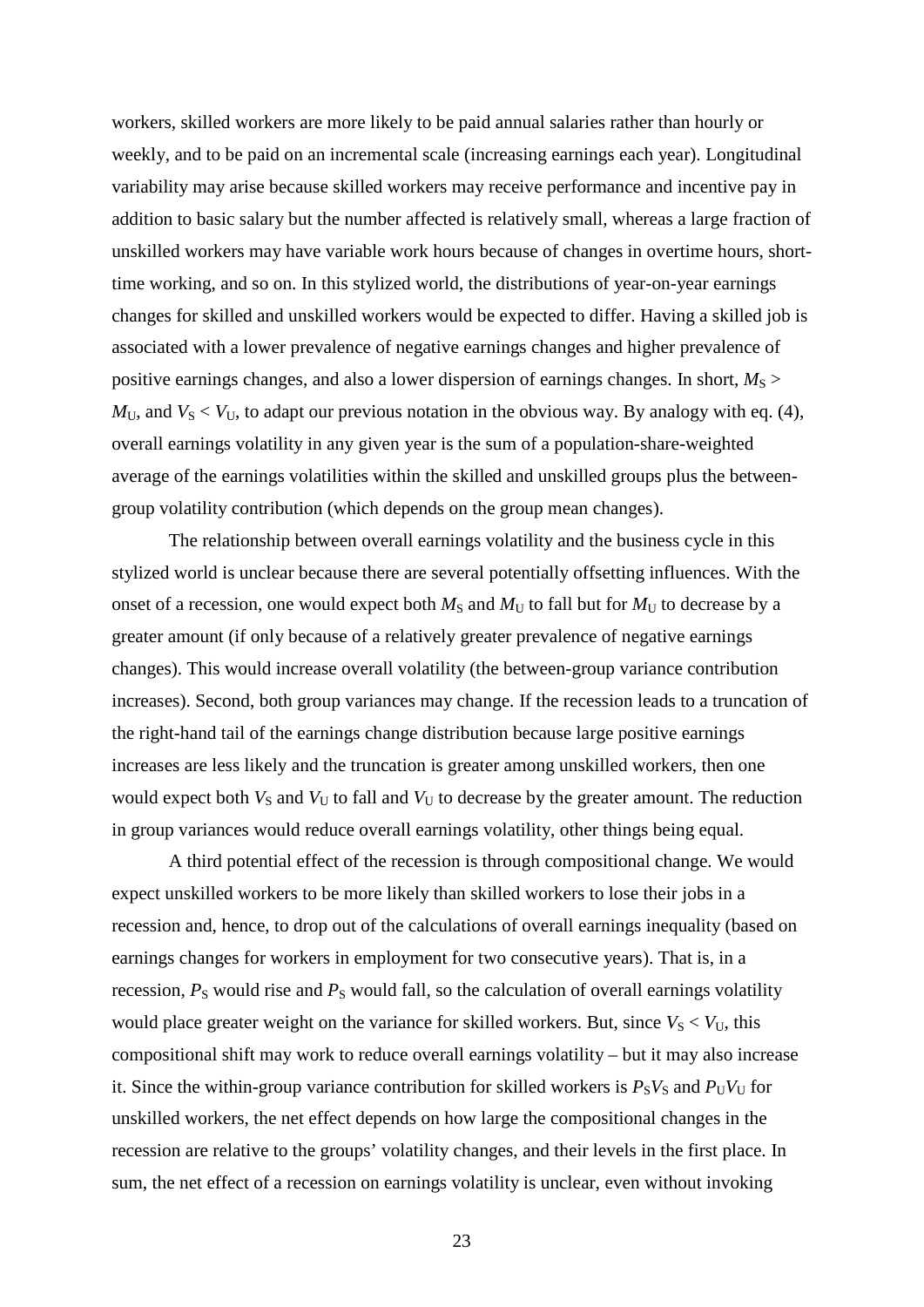workers, skilled workers are more likely to be paid annual salaries rather than hourly or weekly, and to be paid on an incremental scale (increasing earnings each year). Longitudinal variability may arise because skilled workers may receive performance and incentive pay in addition to basic salary but the number affected is relatively small, whereas a large fraction of unskilled workers may have variable work hours because of changes in overtime hours, short-time working, and so on. In this stylized world, the distributions of year-on-year earnings changes for skilled and unskilled workers would be expected to differ. Having a skilled job is associated with a lower prevalence of negative earnings changes and higher prevalence of positive earnings changes, and also a lower dispersion of earnings changes. In short, $M_S > M_U$, and $V_S < V_U$, to adapt our previous notation in the obvious way. By analogy with eq. (4), overall earnings volatility in any given year is the sum of a population-share-weighted average of the earnings volatilities within the skilled and unskilled groups plus the between-group volatility contribution (which depends on the group mean changes).

The relationship between overall earnings volatility and the business cycle in this stylized world is unclear because there are several potentially offsetting influences. With the onset of a recession, one would expect both $M_S$ and $M_U$ to fall but for $M_U$ to decrease by a greater amount (if only because of a relatively greater prevalence of negative earnings changes). This would increase overall volatility (the between-group variance contribution increases). Second, both group variances may change. If the recession leads to a truncation of the right-hand tail of the earnings change distribution because large positive earnings increases are less likely and the truncation is greater among unskilled workers, then one would expect both $V_S$ and $V_U$ to fall and $V_U$ to decrease by the greater amount. The reduction in group variances would reduce overall earnings volatility, other things being equal.

A third potential effect of the recession is through compositional change. We would expect unskilled workers to be more likely than skilled workers to lose their jobs in a recession and, hence, to drop out of the calculations of overall earnings inequality (based on earnings changes for workers in employment for two consecutive years). That is, in a recession, $P_S$ would rise and $P_S$ would fall, so the calculation of overall earnings volatility would place greater weight on the variance for skilled workers. But, since $V_S < V_U$, this compositional shift may work to reduce overall earnings volatility – but it may also increase it. Since the within-group variance contribution for skilled workers is $P_S V_S$ and $P_U V_U$ for unskilled workers, the net effect depends on how large the compositional changes in the recession are relative to the groups' volatility changes, and their levels in the first place. In sum, the net effect of a recession on earnings volatility is unclear, even without invoking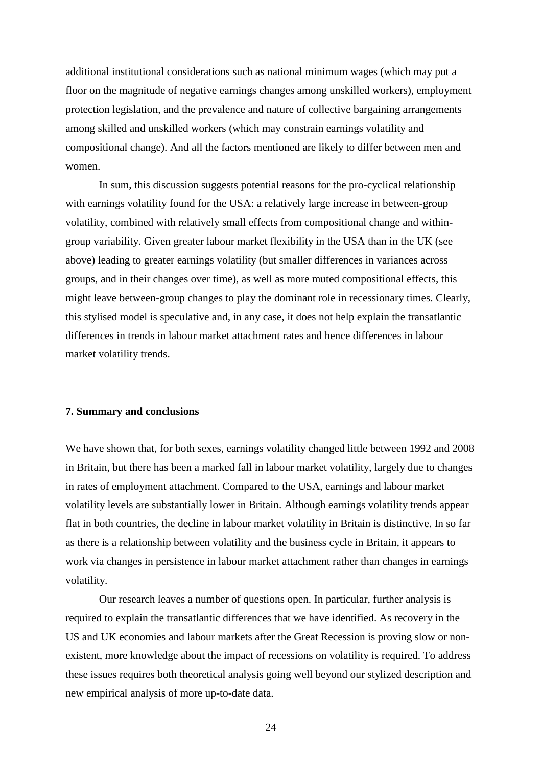additional institutional considerations such as national minimum wages (which may put a floor on the magnitude of negative earnings changes among unskilled workers), employment protection legislation, and the prevalence and nature of collective bargaining arrangements among skilled and unskilled workers (which may constrain earnings volatility and compositional change). And all the factors mentioned are likely to differ between men and women.

In sum, this discussion suggests potential reasons for the pro-cyclical relationship with earnings volatility found for the USA: a relatively large increase in between-group volatility, combined with relatively small effects from compositional change and within-group variability. Given greater labour market flexibility in the USA than in the UK (see above) leading to greater earnings volatility (but smaller differences in variances across groups, and in their changes over time), as well as more muted compositional effects, this might leave between-group changes to play the dominant role in recessionary times. Clearly, this stylised model is speculative and, in any case, it does not help explain the transatlantic differences in trends in labour market attachment rates and hence differences in labour market volatility trends.

## 7. Summary and conclusions

We have shown that, for both sexes, earnings volatility changed little between 1992 and 2008 in Britain, but there has been a marked fall in labour market volatility, largely due to changes in rates of employment attachment. Compared to the USA, earnings and labour market volatility levels are substantially lower in Britain. Although earnings volatility trends appear flat in both countries, the decline in labour market volatility in Britain is distinctive. In so far as there is a relationship between volatility and the business cycle in Britain, it appears to work via changes in persistence in labour market attachment rather than changes in earnings volatility.

Our research leaves a number of questions open. In particular, further analysis is required to explain the transatlantic differences that we have identified. As recovery in the US and UK economies and labour markets after the Great Recession is proving slow or non-existent, more knowledge about the impact of recessions on volatility is required. To address these issues requires both theoretical analysis going well beyond our stylized description and new empirical analysis of more up-to-date data.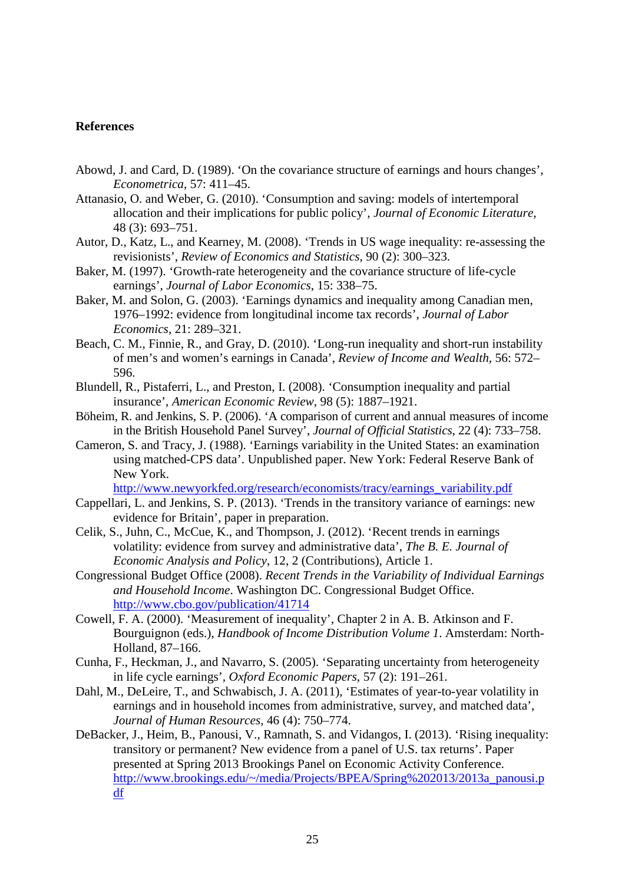**References**

Abowd, J. and Card, D. (1989). 'On the covariance structure of earnings and hours changes', *Econometrica*, 57: 411–45.

Attanasio, O. and Weber, G. (2010). 'Consumption and saving: models of intertemporal allocation and their implications for public policy', *Journal of Economic Literature*, 48 (3): 693–751.

Autor, D., Katz, L., and Kearney, M. (2008). 'Trends in US wage inequality: re-assessing the revisionists', *Review of Economics and Statistics*, 90 (2): 300–323.

Baker, M. (1997). 'Growth-rate heterogeneity and the covariance structure of life-cycle earnings', *Journal of Labor Economics*, 15: 338–75.

Baker, M. and Solon, G. (2003). 'Earnings dynamics and inequality among Canadian men, 1976–1992: evidence from longitudinal income tax records', *Journal of Labor Economics*, 21: 289–321.

Beach, C. M., Finnie, R., and Gray, D. (2010). 'Long-run inequality and short-run instability of men's and women's earnings in Canada', *Review of Income and Wealth*, 56: 572–596.

Blundell, R., Pistaferri, L., and Preston, I. (2008). 'Consumption inequality and partial insurance', *American Economic Review*, 98 (5): 1887–1921.

Böheim, R. and Jenkins, S. P. (2006). 'A comparison of current and annual measures of income in the British Household Panel Survey', *Journal of Official Statistics*, 22 (4): 733–758.

Cameron, S. and Tracy, J. (1988). 'Earnings variability in the United States: an examination using matched-CPS data'. Unpublished paper. New York: Federal Reserve Bank of New York. http://www.newyorkfed.org/research/economists/tracy/earnings_variability.pdf

Cappellari, L. and Jenkins, S. P. (2013). 'Trends in the transitory variance of earnings: new evidence for Britain', paper in preparation.

Celik, S., Juhn, C., McCue, K., and Thompson, J. (2012). 'Recent trends in earnings volatility: evidence from survey and administrative data', *The B. E. Journal of Economic Analysis and Policy*, 12, 2 (Contributions), Article 1.

Congressional Budget Office (2008). *Recent Trends in the Variability of Individual Earnings and Household Income*. Washington DC. Congressional Budget Office. http://www.cbo.gov/publication/41714

Cowell, F. A. (2000). 'Measurement of inequality', Chapter 2 in A. B. Atkinson and F. Bourguignon (eds.), *Handbook of Income Distribution Volume 1*. Amsterdam: North-Holland, 87–166.

Cunha, F., Heckman, J., and Navarro, S. (2005). 'Separating uncertainty from heterogeneity in life cycle earnings', *Oxford Economic Papers*, 57 (2): 191–261.

Dahl, M., DeLeire, T., and Schwabisch, J. A. (2011), 'Estimates of year-to-year volatility in earnings and in household incomes from administrative, survey, and matched data', *Journal of Human Resources*, 46 (4): 750–774.

DeBacker, J., Heim, B., Panousi, V., Ramnath, S. and Vidangos, I. (2013). 'Rising inequality: transitory or permanent? New evidence from a panel of U.S. tax returns'. Paper presented at Spring 2013 Brookings Panel on Economic Activity Conference. http://www.brookings.edu/~/media/Projects/BPEA/Spring%202013/2013a_panousi.pdf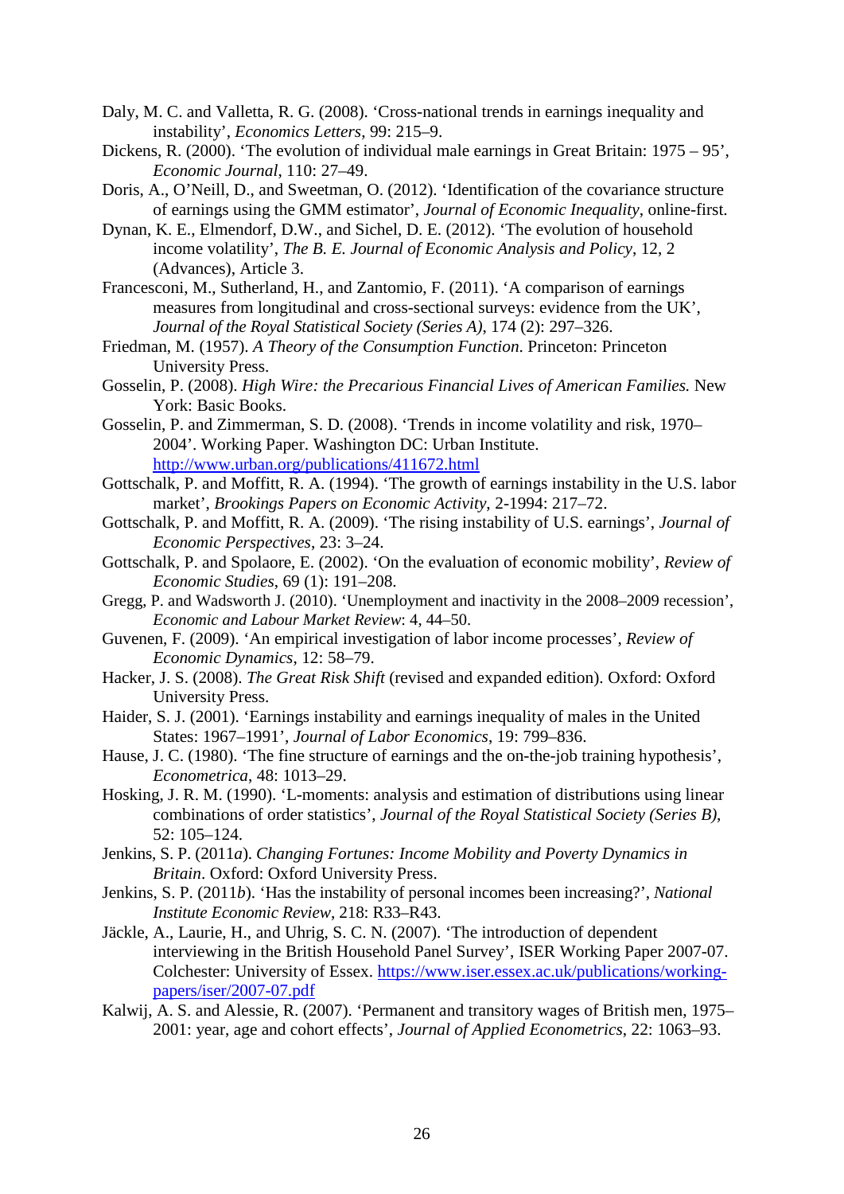Daly, M. C. and Valletta, R. G. (2008). ‘Cross-national trends in earnings inequality and instability’, *Economics Letters*, 99: 215–9.

Dickens, R. (2000). ‘The evolution of individual male earnings in Great Britain: 1975 – 95’, *Economic Journal*, 110: 27–49.

Doris, A., O’Neill, D., and Sweetman, O. (2012). ‘Identification of the covariance structure of earnings using the GMM estimator’, *Journal of Economic Inequality*, online-first.

Dynan, K. E., Elmendorf, D.W., and Sichel, D. E. (2012). ‘The evolution of household income volatility’, *The B. E. Journal of Economic Analysis and Policy*, 12, 2 (Advances), Article 3.

Francesconi, M., Sutherland, H., and Zantomio, F. (2011). ‘A comparison of earnings measures from longitudinal and cross-sectional surveys: evidence from the UK’, *Journal of the Royal Statistical Society (Series A)*, 174 (2): 297–326.

Friedman, M. (1957). *A Theory of the Consumption Function*. Princeton: Princeton University Press.

Gosselin, P. (2008). *High Wire: the Precarious Financial Lives of American Families.* New York: Basic Books.

Gosselin, P. and Zimmerman, S. D. (2008). ‘Trends in income volatility and risk, 1970–2004’. Working Paper. Washington DC: Urban Institute. http://www.urban.org/publications/411672.html

Gottschalk, P. and Moffitt, R. A. (1994). ‘The growth of earnings instability in the U.S. labor market’, *Brookings Papers on Economic Activity*, 2-1994: 217–72.

Gottschalk, P. and Moffitt, R. A. (2009). ‘The rising instability of U.S. earnings’, *Journal of Economic Perspectives*, 23: 3–24.

Gottschalk, P. and Spolaore, E. (2002). ‘On the evaluation of economic mobility’, *Review of Economic Studies*, 69 (1): 191–208.

Gregg, P. and Wadsworth J. (2010). ‘Unemployment and inactivity in the 2008–2009 recession’, *Economic and Labour Market Review*: 4, 44–50.

Guvenen, F. (2009). ‘An empirical investigation of labor income processes’, *Review of Economic Dynamics*, 12: 58–79.

Hacker, J. S. (2008). *The Great Risk Shift* (revised and expanded edition). Oxford: Oxford University Press.

Haider, S. J. (2001). ‘Earnings instability and earnings inequality of males in the United States: 1967–1991’, *Journal of Labor Economics*, 19: 799–836.

Hause, J. C. (1980). ‘The fine structure of earnings and the on-the-job training hypothesis’, *Econometrica*, 48: 1013–29.

Hosking, J. R. M. (1990). ‘L-moments: analysis and estimation of distributions using linear combinations of order statistics’, *Journal of the Royal Statistical Society (Series B)*, 52: 105–124.

Jenkins, S. P. (2011*a*). *Changing Fortunes: Income Mobility and Poverty Dynamics in Britain*. Oxford: Oxford University Press.

Jenkins, S. P. (2011*b*). ‘Has the instability of personal incomes been increasing?’, *National Institute Economic Review*, 218: R33–R43.

Jäckle, A., Laurie, H., and Uhrig, S. C. N. (2007). ‘The introduction of dependent interviewing in the British Household Panel Survey’, ISER Working Paper 2007-07. Colchester: University of Essex. https://www.iser.essex.ac.uk/publications/working-papers/iser/2007-07.pdf

Kalwij, A. S. and Alessie, R. (2007). ‘Permanent and transitory wages of British men, 1975–2001: year, age and cohort effects’, *Journal of Applied Econometrics*, 22: 1063–93.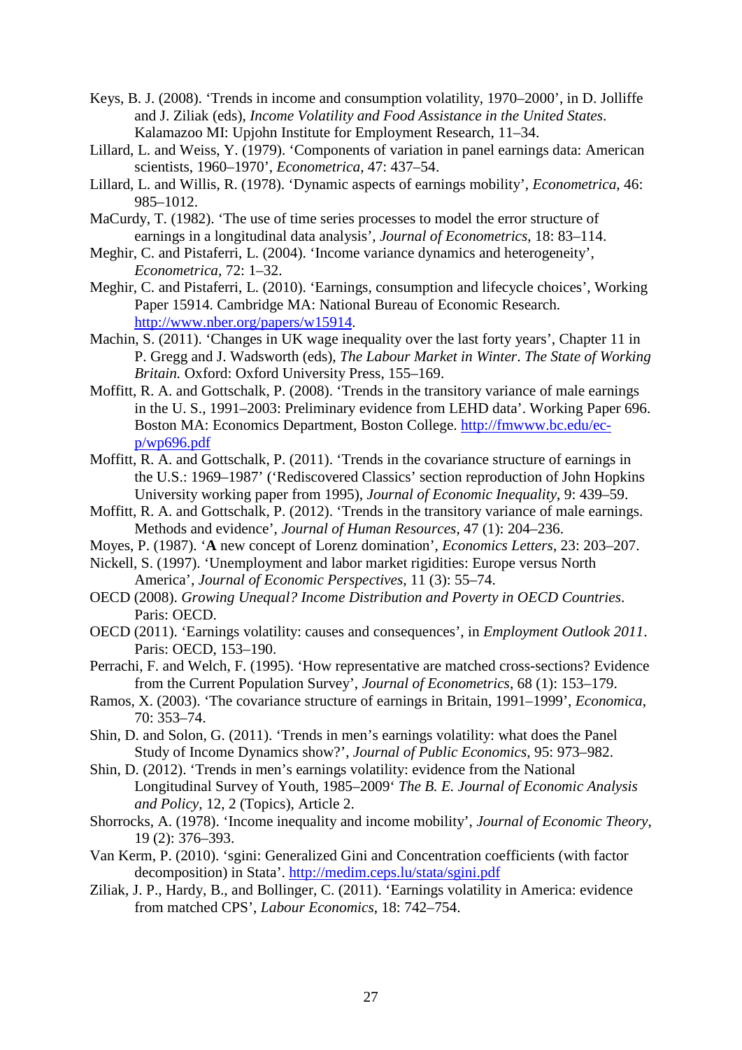Keys, B. J. (2008). 'Trends in income and consumption volatility, 1970–2000', in D. Jolliffe and J. Ziliak (eds), *Income Volatility and Food Assistance in the United States*. Kalamazoo MI: Upjohn Institute for Employment Research, 11–34.

Lillard, L. and Weiss, Y. (1979). 'Components of variation in panel earnings data: American scientists, 1960–1970', *Econometrica*, 47: 437–54.

Lillard, L. and Willis, R. (1978). 'Dynamic aspects of earnings mobility', *Econometrica*, 46: 985–1012.

MaCurdy, T. (1982). 'The use of time series processes to model the error structure of earnings in a longitudinal data analysis', *Journal of Econometrics*, 18: 83–114.

Meghir, C. and Pistaferri, L. (2004). 'Income variance dynamics and heterogeneity', *Econometrica*, 72: 1–32.

Meghir, C. and Pistaferri, L. (2010). 'Earnings, consumption and lifecycle choices', Working Paper 15914. Cambridge MA: National Bureau of Economic Research. http://www.nber.org/papers/w15914.

Machin, S. (2011). 'Changes in UK wage inequality over the last forty years', Chapter 11 in P. Gregg and J. Wadsworth (eds), *The Labour Market in Winter*. *The State of Working Britain.* Oxford: Oxford University Press, 155–169.

Moffitt, R. A. and Gottschalk, P. (2008). 'Trends in the transitory variance of male earnings in the U. S., 1991–2003: Preliminary evidence from LEHD data'. Working Paper 696. Boston MA: Economics Department, Boston College. http://fmwww.bc.edu/ec-p/wp696.pdf

Moffitt, R. A. and Gottschalk, P. (2011). 'Trends in the covariance structure of earnings in the U.S.: 1969–1987' ('Rediscovered Classics' section reproduction of John Hopkins University working paper from 1995), *Journal of Economic Inequality*, 9: 439–59.

Moffitt, R. A. and Gottschalk, P. (2012). 'Trends in the transitory variance of male earnings. Methods and evidence', *Journal of Human Resources*, 47 (1): 204–236.

Moyes, P. (1987). '**A** new concept of Lorenz domination', *Economics Letters*, 23: 203–207.

Nickell, S. (1997). 'Unemployment and labor market rigidities: Europe versus North America', *Journal of Economic Perspectives*, 11 (3): 55–74.

OECD (2008). *Growing Unequal? Income Distribution and Poverty in OECD Countries*. Paris: OECD.

OECD (2011). 'Earnings volatility: causes and consequences', in *Employment Outlook 2011*. Paris: OECD, 153–190.

Perrachi, F. and Welch, F. (1995). 'How representative are matched cross-sections? Evidence from the Current Population Survey', *Journal of Econometrics*, 68 (1): 153–179.

Ramos, X. (2003). 'The covariance structure of earnings in Britain, 1991–1999', *Economica*, 70: 353–74.

Shin, D. and Solon, G. (2011). 'Trends in men's earnings volatility: what does the Panel Study of Income Dynamics show?', *Journal of Public Economics*, 95: 973–982.

Shin, D. (2012). 'Trends in men's earnings volatility: evidence from the National Longitudinal Survey of Youth, 1985–2009' *The B. E. Journal of Economic Analysis and Policy*, 12, 2 (Topics), Article 2.

Shorrocks, A. (1978). 'Income inequality and income mobility', *Journal of Economic Theory*, 19 (2): 376–393.

Van Kerm, P. (2010). 'sgini: Generalized Gini and Concentration coefficients (with factor decomposition) in Stata'. http://medim.ceps.lu/stata/sgini.pdf

Ziliak, J. P., Hardy, B., and Bollinger, C. (2011). 'Earnings volatility in America: evidence from matched CPS', *Labour Economics*, 18: 742–754.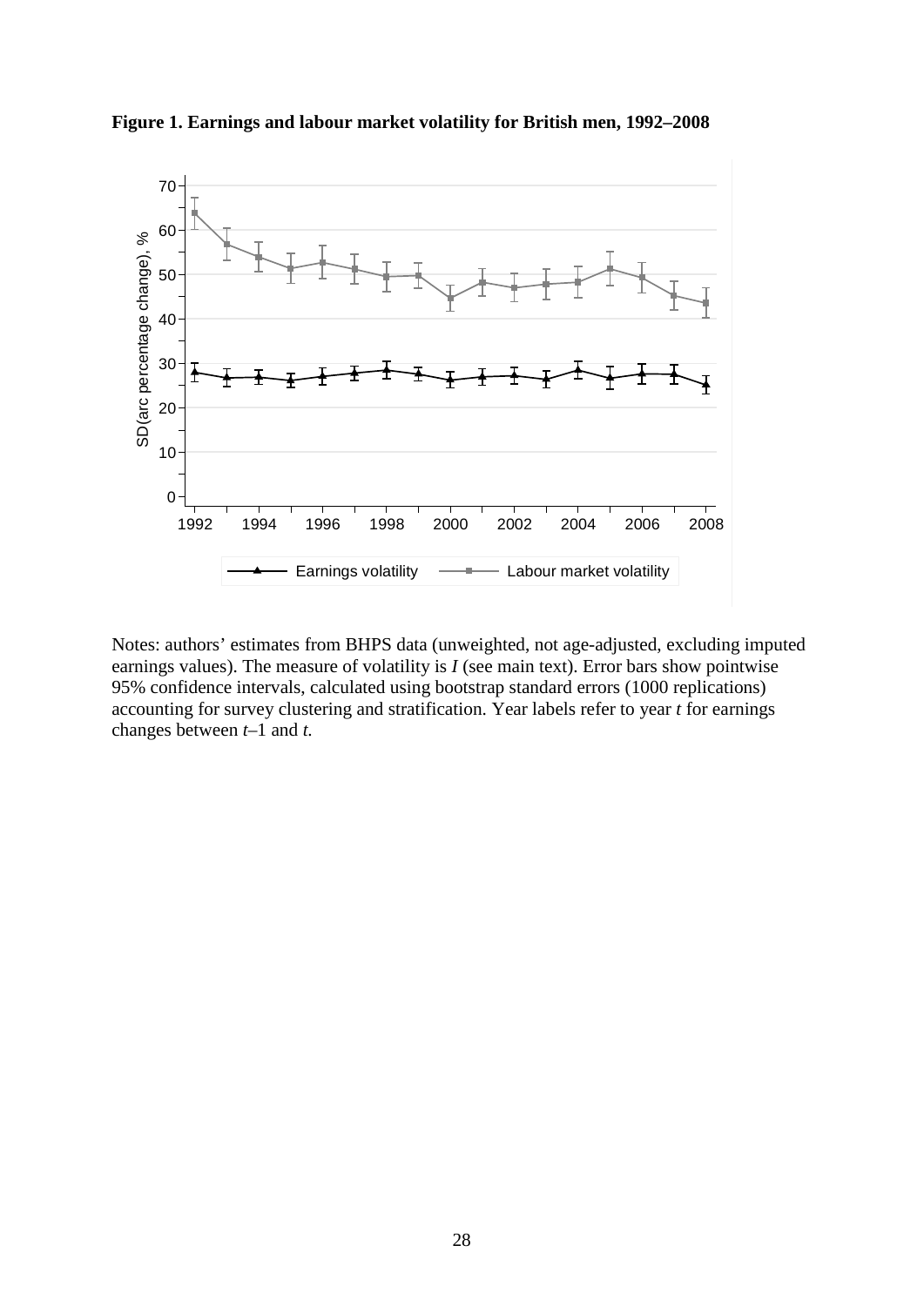**Figure 1. Earnings and labour market volatility for British men, 1992–2008**

Notes: authors' estimates from BHPS data (unweighted, not age-adjusted, excluding imputed earnings values). The measure of volatility is *I* (see main text). Error bars show pointwise 95% confidence intervals, calculated using bootstrap standard errors (1000 replications) accounting for survey clustering and stratification. Year labels refer to year *t* for earnings changes between *t*–1 and *t*.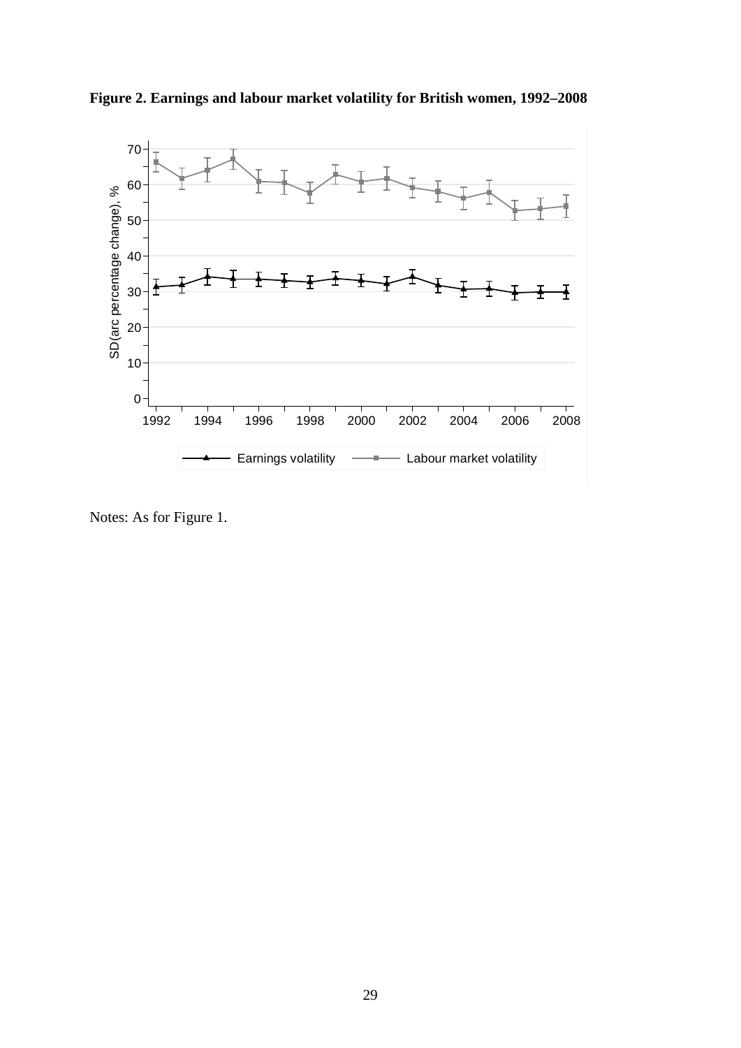**Figure 2. Earnings and labour market volatility for British women, 1992–2008**

Notes: As for Figure 1.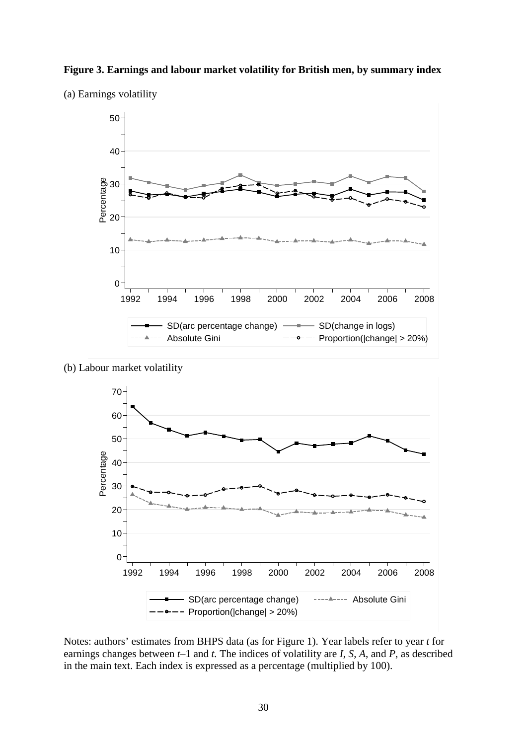**Figure 3. Earnings and labour market volatility for British men, by summary index**

(a) Earnings volatility

(b) Labour market volatility

Notes: authors' estimates from BHPS data (as for Figure 1). Year labels refer to year *t* for earnings changes between *t*–1 and *t.* The indices of volatility are *I*, *S*, *A*, and *P*, as described in the main text. Each index is expressed as a percentage (multiplied by 100).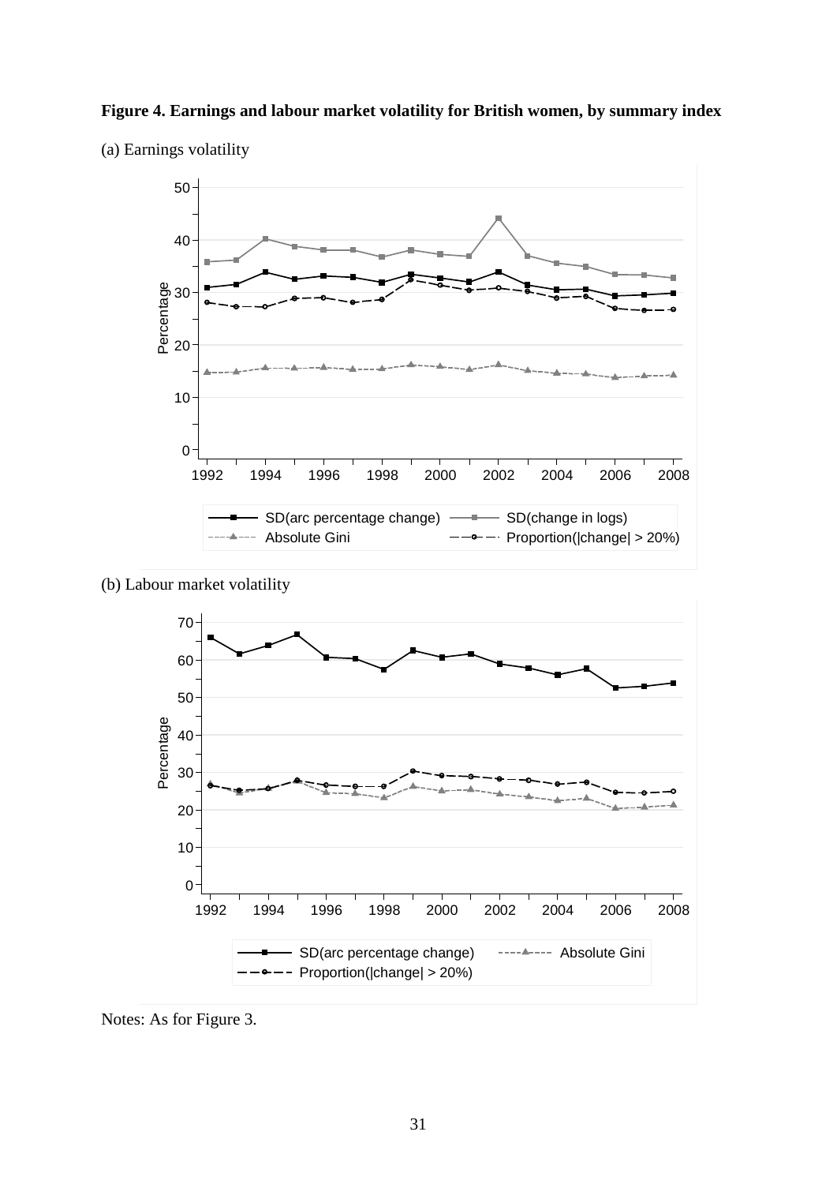**Figure 4. Earnings and labour market volatility for British women, by summary index**

(a) Earnings volatility

(b) Labour market volatility

Notes: As for Figure 3.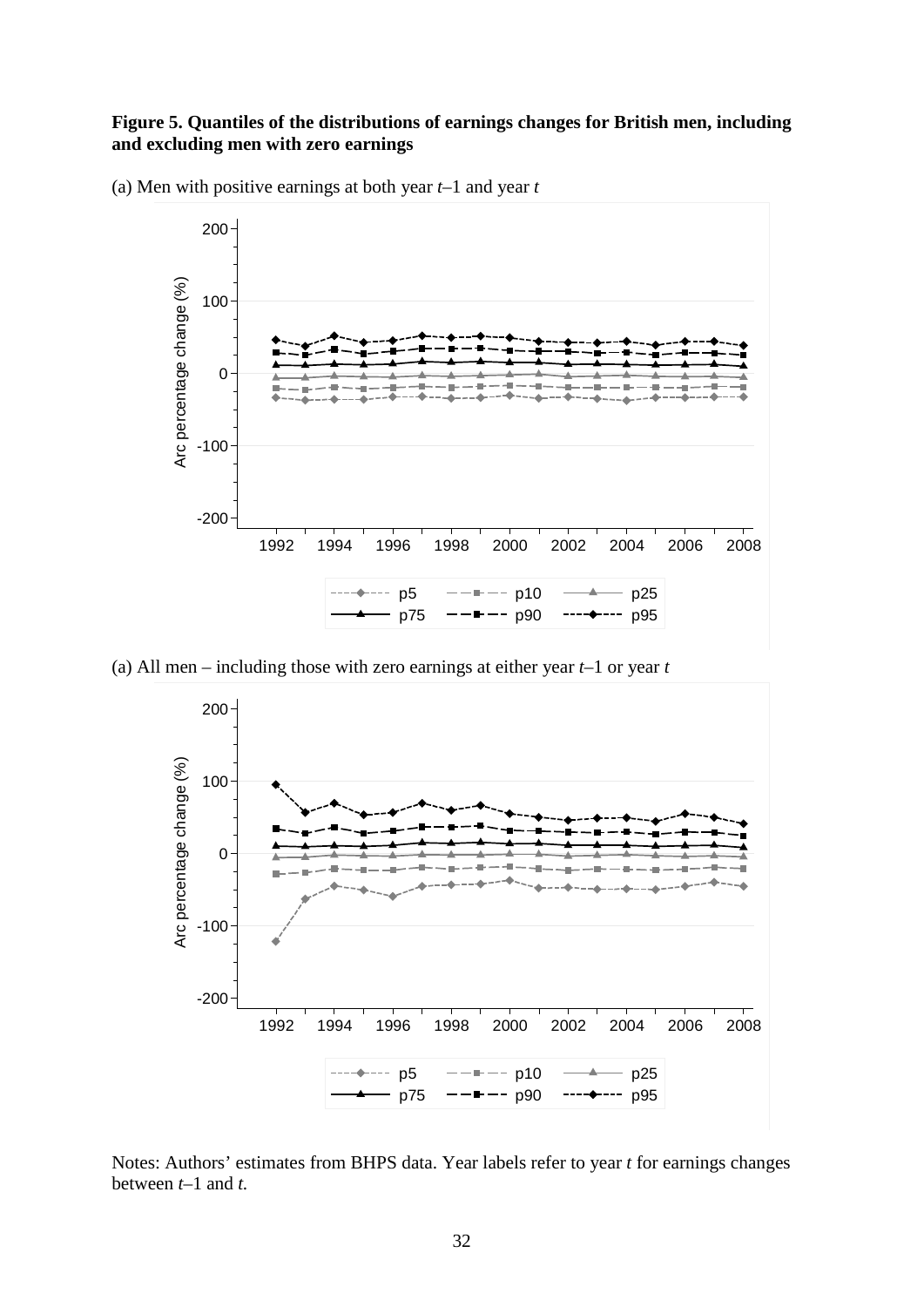**Figure 5. Quantiles of the distributions of earnings changes for British men, including and excluding men with zero earnings**

(a) Men with positive earnings at both year *t*–1 and year *t*

(a) All men – including those with zero earnings at either year *t*–1 or year *t*

Notes: Authors' estimates from BHPS data. Year labels refer to year *t* for earnings changes between *t*–1 and *t*.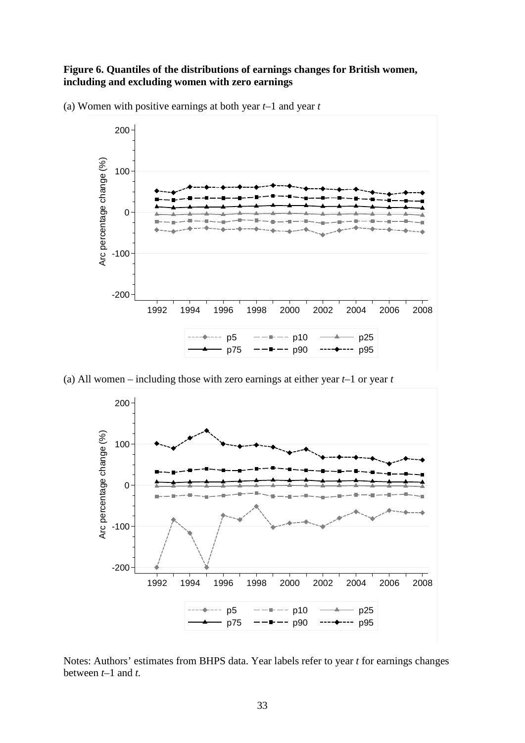**Figure 6. Quantiles of the distributions of earnings changes for British women, including and excluding women with zero earnings**

(a) Women with positive earnings at both year *t*–1 and year *t*

(a) All women – including those with zero earnings at either year *t*–1 or year *t*

Notes: Authors' estimates from BHPS data. Year labels refer to year *t* for earnings changes between *t*–1 and *t.*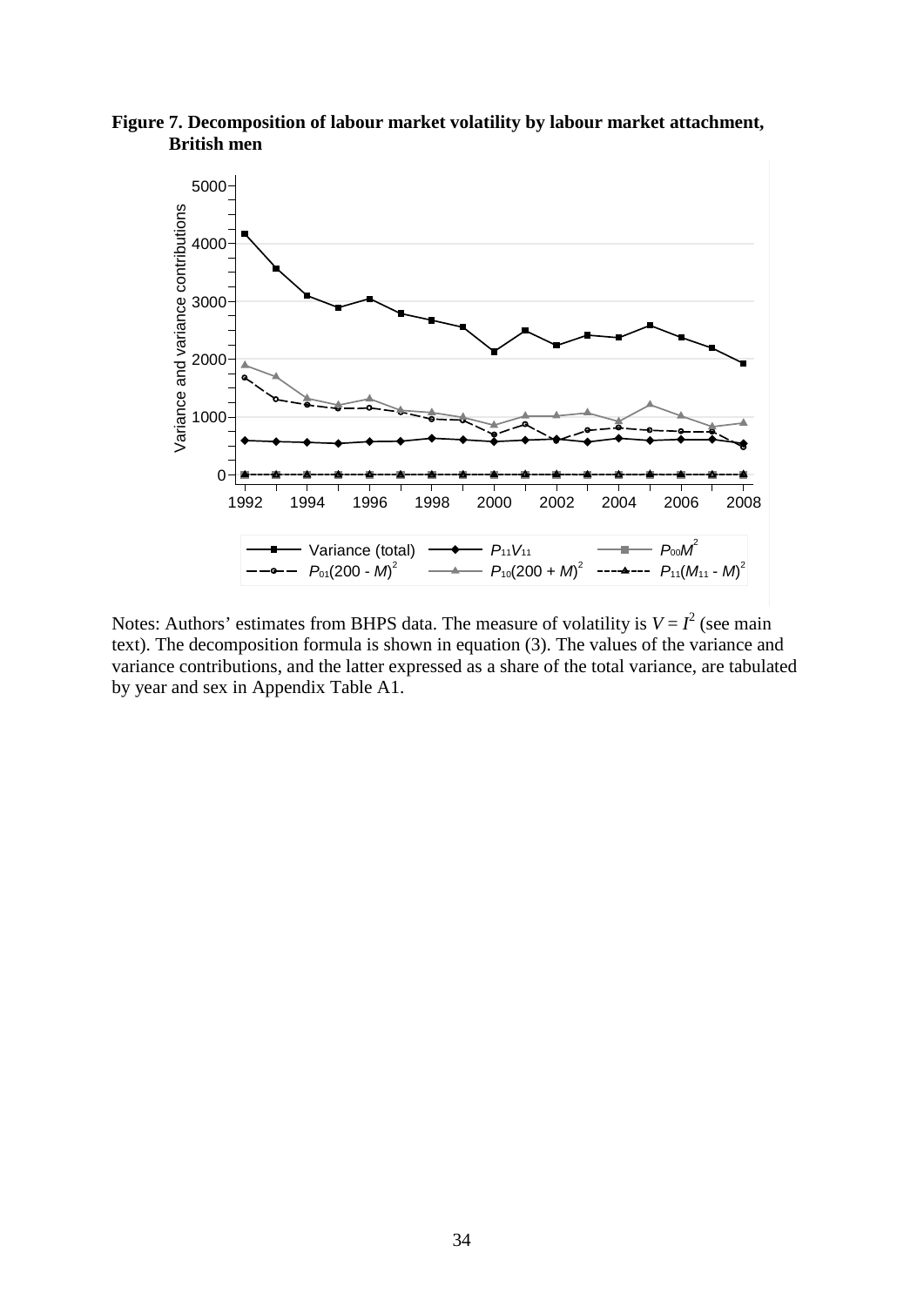**Figure 7. Decomposition of labour market volatility by labour market attachment, British men**

Notes: Authors' estimates from BHPS data. The measure of volatility is $V = I^2$ (see main text). The decomposition formula is shown in equation (3). The values of the variance and variance contributions, and the latter expressed as a share of the total variance, are tabulated by year and sex in Appendix Table A1.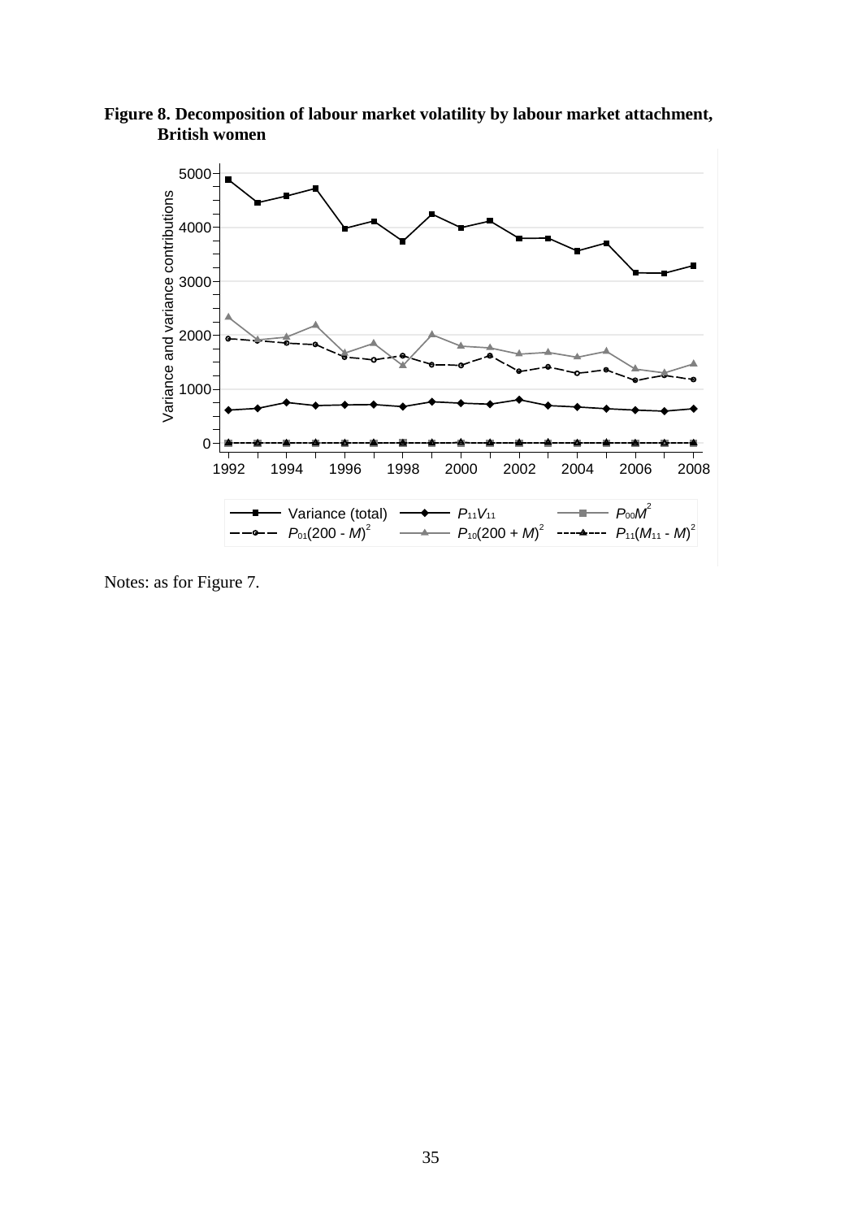**Figure 8. Decomposition of labour market volatility by labour market attachment, British women**

Notes: as for Figure 7.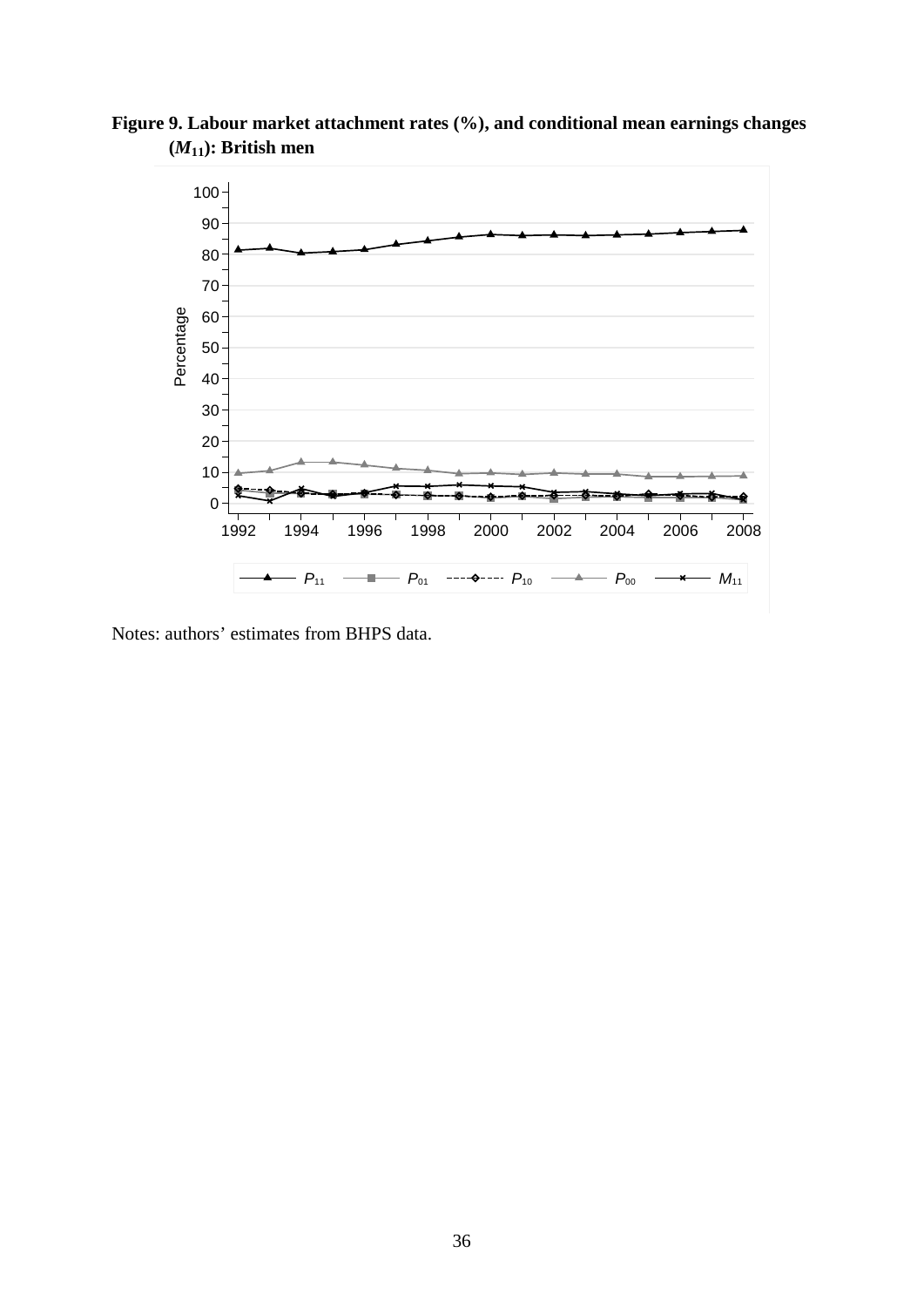**Figure 9. Labour market attachment rates (%), and conditional mean earnings changes ($M_{11}$): British men**

Notes: authors' estimates from BHPS data.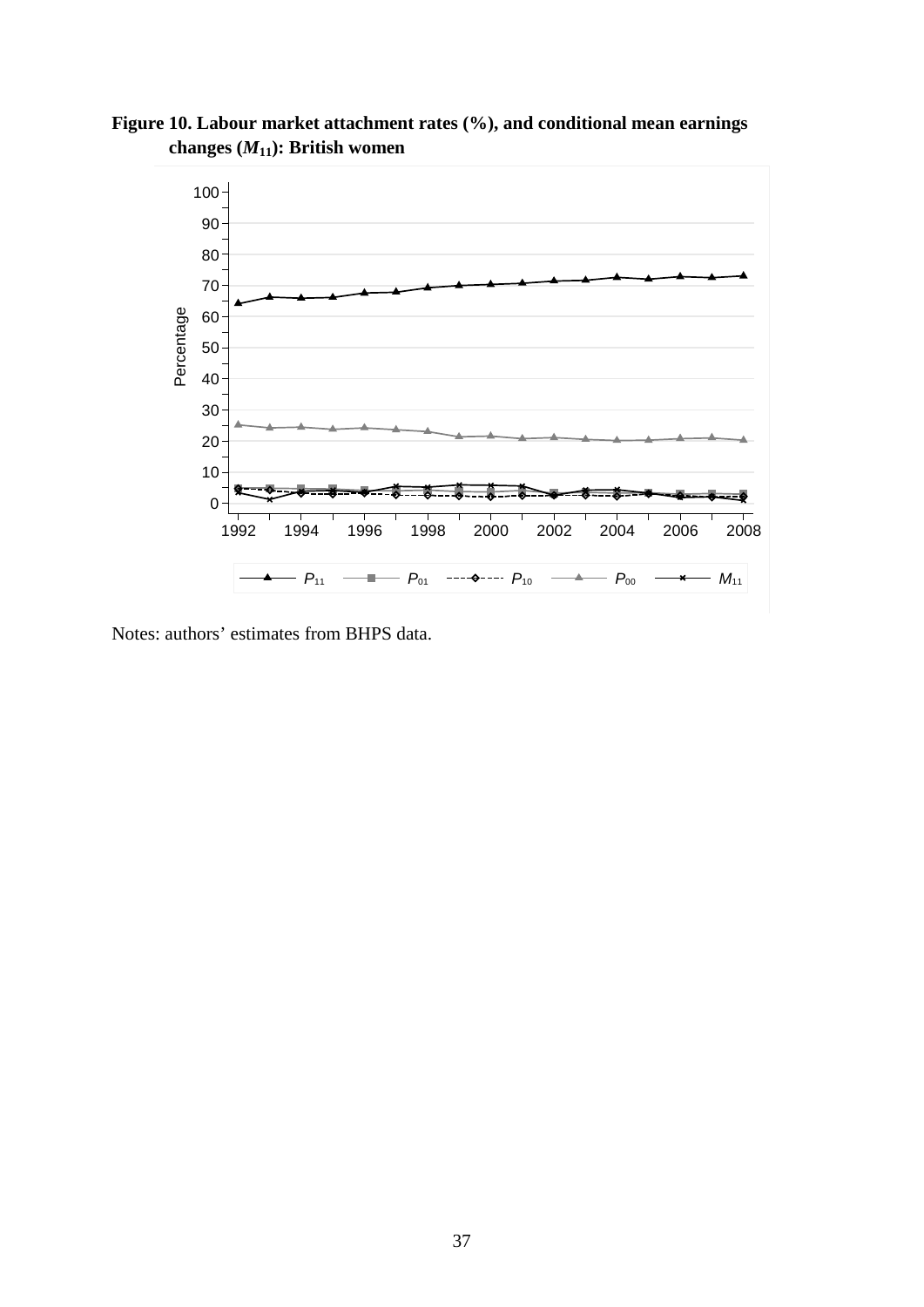**Figure 10. Labour market attachment rates (%), and conditional mean earnings changes ($M_{11}$): British women**

Notes: authors' estimates from BHPS data.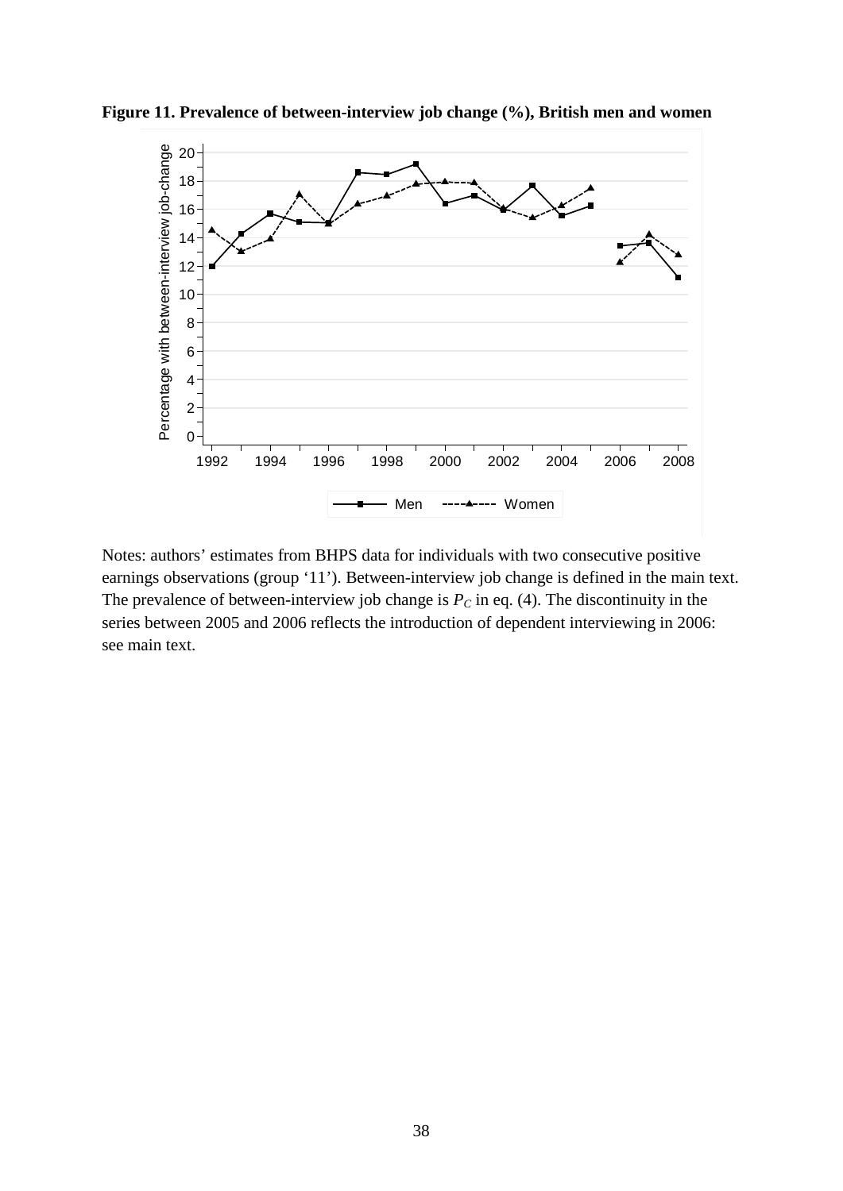**Figure 11. Prevalence of between-interview job change (%), British men and women**

Notes: authors' estimates from BHPS data for individuals with two consecutive positive earnings observations (group '11'). Between-interview job change is defined in the main text. The prevalence of between-interview job change is $P_C$ in eq. (4). The discontinuity in the series between 2005 and 2006 reflects the introduction of dependent interviewing in 2006: see main text.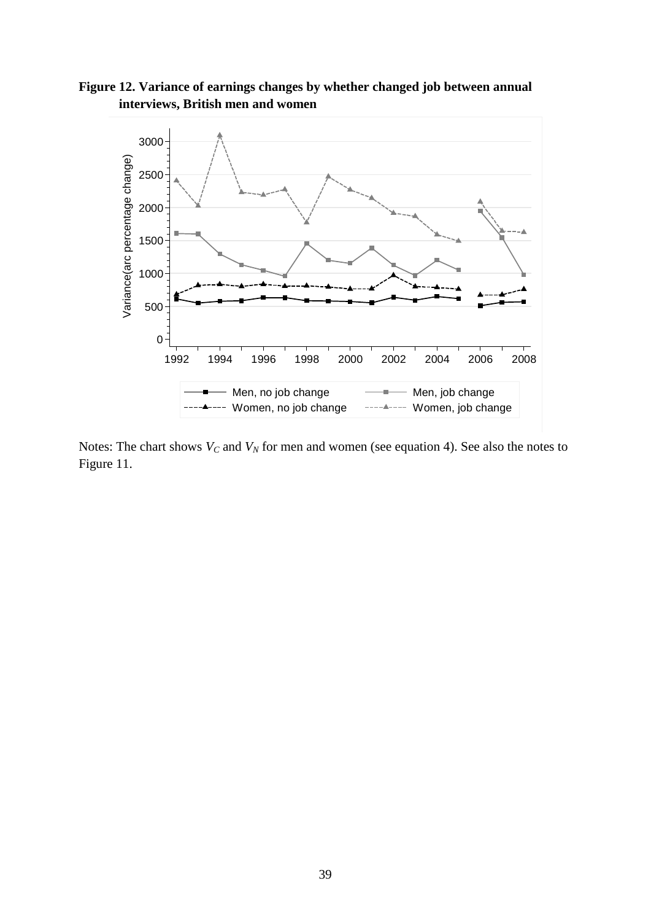**Figure 12. Variance of earnings changes by whether changed job between annual interviews, British men and women**

Notes: The chart shows $V_C$ and $V_N$ for men and women (see equation 4). See also the notes to Figure 11.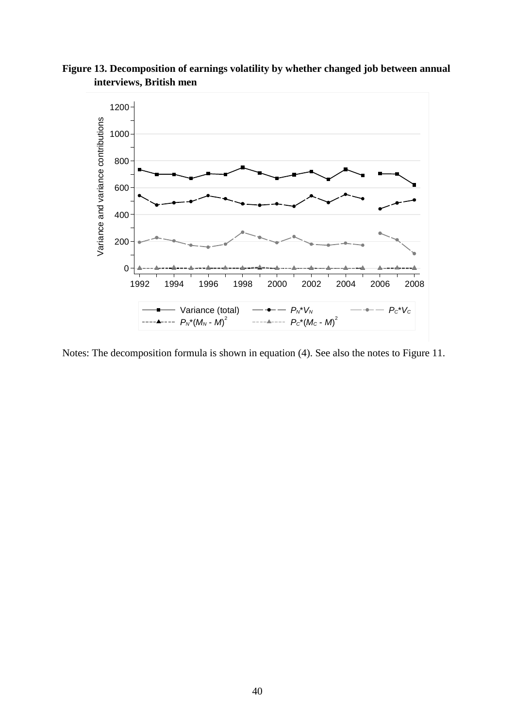**Figure 13. Decomposition of earnings volatility by whether changed job between annual interviews, British men**

Notes: The decomposition formula is shown in equation (4). See also the notes to Figure 11.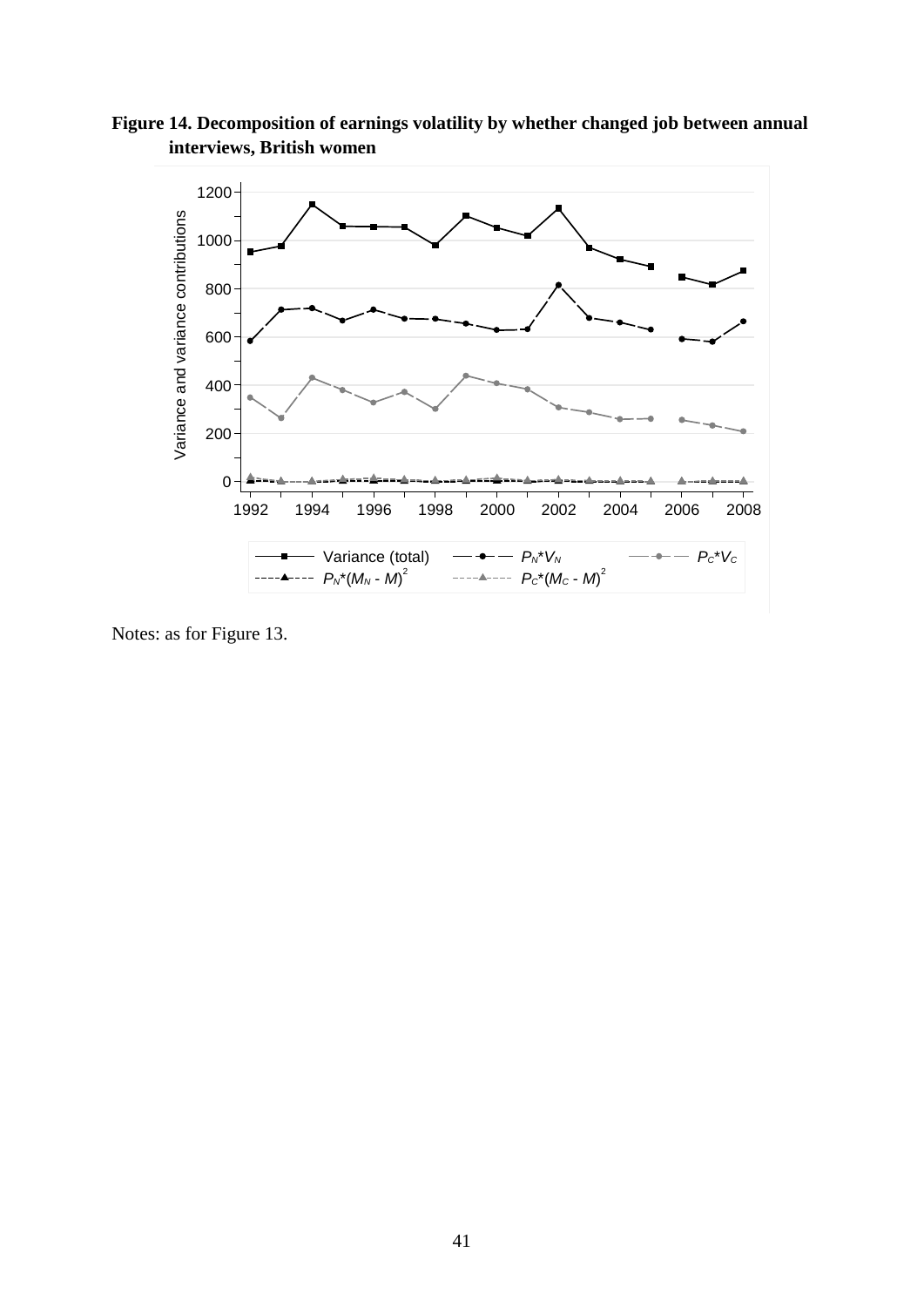**Figure 14. Decomposition of earnings volatility by whether changed job between annual interviews, British women**

Notes: as for Figure 13.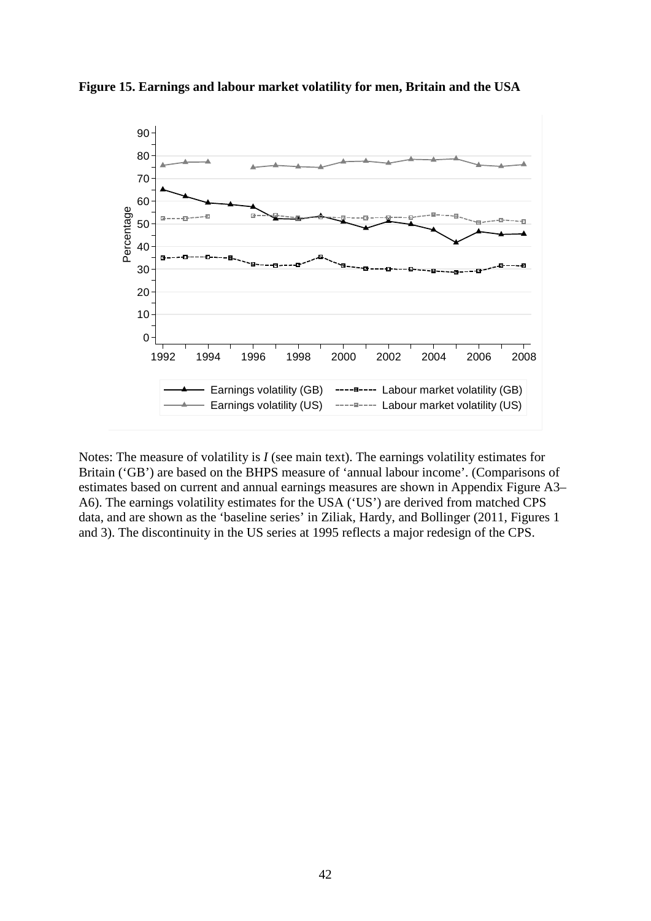**Figure 15. Earnings and labour market volatility for men, Britain and the USA**

Notes: The measure of volatility is *I* (see main text). The earnings volatility estimates for Britain ('GB') are based on the BHPS measure of 'annual labour income'. (Comparisons of estimates based on current and annual earnings measures are shown in Appendix Figure A3–A6). The earnings volatility estimates for the USA ('US') are derived from matched CPS data, and are shown as the 'baseline series' in Ziliak, Hardy, and Bollinger (2011, Figures 1 and 3). The discontinuity in the US series at 1995 reflects a major redesign of the CPS.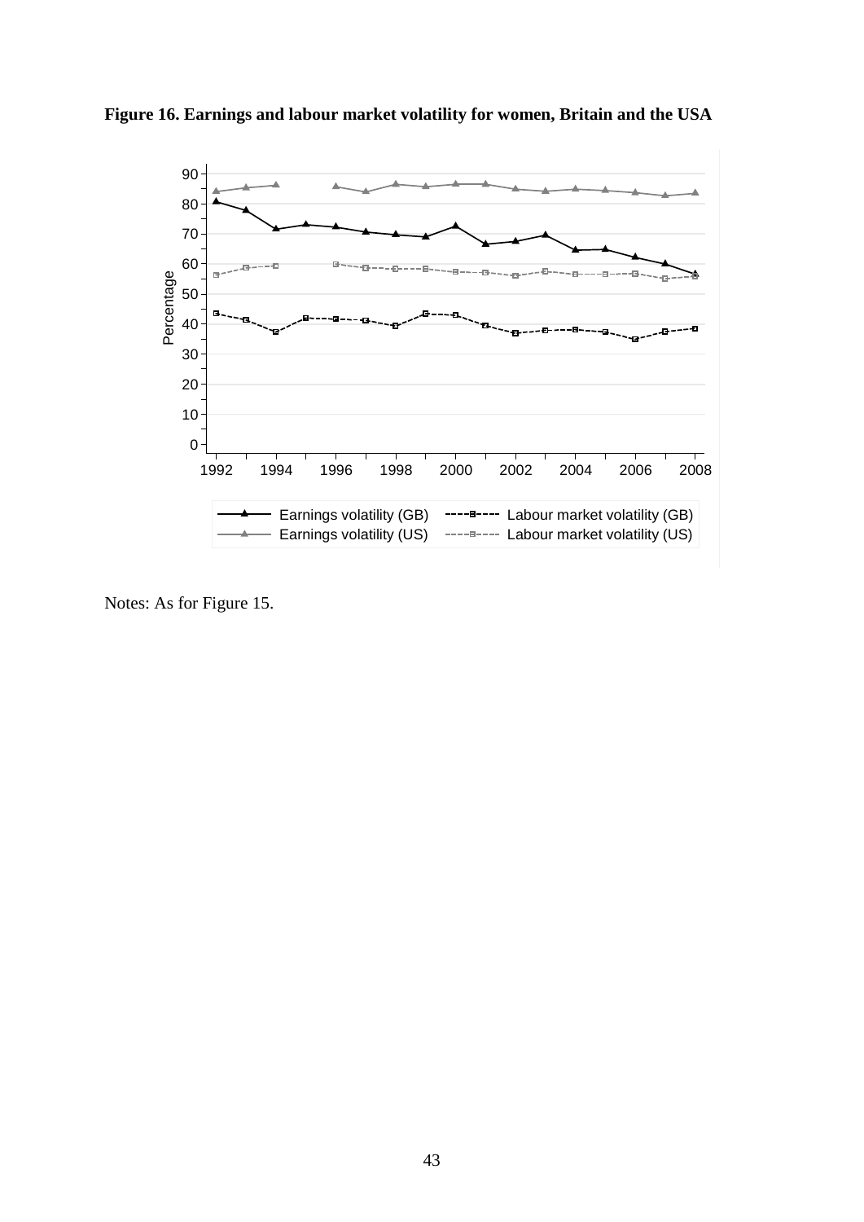**Figure 16. Earnings and labour market volatility for women, Britain and the USA**

Notes: As for Figure 15.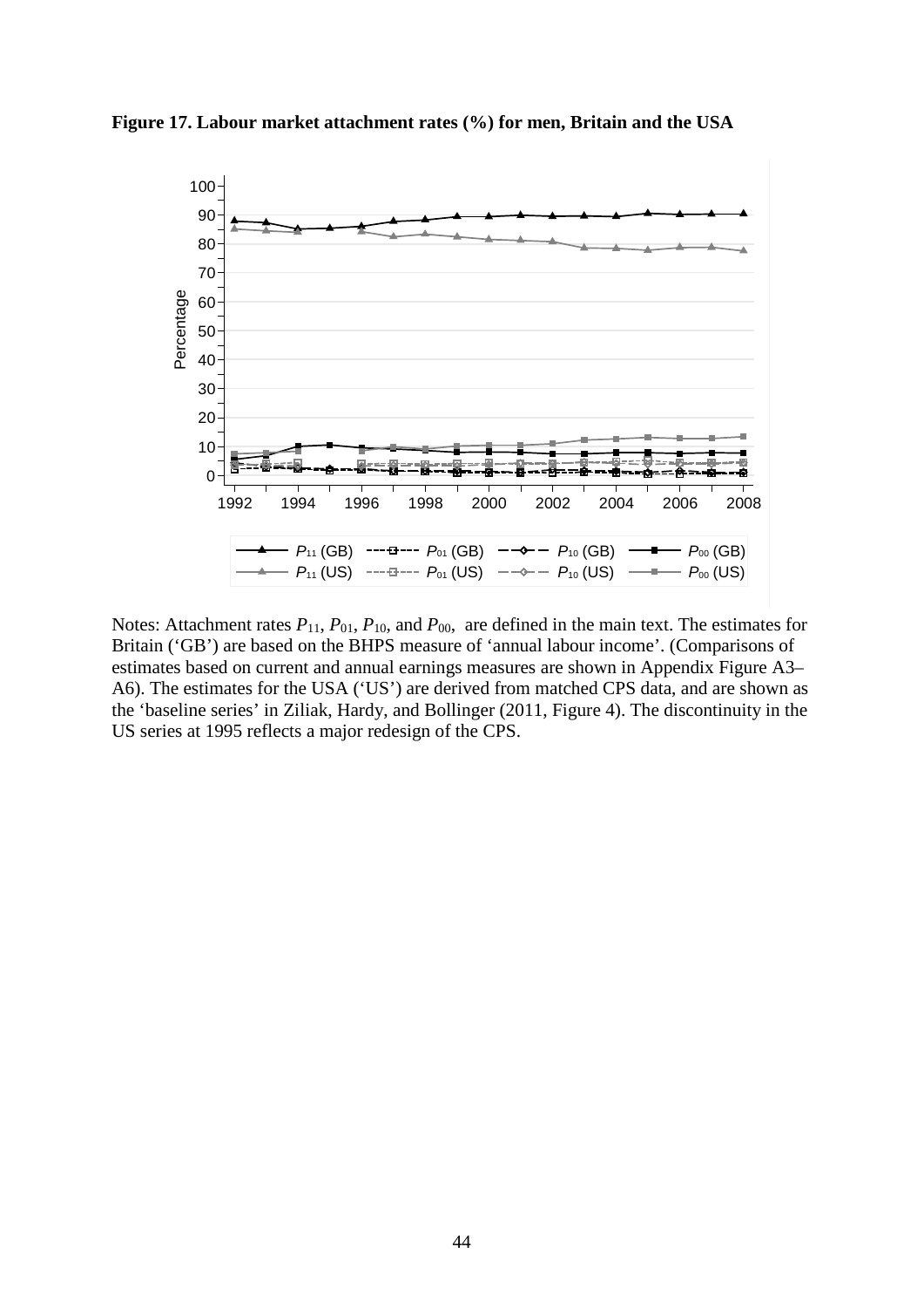**Figure 17. Labour market attachment rates (%) for men, Britain and the USA**

Notes: Attachment rates $P_{11}$, $P_{01}$, $P_{10}$, and $P_{00}$, are defined in the main text. The estimates for Britain ('GB') are based on the BHPS measure of 'annual labour income'. (Comparisons of estimates based on current and annual earnings measures are shown in Appendix Figure A3–A6). The estimates for the USA ('US') are derived from matched CPS data, and are shown as the 'baseline series' in Ziliak, Hardy, and Bollinger (2011, Figure 4). The discontinuity in the US series at 1995 reflects a major redesign of the CPS.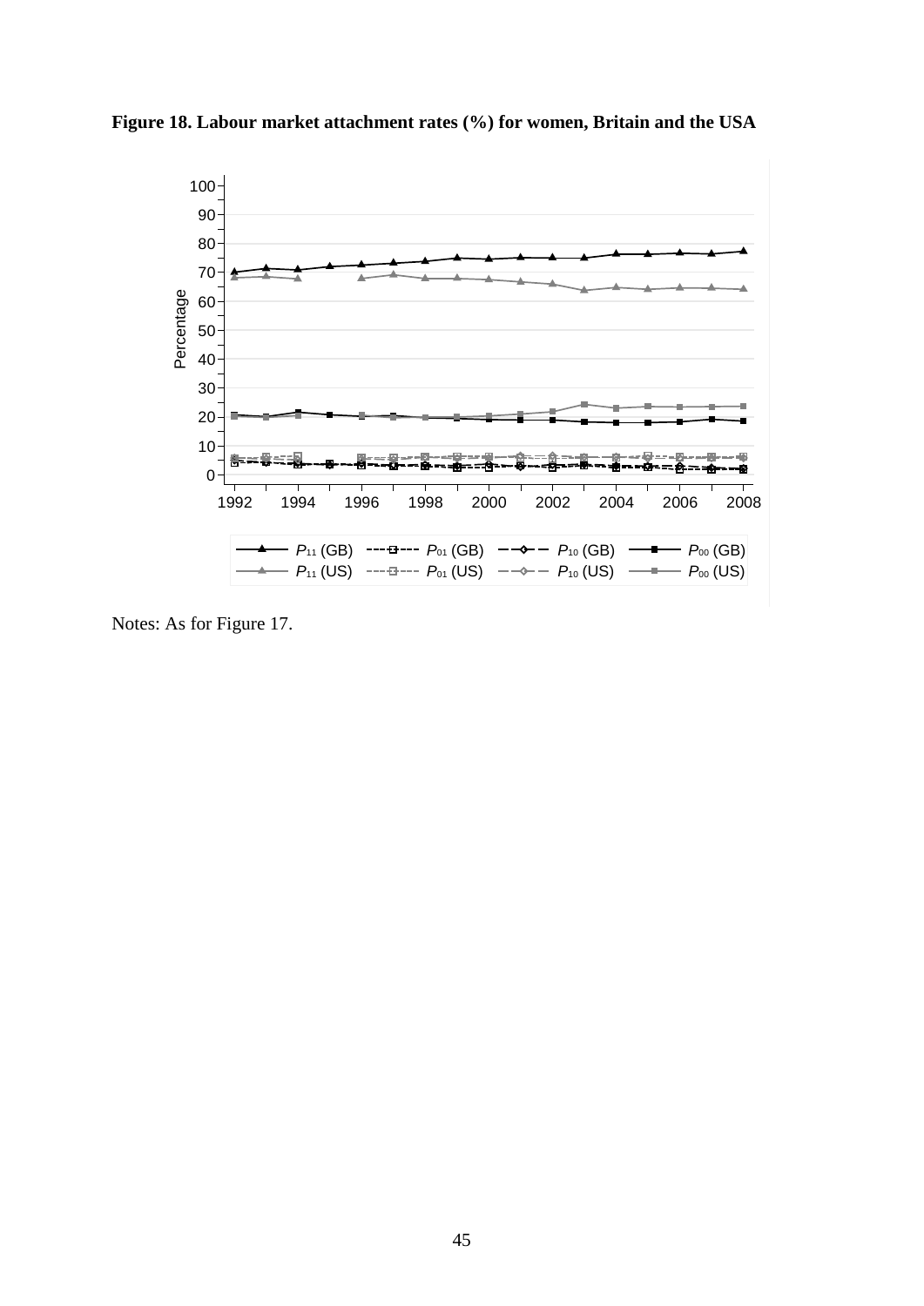**Figure 18. Labour market attachment rates (%) for women, Britain and the USA**

Notes: As for Figure 17.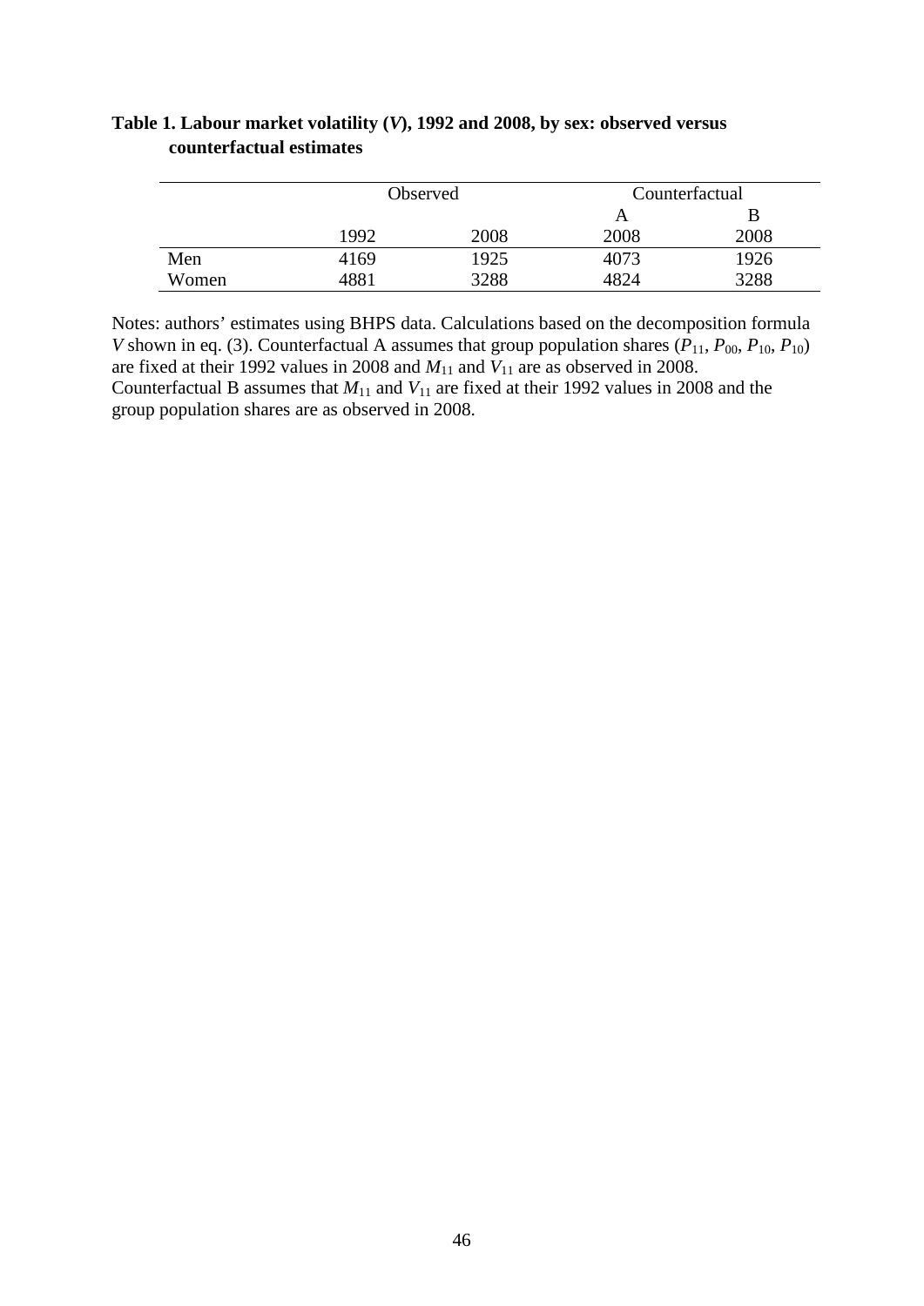**Table 1. Labour market volatility ($V$), 1992 and 2008, by sex: observed versus counterfactual estimates**

| | Observed | | Counterfactual | |
|---|---|---|---|---|
| | | | A | B |
| | 1992 | 2008 | 2008 | 2008 |
| Men | 4169 | 1925 | 4073 | 1926 |
| Women | 4881 | 3288 | 4824 | 3288 |

Notes: authors' estimates using BHPS data. Calculations based on the decomposition formula $V$ shown in eq. (3). Counterfactual A assumes that group population shares ($P_{11}$, $P_{00}$, $P_{10}$, $P_{10}$) are fixed at their 1992 values in 2008 and $M_{11}$ and $V_{11}$ are as observed in 2008. Counterfactual B assumes that $M_{11}$ and $V_{11}$ are fixed at their 1992 values in 2008 and the group population shares are as observed in 2008.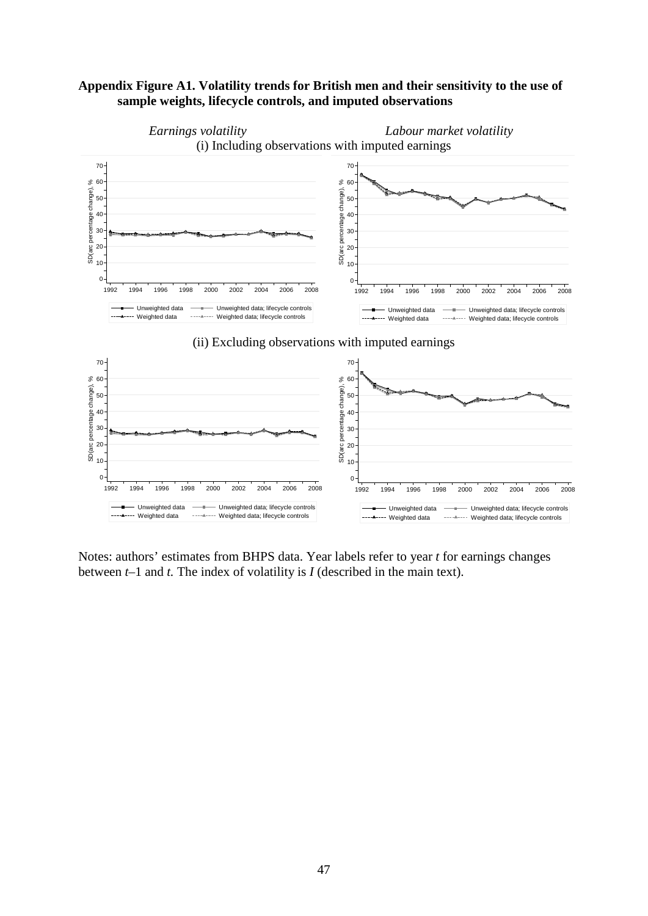**Appendix Figure A1. Volatility trends for British men and their sensitivity to the use of sample weights, lifecycle controls, and imputed observations**

*Earnings volatility* *Labour market volatility*

(i) Including observations with imputed earnings

(ii) Excluding observations with imputed earnings

Notes: authors' estimates from BHPS data. Year labels refer to year *t* for earnings changes between *t*–1 and *t.* The index of volatility is *I* (described in the main text).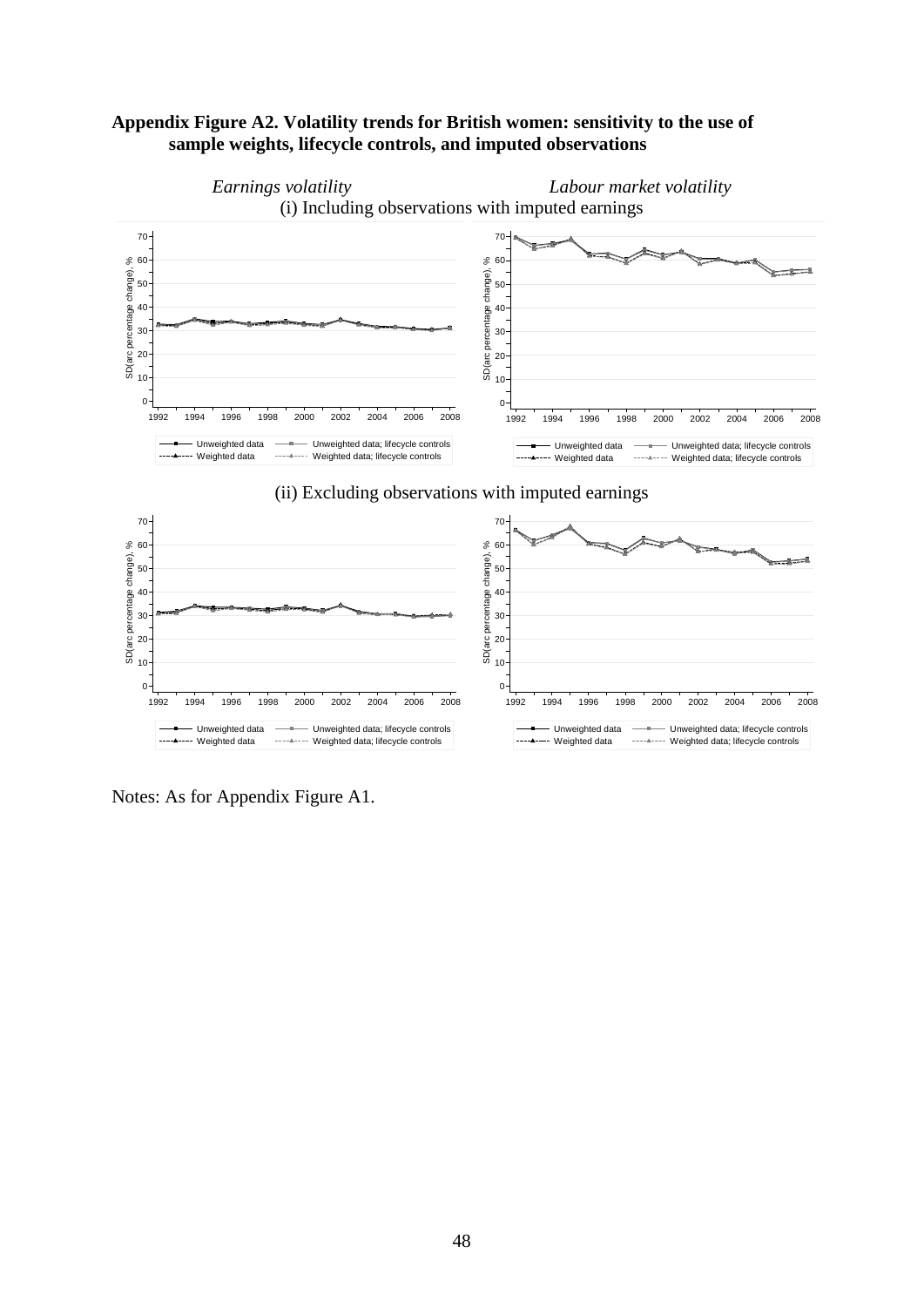**Appendix Figure A2. Volatility trends for British women: sensitivity to the use of sample weights, lifecycle controls, and imputed observations**

*Earnings volatility* *Labour market volatility*

(i) Including observations with imputed earnings

(ii) Excluding observations with imputed earnings

Notes: As for Appendix Figure A1.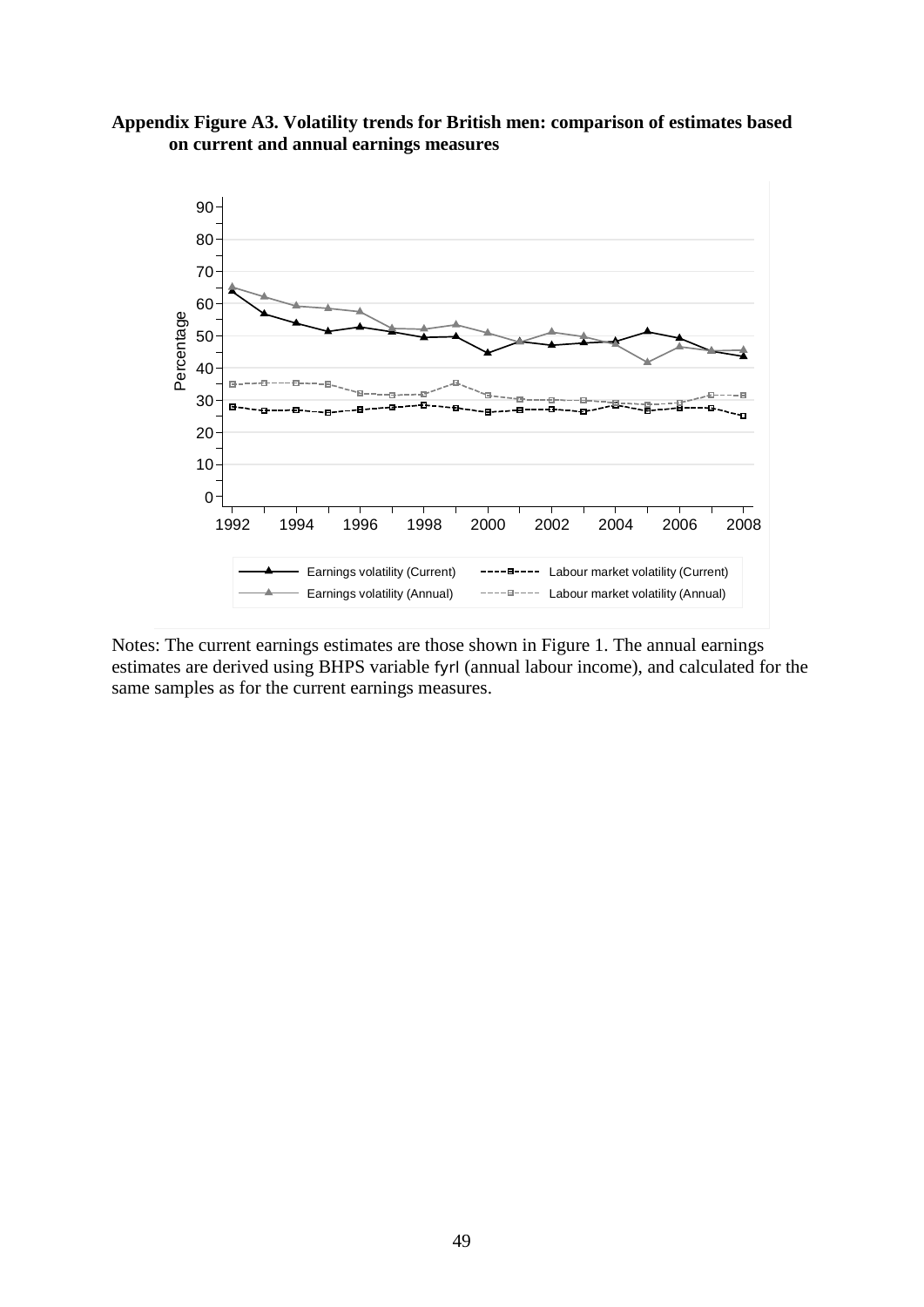**Appendix Figure A3. Volatility trends for British men: comparison of estimates based on current and annual earnings measures**

Notes: The current earnings estimates are those shown in Figure 1. The annual earnings estimates are derived using BHPS variable fyrl (annual labour income), and calculated for the same samples as for the current earnings measures.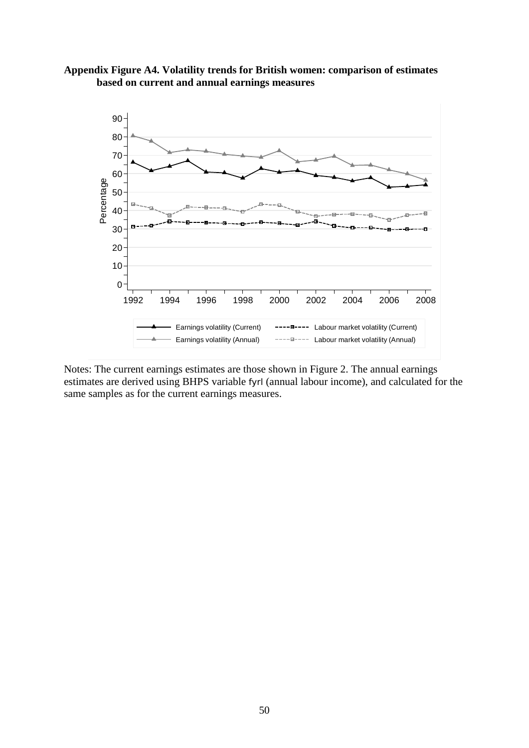**Appendix Figure A4. Volatility trends for British women: comparison of estimates based on current and annual earnings measures**

Notes: The current earnings estimates are those shown in Figure 2. The annual earnings estimates are derived using BHPS variable fyrl (annual labour income), and calculated for the same samples as for the current earnings measures.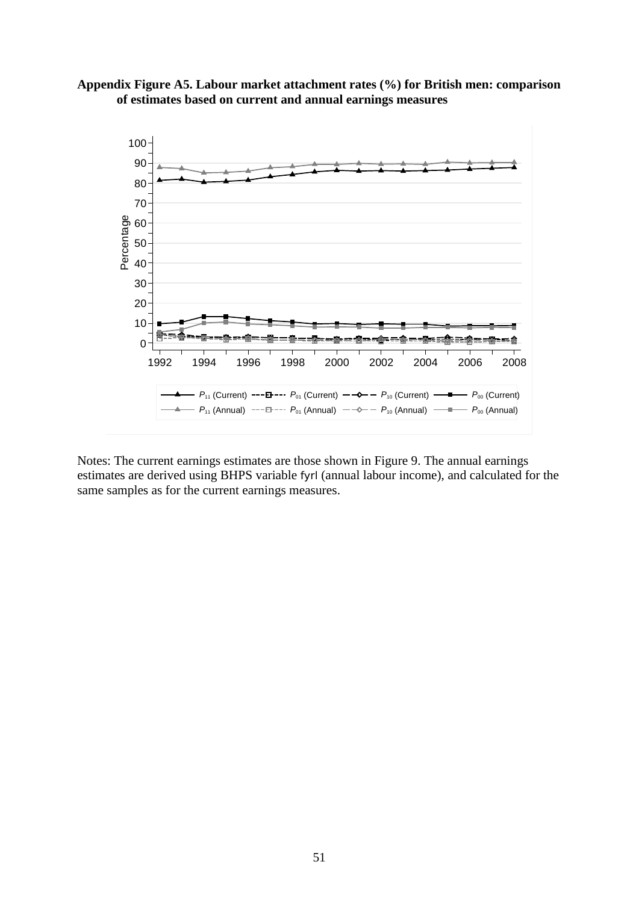**Appendix Figure A5. Labour market attachment rates (%) for British men: comparison of estimates based on current and annual earnings measures**

Notes: The current earnings estimates are those shown in Figure 9. The annual earnings estimates are derived using BHPS variable fyrl (annual labour income), and calculated for the same samples as for the current earnings measures.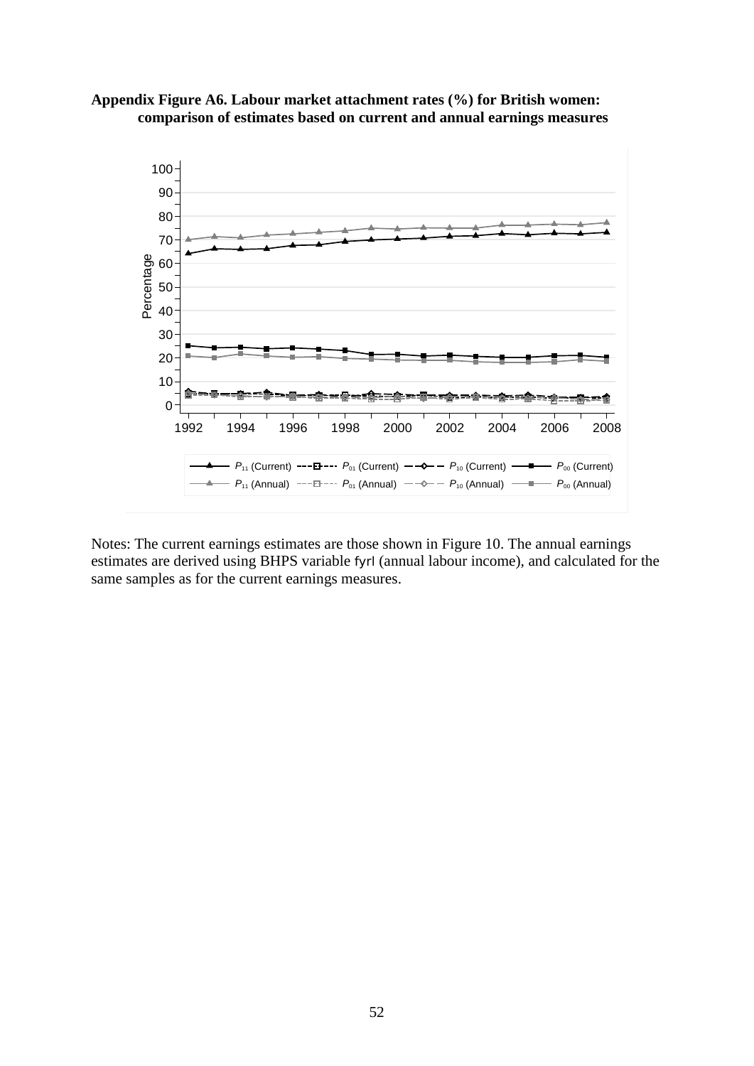**Appendix Figure A6. Labour market attachment rates (%) for British women: comparison of estimates based on current and annual earnings measures**

Notes: The current earnings estimates are those shown in Figure 10. The annual earnings estimates are derived using BHPS variable fyrl (annual labour income), and calculated for the same samples as for the current earnings measures.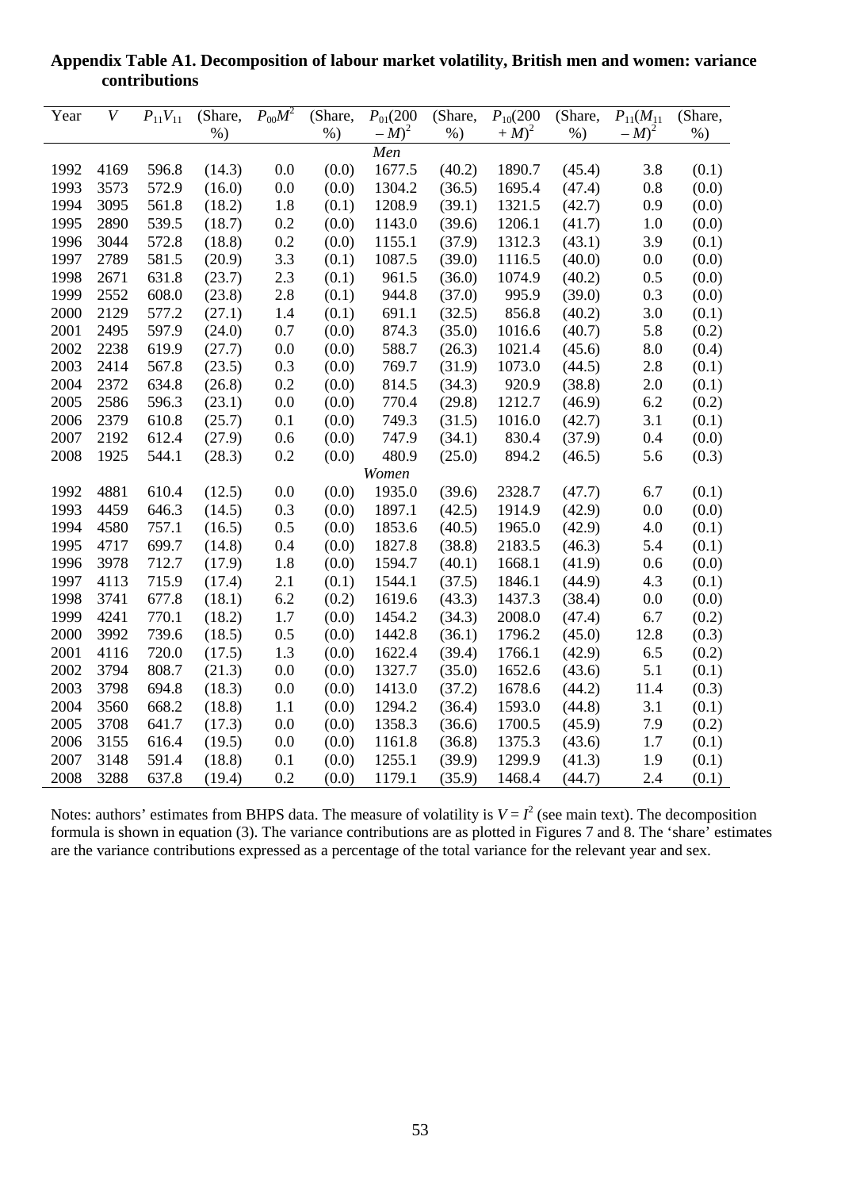**Appendix Table A1. Decomposition of labour market volatility, British men and women: variance contributions**

| Year | $V$ | $P_{11}V_{11}$ | (Share, %) | $P_{00}M^2$ | (Share, %) | $P_{01}(200 - M)^2$ | (Share, %) | $P_{10}(200 + M)^2$ | (Share, %) | $P_{11}(M_{11} - M)^2$ | (Share, %) |
|---|---|---|---|---|---|---|---|---|---|---|---|
| | | | | | | *Men* | | | | | |
| 1992 | 4169 | 596.8 | (14.3) | 0.0 | (0.0) | 1677.5 | (40.2) | 1890.7 | (45.4) | 3.8 | (0.1) |
| 1993 | 3573 | 572.9 | (16.0) | 0.0 | (0.0) | 1304.2 | (36.5) | 1695.4 | (47.4) | 0.8 | (0.0) |
| 1994 | 3095 | 561.8 | (18.2) | 1.8 | (0.1) | 1208.9 | (39.1) | 1321.5 | (42.7) | 0.9 | (0.0) |
| 1995 | 2890 | 539.5 | (18.7) | 0.2 | (0.0) | 1143.0 | (39.6) | 1206.1 | (41.7) | 1.0 | (0.0) |
| 1996 | 3044 | 572.8 | (18.8) | 0.2 | (0.0) | 1155.1 | (37.9) | 1312.3 | (43.1) | 3.9 | (0.1) |
| 1997 | 2789 | 581.5 | (20.9) | 3.3 | (0.1) | 1087.5 | (39.0) | 1116.5 | (40.0) | 0.0 | (0.0) |
| 1998 | 2671 | 631.8 | (23.7) | 2.3 | (0.1) | 961.5 | (36.0) | 1074.9 | (40.2) | 0.5 | (0.0) |
| 1999 | 2552 | 608.0 | (23.8) | 2.8 | (0.1) | 944.8 | (37.0) | 995.9 | (39.0) | 0.3 | (0.0) |
| 2000 | 2129 | 577.2 | (27.1) | 1.4 | (0.1) | 691.1 | (32.5) | 856.8 | (40.2) | 3.0 | (0.1) |
| 2001 | 2495 | 597.9 | (24.0) | 0.7 | (0.0) | 874.3 | (35.0) | 1016.6 | (40.7) | 5.8 | (0.2) |
| 2002 | 2238 | 619.9 | (27.7) | 0.0 | (0.0) | 588.7 | (26.3) | 1021.4 | (45.6) | 8.0 | (0.4) |
| 2003 | 2414 | 567.8 | (23.5) | 0.3 | (0.0) | 769.7 | (31.9) | 1073.0 | (44.5) | 2.8 | (0.1) |
| 2004 | 2372 | 634.8 | (26.8) | 0.2 | (0.0) | 814.5 | (34.3) | 920.9 | (38.8) | 2.0 | (0.1) |
| 2005 | 2586 | 596.3 | (23.1) | 0.0 | (0.0) | 770.4 | (29.8) | 1212.7 | (46.9) | 6.2 | (0.2) |
| 2006 | 2379 | 610.8 | (25.7) | 0.1 | (0.0) | 749.3 | (31.5) | 1016.0 | (42.7) | 3.1 | (0.1) |
| 2007 | 2192 | 612.4 | (27.9) | 0.6 | (0.0) | 747.9 | (34.1) | 830.4 | (37.9) | 0.4 | (0.0) |
| 2008 | 1925 | 544.1 | (28.3) | 0.2 | (0.0) | 480.9 | (25.0) | 894.2 | (46.5) | 5.6 | (0.3) |
| | | | | | | *Women* | | | | | |
| 1992 | 4881 | 610.4 | (12.5) | 0.0 | (0.0) | 1935.0 | (39.6) | 2328.7 | (47.7) | 6.7 | (0.1) |
| 1993 | 4459 | 646.3 | (14.5) | 0.3 | (0.0) | 1897.1 | (42.5) | 1914.9 | (42.9) | 0.0 | (0.0) |
| 1994 | 4580 | 757.1 | (16.5) | 0.5 | (0.0) | 1853.6 | (40.5) | 1965.0 | (42.9) | 4.0 | (0.1) |
| 1995 | 4717 | 699.7 | (14.8) | 0.4 | (0.0) | 1827.8 | (38.8) | 2183.5 | (46.3) | 5.4 | (0.1) |
| 1996 | 3978 | 712.7 | (17.9) | 1.8 | (0.0) | 1594.7 | (40.1) | 1668.1 | (41.9) | 0.6 | (0.0) |
| 1997 | 4113 | 715.9 | (17.4) | 2.1 | (0.1) | 1544.1 | (37.5) | 1846.1 | (44.9) | 4.3 | (0.1) |
| 1998 | 3741 | 677.8 | (18.1) | 6.2 | (0.2) | 1619.6 | (43.3) | 1437.3 | (38.4) | 0.0 | (0.0) |
| 1999 | 4241 | 770.1 | (18.2) | 1.7 | (0.0) | 1454.2 | (34.3) | 2008.0 | (47.4) | 6.7 | (0.2) |
| 2000 | 3992 | 739.6 | (18.5) | 0.5 | (0.0) | 1442.8 | (36.1) | 1796.2 | (45.0) | 12.8 | (0.3) |
| 2001 | 4116 | 720.0 | (17.5) | 1.3 | (0.0) | 1622.4 | (39.4) | 1766.1 | (42.9) | 6.5 | (0.2) |
| 2002 | 3794 | 808.7 | (21.3) | 0.0 | (0.0) | 1327.7 | (35.0) | 1652.6 | (43.6) | 5.1 | (0.1) |
| 2003 | 3798 | 694.8 | (18.3) | 0.0 | (0.0) | 1413.0 | (37.2) | 1678.6 | (44.2) | 11.4 | (0.3) |
| 2004 | 3560 | 668.2 | (18.8) | 1.1 | (0.0) | 1294.2 | (36.4) | 1593.0 | (44.8) | 3.1 | (0.1) |
| 2005 | 3708 | 641.7 | (17.3) | 0.0 | (0.0) | 1358.3 | (36.6) | 1700.5 | (45.9) | 7.9 | (0.2) |
| 2006 | 3155 | 616.4 | (19.5) | 0.0 | (0.0) | 1161.8 | (36.8) | 1375.3 | (43.6) | 1.7 | (0.1) |
| 2007 | 3148 | 591.4 | (18.8) | 0.1 | (0.0) | 1255.1 | (39.9) | 1299.9 | (41.3) | 1.9 | (0.1) |
| 2008 | 3288 | 637.8 | (19.4) | 0.2 | (0.0) | 1179.1 | (35.9) | 1468.4 | (44.7) | 2.4 | (0.1) |

Notes: authors' estimates from BHPS data. The measure of volatility is $V = I^2$ (see main text). The decomposition formula is shown in equation (3). The variance contributions are as plotted in Figures 7 and 8. The 'share' estimates are the variance contributions expressed as a percentage of the total variance for the relevant year and sex.